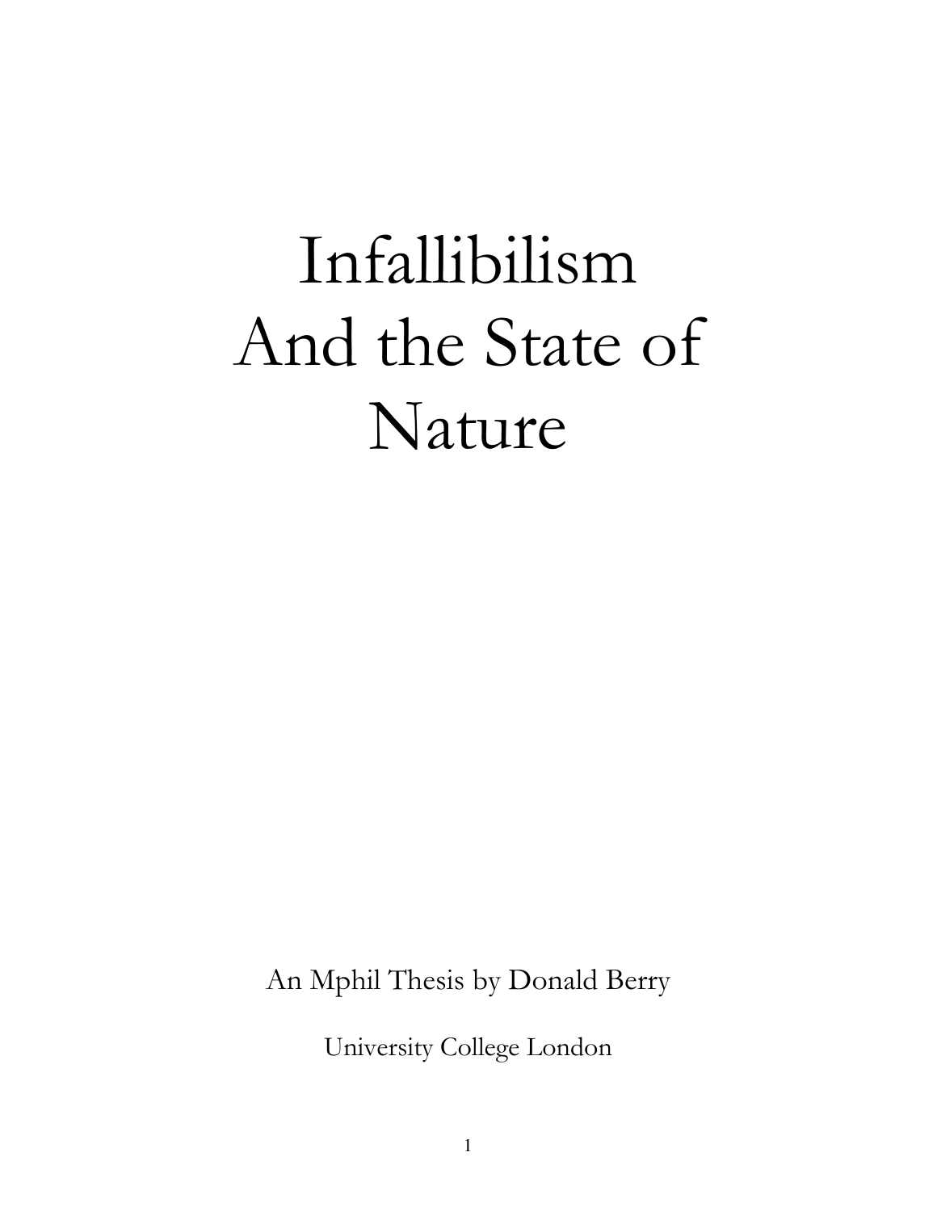# Infallibilism And the State of Nature

An Mphil Thesis by Donald Berry

University College London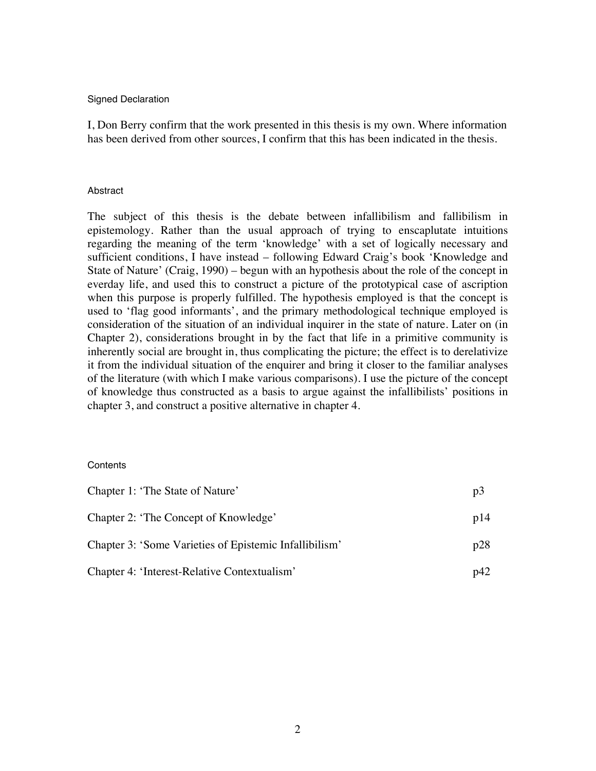## Signed Declaration

I, Don Berry confirm that the work presented in this thesis is my own. Where information has been derived from other sources, I confirm that this has been indicated in the thesis.

## Abstract

The subject of this thesis is the debate between infallibilism and fallibilism in epistemology. Rather than the usual approach of trying to enscaplutate intuitions regarding the meaning of the term 'knowledge' with a set of logically necessary and sufficient conditions, I have instead – following Edward Craig's book 'Knowledge and State of Nature' (Craig, 1990) – begun with an hypothesis about the role of the concept in everday life, and used this to construct a picture of the prototypical case of ascription when this purpose is properly fulfilled. The hypothesis employed is that the concept is used to 'flag good informants', and the primary methodological technique employed is consideration of the situation of an individual inquirer in the state of nature. Later on (in Chapter 2), considerations brought in by the fact that life in a primitive community is inherently social are brought in, thus complicating the picture; the effect is to derelativize it from the individual situation of the enquirer and bring it closer to the familiar analyses of the literature (with which I make various comparisons). I use the picture of the concept of knowledge thus constructed as a basis to argue against the infallibilists' positions in chapter 3, and construct a positive alternative in chapter 4.

## Contents

| | |
|---|---|
| Chapter 1: 'The State of Nature' | p3 |
| Chapter 2: 'The Concept of Knowledge' | p14 |
| Chapter 3: 'Some Varieties of Epistemic Infallibilism' | p28 |
| Chapter 4: 'Interest-Relative Contextualism' | p42 |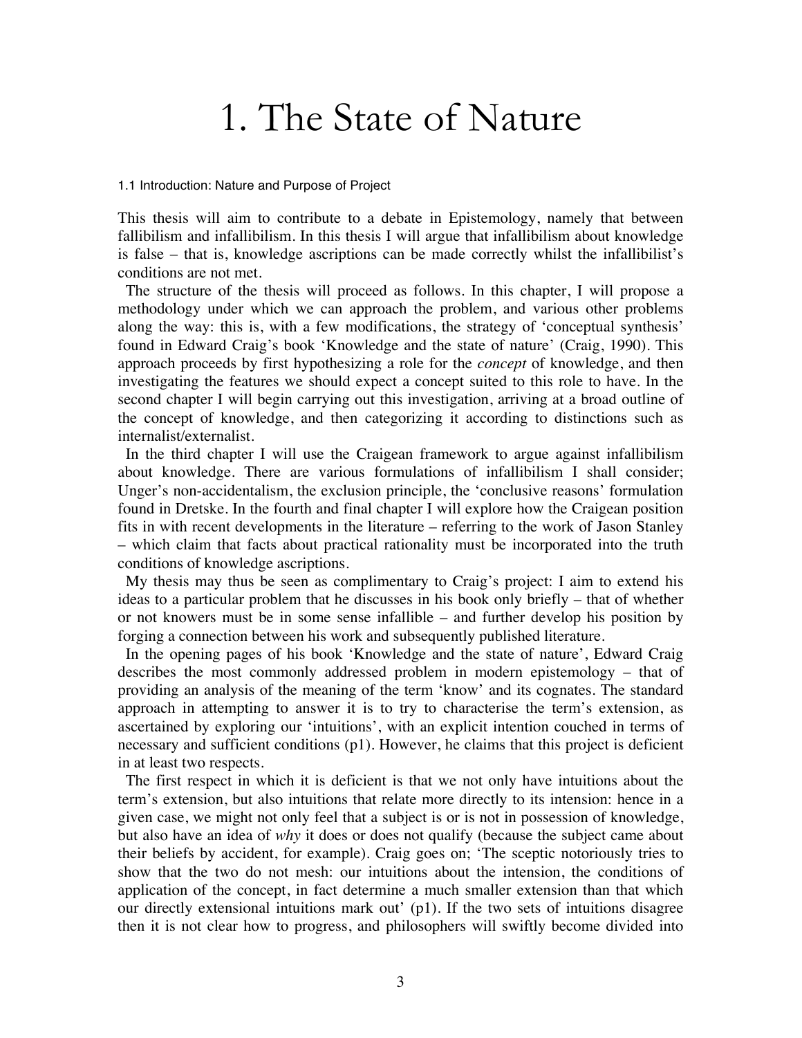# 1. The State of Nature

### 1.1 Introduction: Nature and Purpose of Project

This thesis will aim to contribute to a debate in Epistemology, namely that between fallibilism and infallibilism. In this thesis I will argue that infallibilism about knowledge is false – that is, knowledge ascriptions can be made correctly whilst the infallibilist's conditions are not met.

The structure of the thesis will proceed as follows. In this chapter, I will propose a methodology under which we can approach the problem, and various other problems along the way: this is, with a few modifications, the strategy of 'conceptual synthesis' found in Edward Craig's book 'Knowledge and the state of nature' (Craig, 1990). This approach proceeds by first hypothesizing a role for the *concept* of knowledge, and then investigating the features we should expect a concept suited to this role to have. In the second chapter I will begin carrying out this investigation, arriving at a broad outline of the concept of knowledge, and then categorizing it according to distinctions such as internalist/externalist.

In the third chapter I will use the Craigean framework to argue against infallibilism about knowledge. There are various formulations of infallibilism I shall consider; Unger's non-accidentalism, the exclusion principle, the 'conclusive reasons' formulation found in Dretske. In the fourth and final chapter I will explore how the Craigean position fits in with recent developments in the literature – referring to the work of Jason Stanley – which claim that facts about practical rationality must be incorporated into the truth conditions of knowledge ascriptions.

My thesis may thus be seen as complimentary to Craig's project: I aim to extend his ideas to a particular problem that he discusses in his book only briefly – that of whether or not knowers must be in some sense infallible – and further develop his position by forging a connection between his work and subsequently published literature.

In the opening pages of his book 'Knowledge and the state of nature', Edward Craig describes the most commonly addressed problem in modern epistemology – that of providing an analysis of the meaning of the term 'know' and its cognates. The standard approach in attempting to answer it is to try to characterise the term's extension, as ascertained by exploring our 'intuitions', with an explicit intention couched in terms of necessary and sufficient conditions (p1). However, he claims that this project is deficient in at least two respects.

The first respect in which it is deficient is that we not only have intuitions about the term's extension, but also intuitions that relate more directly to its intension: hence in a given case, we might not only feel that a subject is or is not in possession of knowledge, but also have an idea of *why* it does or does not qualify (because the subject came about their beliefs by accident, for example). Craig goes on; 'The sceptic notoriously tries to show that the two do not mesh: our intuitions about the intension, the conditions of application of the concept, in fact determine a much smaller extension than that which our directly extensional intuitions mark out' (p1). If the two sets of intuitions disagree then it is not clear how to progress, and philosophers will swiftly become divided into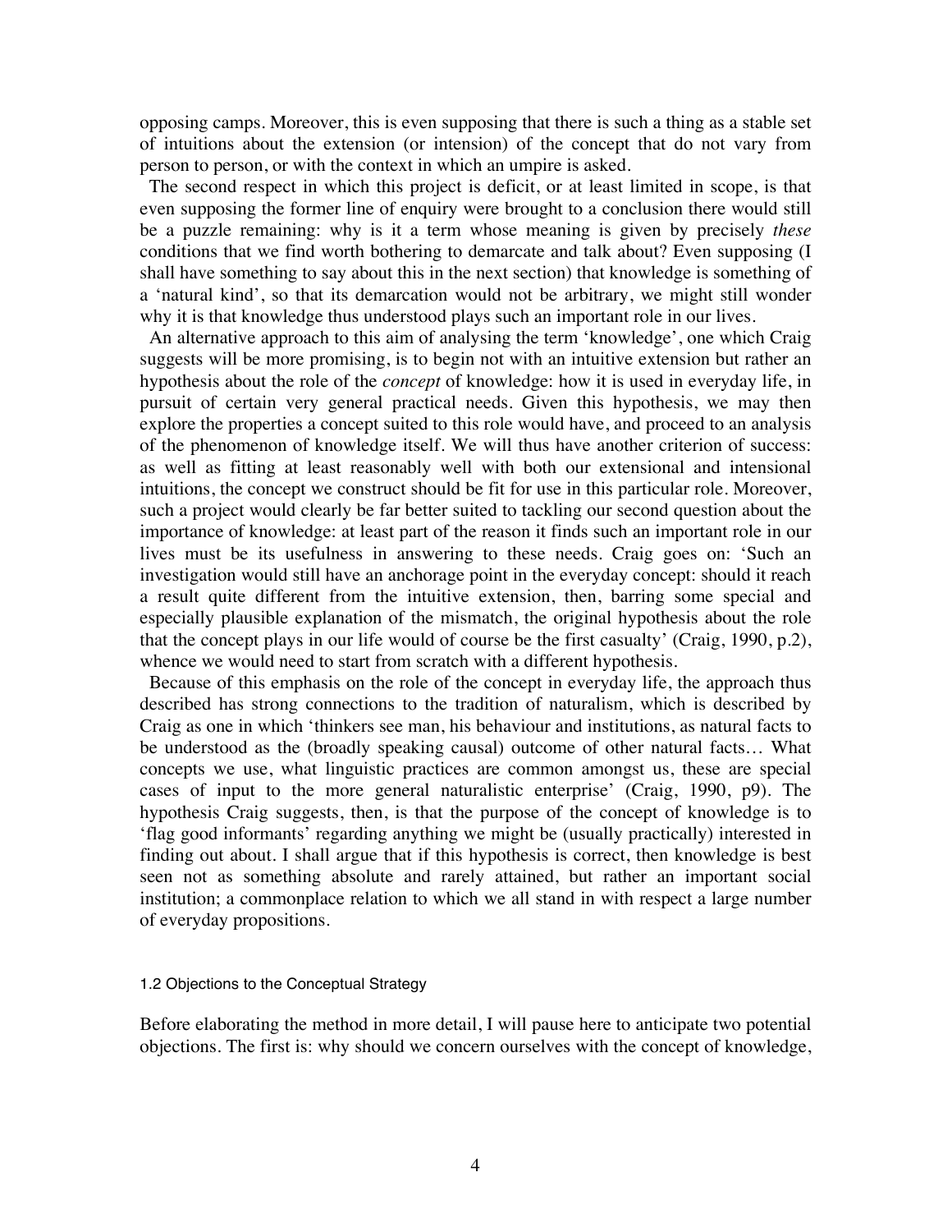opposing camps. Moreover, this is even supposing that there is such a thing as a stable set of intuitions about the extension (or intension) of the concept that do not vary from person to person, or with the context in which an umpire is asked.

The second respect in which this project is deficit, or at least limited in scope, is that even supposing the former line of enquiry were brought to a conclusion there would still be a puzzle remaining: why is it a term whose meaning is given by precisely *these* conditions that we find worth bothering to demarcate and talk about? Even supposing (I shall have something to say about this in the next section) that knowledge is something of a 'natural kind', so that its demarcation would not be arbitrary, we might still wonder why it is that knowledge thus understood plays such an important role in our lives.

An alternative approach to this aim of analysing the term 'knowledge', one which Craig suggests will be more promising, is to begin not with an intuitive extension but rather an hypothesis about the role of the *concept* of knowledge: how it is used in everyday life, in pursuit of certain very general practical needs. Given this hypothesis, we may then explore the properties a concept suited to this role would have, and proceed to an analysis of the phenomenon of knowledge itself. We will thus have another criterion of success: as well as fitting at least reasonably well with both our extensional and intensional intuitions, the concept we construct should be fit for use in this particular role. Moreover, such a project would clearly be far better suited to tackling our second question about the importance of knowledge: at least part of the reason it finds such an important role in our lives must be its usefulness in answering to these needs. Craig goes on: 'Such an investigation would still have an anchorage point in the everyday concept: should it reach a result quite different from the intuitive extension, then, barring some special and especially plausible explanation of the mismatch, the original hypothesis about the role that the concept plays in our life would of course be the first casualty' (Craig, 1990, p.2), whence we would need to start from scratch with a different hypothesis.

Because of this emphasis on the role of the concept in everyday life, the approach thus described has strong connections to the tradition of naturalism, which is described by Craig as one in which 'thinkers see man, his behaviour and institutions, as natural facts to be understood as the (broadly speaking causal) outcome of other natural facts… What concepts we use, what linguistic practices are common amongst us, these are special cases of input to the more general naturalistic enterprise' (Craig, 1990, p9). The hypothesis Craig suggests, then, is that the purpose of the concept of knowledge is to 'flag good informants' regarding anything we might be (usually practically) interested in finding out about. I shall argue that if this hypothesis is correct, then knowledge is best seen not as something absolute and rarely attained, but rather an important social institution; a commonplace relation to which we all stand in with respect a large number of everyday propositions.

### 1.2 Objections to the Conceptual Strategy

Before elaborating the method in more detail, I will pause here to anticipate two potential objections. The first is: why should we concern ourselves with the concept of knowledge,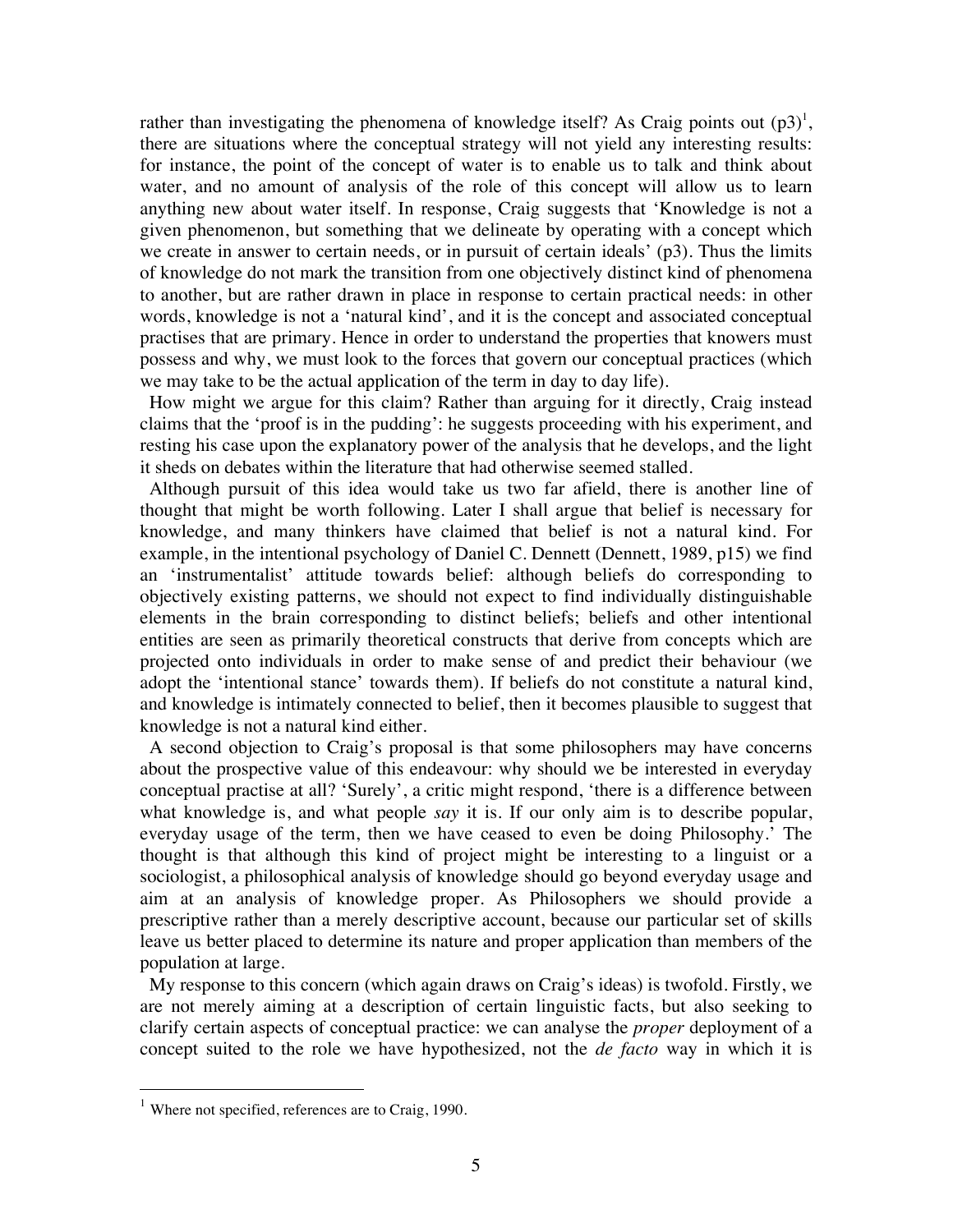rather than investigating the phenomena of knowledge itself? As Craig points out (p3)[1], there are situations where the conceptual strategy will not yield any interesting results: for instance, the point of the concept of water is to enable us to talk and think about water, and no amount of analysis of the role of this concept will allow us to learn anything new about water itself. In response, Craig suggests that 'Knowledge is not a given phenomenon, but something that we delineate by operating with a concept which we create in answer to certain needs, or in pursuit of certain ideals' (p3). Thus the limits of knowledge do not mark the transition from one objectively distinct kind of phenomena to another, but are rather drawn in place in response to certain practical needs: in other words, knowledge is not a 'natural kind', and it is the concept and associated conceptual practises that are primary. Hence in order to understand the properties that knowers must possess and why, we must look to the forces that govern our conceptual practices (which we may take to be the actual application of the term in day to day life).

How might we argue for this claim? Rather than arguing for it directly, Craig instead claims that the 'proof is in the pudding': he suggests proceeding with his experiment, and resting his case upon the explanatory power of the analysis that he develops, and the light it sheds on debates within the literature that had otherwise seemed stalled.

Although pursuit of this idea would take us two far afield, there is another line of thought that might be worth following. Later I shall argue that belief is necessary for knowledge, and many thinkers have claimed that belief is not a natural kind. For example, in the intentional psychology of Daniel C. Dennett (Dennett, 1989, p15) we find an 'instrumentalist' attitude towards belief: although beliefs do corresponding to objectively existing patterns, we should not expect to find individually distinguishable elements in the brain corresponding to distinct beliefs; beliefs and other intentional entities are seen as primarily theoretical constructs that derive from concepts which are projected onto individuals in order to make sense of and predict their behaviour (we adopt the 'intentional stance' towards them). If beliefs do not constitute a natural kind, and knowledge is intimately connected to belief, then it becomes plausible to suggest that knowledge is not a natural kind either.

A second objection to Craig's proposal is that some philosophers may have concerns about the prospective value of this endeavour: why should we be interested in everyday conceptual practise at all? 'Surely', a critic might respond, 'there is a difference between what knowledge is, and what people *say* it is. If our only aim is to describe popular, everyday usage of the term, then we have ceased to even be doing Philosophy.' The thought is that although this kind of project might be interesting to a linguist or a sociologist, a philosophical analysis of knowledge should go beyond everyday usage and aim at an analysis of knowledge proper. As Philosophers we should provide a prescriptive rather than a merely descriptive account, because our particular set of skills leave us better placed to determine its nature and proper application than members of the population at large.

My response to this concern (which again draws on Craig's ideas) is twofold. Firstly, we are not merely aiming at a description of certain linguistic facts, but also seeking to clarify certain aspects of conceptual practice: we can analyse the *proper* deployment of a concept suited to the role we have hypothesized, not the *de facto* way in which it is

[1] Where not specified, references are to Craig, 1990.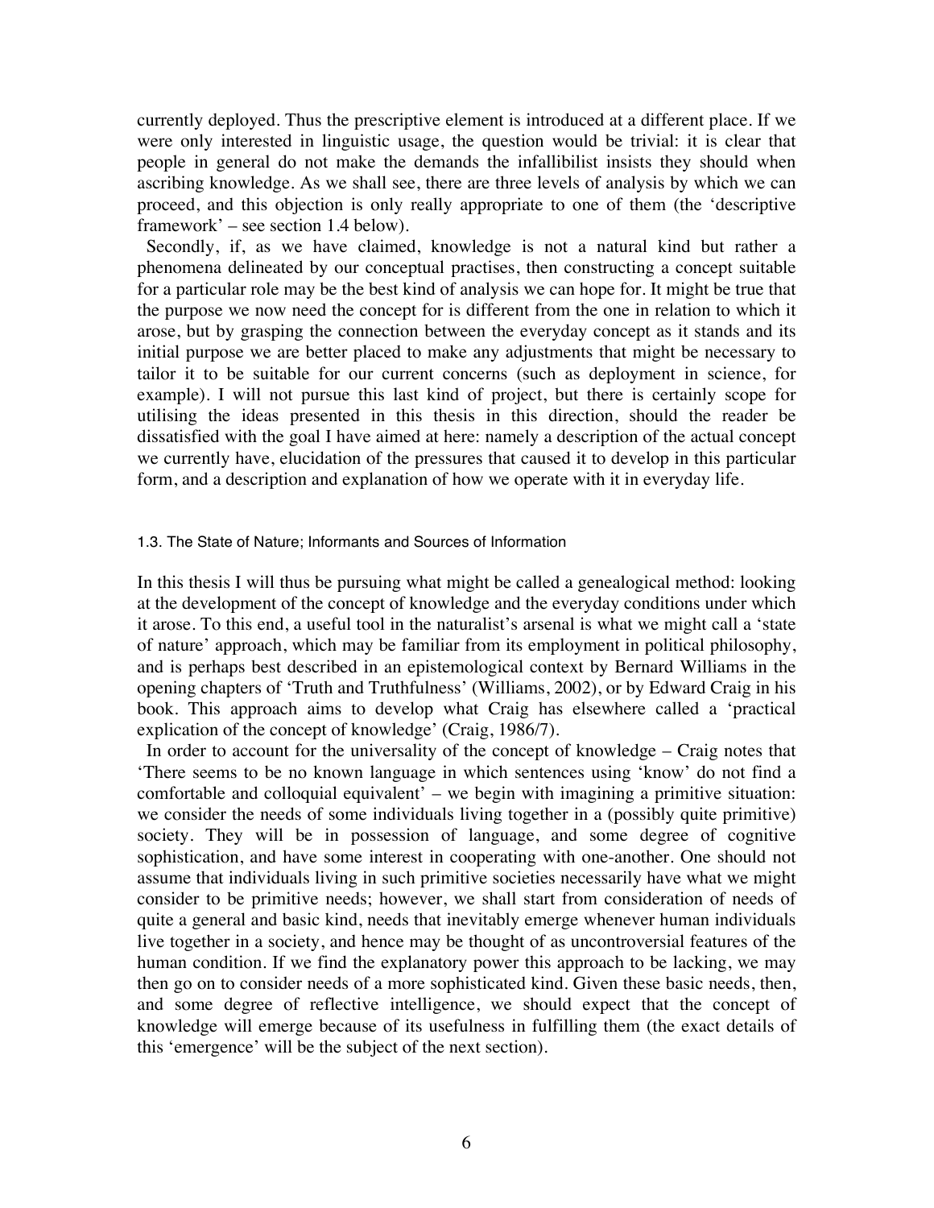currently deployed. Thus the prescriptive element is introduced at a different place. If we were only interested in linguistic usage, the question would be trivial: it is clear that people in general do not make the demands the infallibilist insists they should when ascribing knowledge. As we shall see, there are three levels of analysis by which we can proceed, and this objection is only really appropriate to one of them (the 'descriptive framework' – see section 1.4 below).

Secondly, if, as we have claimed, knowledge is not a natural kind but rather a phenomena delineated by our conceptual practises, then constructing a concept suitable for a particular role may be the best kind of analysis we can hope for. It might be true that the purpose we now need the concept for is different from the one in relation to which it arose, but by grasping the connection between the everyday concept as it stands and its initial purpose we are better placed to make any adjustments that might be necessary to tailor it to be suitable for our current concerns (such as deployment in science, for example). I will not pursue this last kind of project, but there is certainly scope for utilising the ideas presented in this thesis in this direction, should the reader be dissatisfied with the goal I have aimed at here: namely a description of the actual concept we currently have, elucidation of the pressures that caused it to develop in this particular form, and a description and explanation of how we operate with it in everyday life.

### 1.3. The State of Nature; Informants and Sources of Information

In this thesis I will thus be pursuing what might be called a genealogical method: looking at the development of the concept of knowledge and the everyday conditions under which it arose. To this end, a useful tool in the naturalist's arsenal is what we might call a 'state of nature' approach, which may be familiar from its employment in political philosophy, and is perhaps best described in an epistemological context by Bernard Williams in the opening chapters of 'Truth and Truthfulness' (Williams, 2002), or by Edward Craig in his book. This approach aims to develop what Craig has elsewhere called a 'practical explication of the concept of knowledge' (Craig, 1986/7).

In order to account for the universality of the concept of knowledge – Craig notes that 'There seems to be no known language in which sentences using 'know' do not find a comfortable and colloquial equivalent' – we begin with imagining a primitive situation: we consider the needs of some individuals living together in a (possibly quite primitive) society. They will be in possession of language, and some degree of cognitive sophistication, and have some interest in cooperating with one-another. One should not assume that individuals living in such primitive societies necessarily have what we might consider to be primitive needs; however, we shall start from consideration of needs of quite a general and basic kind, needs that inevitably emerge whenever human individuals live together in a society, and hence may be thought of as uncontroversial features of the human condition. If we find the explanatory power this approach to be lacking, we may then go on to consider needs of a more sophisticated kind. Given these basic needs, then, and some degree of reflective intelligence, we should expect that the concept of knowledge will emerge because of its usefulness in fulfilling them (the exact details of this 'emergence' will be the subject of the next section).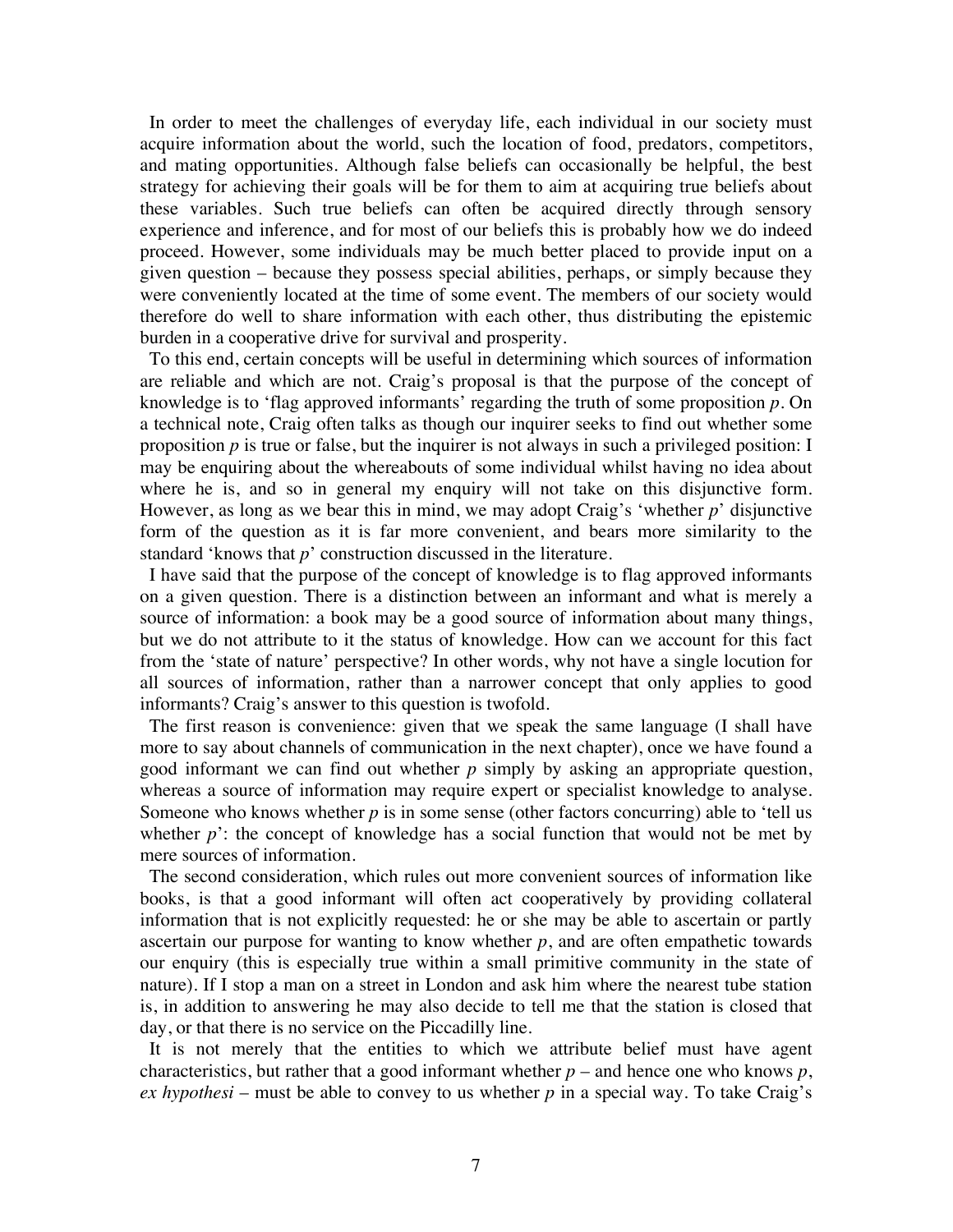In order to meet the challenges of everyday life, each individual in our society must acquire information about the world, such the location of food, predators, competitors, and mating opportunities. Although false beliefs can occasionally be helpful, the best strategy for achieving their goals will be for them to aim at acquiring true beliefs about these variables. Such true beliefs can often be acquired directly through sensory experience and inference, and for most of our beliefs this is probably how we do indeed proceed. However, some individuals may be much better placed to provide input on a given question – because they possess special abilities, perhaps, or simply because they were conveniently located at the time of some event. The members of our society would therefore do well to share information with each other, thus distributing the epistemic burden in a cooperative drive for survival and prosperity.

To this end, certain concepts will be useful in determining which sources of information are reliable and which are not. Craig's proposal is that the purpose of the concept of knowledge is to 'flag approved informants' regarding the truth of some proposition *p*. On a technical note, Craig often talks as though our inquirer seeks to find out whether some proposition *p* is true or false, but the inquirer is not always in such a privileged position: I may be enquiring about the whereabouts of some individual whilst having no idea about where he is, and so in general my enquiry will not take on this disjunctive form. However, as long as we bear this in mind, we may adopt Craig's 'whether *p*' disjunctive form of the question as it is far more convenient, and bears more similarity to the standard 'knows that *p*' construction discussed in the literature.

I have said that the purpose of the concept of knowledge is to flag approved informants on a given question. There is a distinction between an informant and what is merely a source of information: a book may be a good source of information about many things, but we do not attribute to it the status of knowledge. How can we account for this fact from the 'state of nature' perspective? In other words, why not have a single locution for all sources of information, rather than a narrower concept that only applies to good informants? Craig's answer to this question is twofold.

The first reason is convenience: given that we speak the same language (I shall have more to say about channels of communication in the next chapter), once we have found a good informant we can find out whether *p* simply by asking an appropriate question, whereas a source of information may require expert or specialist knowledge to analyse. Someone who knows whether *p* is in some sense (other factors concurring) able to 'tell us whether *p*': the concept of knowledge has a social function that would not be met by mere sources of information.

The second consideration, which rules out more convenient sources of information like books, is that a good informant will often act cooperatively by providing collateral information that is not explicitly requested: he or she may be able to ascertain or partly ascertain our purpose for wanting to know whether *p*, and are often empathetic towards our enquiry (this is especially true within a small primitive community in the state of nature). If I stop a man on a street in London and ask him where the nearest tube station is, in addition to answering he may also decide to tell me that the station is closed that day, or that there is no service on the Piccadilly line.

It is not merely that the entities to which we attribute belief must have agent characteristics, but rather that a good informant whether *p* – and hence one who knows *p*, *ex hypothesi* – must be able to convey to us whether *p* in a special way. To take Craig's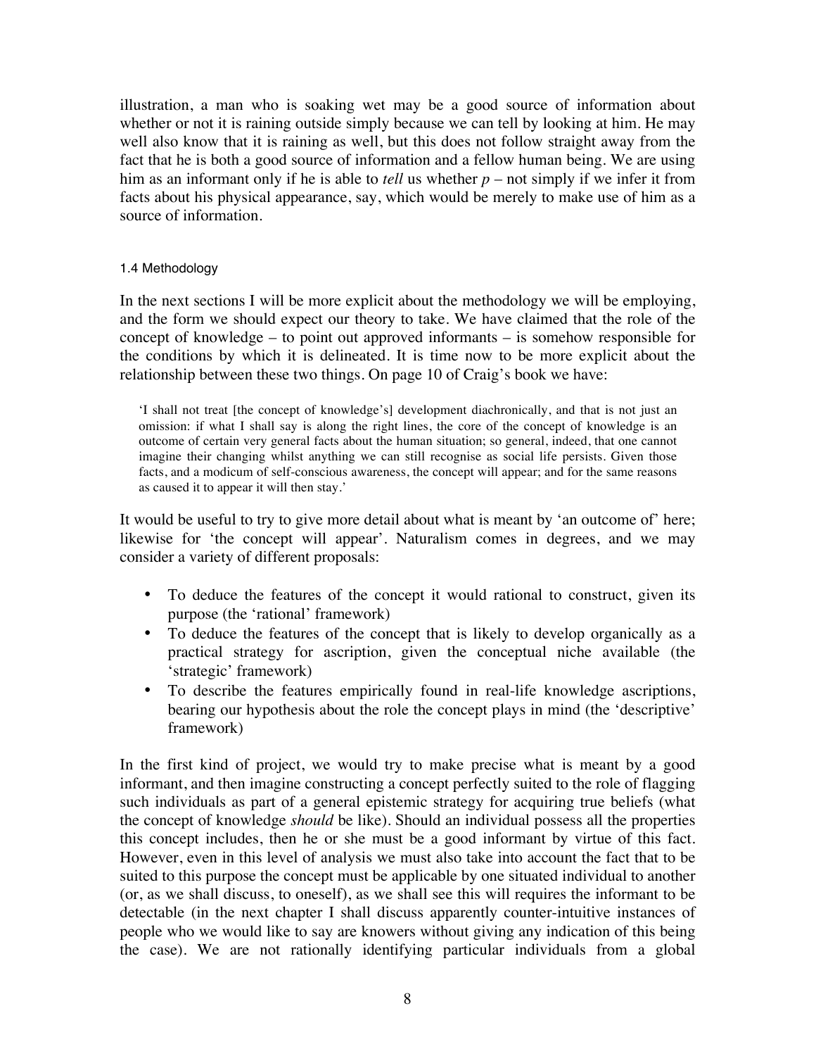illustration, a man who is soaking wet may be a good source of information about whether or not it is raining outside simply because we can tell by looking at him. He may well also know that it is raining as well, but this does not follow straight away from the fact that he is both a good source of information and a fellow human being. We are using him as an informant only if he is able to *tell* us whether $p$ – not simply if we infer it from facts about his physical appearance, say, which would be merely to make use of him as a source of information.

### 1.4 Methodology

In the next sections I will be more explicit about the methodology we will be employing, and the form we should expect our theory to take. We have claimed that the role of the concept of knowledge – to point out approved informants – is somehow responsible for the conditions by which it is delineated. It is time now to be more explicit about the relationship between these two things. On page 10 of Craig's book we have:

> 'I shall not treat [the concept of knowledge's] development diachronically, and that is not just an omission: if what I shall say is along the right lines, the core of the concept of knowledge is an outcome of certain very general facts about the human situation; so general, indeed, that one cannot imagine their changing whilst anything we can still recognise as social life persists. Given those facts, and a modicum of self-conscious awareness, the concept will appear; and for the same reasons as caused it to appear it will then stay.'

It would be useful to try to give more detail about what is meant by 'an outcome of' here; likewise for 'the concept will appear'. Naturalism comes in degrees, and we may consider a variety of different proposals:

- To deduce the features of the concept it would rational to construct, given its purpose (the 'rational' framework)
- To deduce the features of the concept that is likely to develop organically as a practical strategy for ascription, given the conceptual niche available (the 'strategic' framework)
- To describe the features empirically found in real-life knowledge ascriptions, bearing our hypothesis about the role the concept plays in mind (the 'descriptive' framework)

In the first kind of project, we would try to make precise what is meant by a good informant, and then imagine constructing a concept perfectly suited to the role of flagging such individuals as part of a general epistemic strategy for acquiring true beliefs (what the concept of knowledge *should* be like). Should an individual possess all the properties this concept includes, then he or she must be a good informant by virtue of this fact. However, even in this level of analysis we must also take into account the fact that to be suited to this purpose the concept must be applicable by one situated individual to another (or, as we shall discuss, to oneself), as we shall see this will requires the informant to be detectable (in the next chapter I shall discuss apparently counter-intuitive instances of people who we would like to say are knowers without giving any indication of this being the case). We are not rationally identifying particular individuals from a global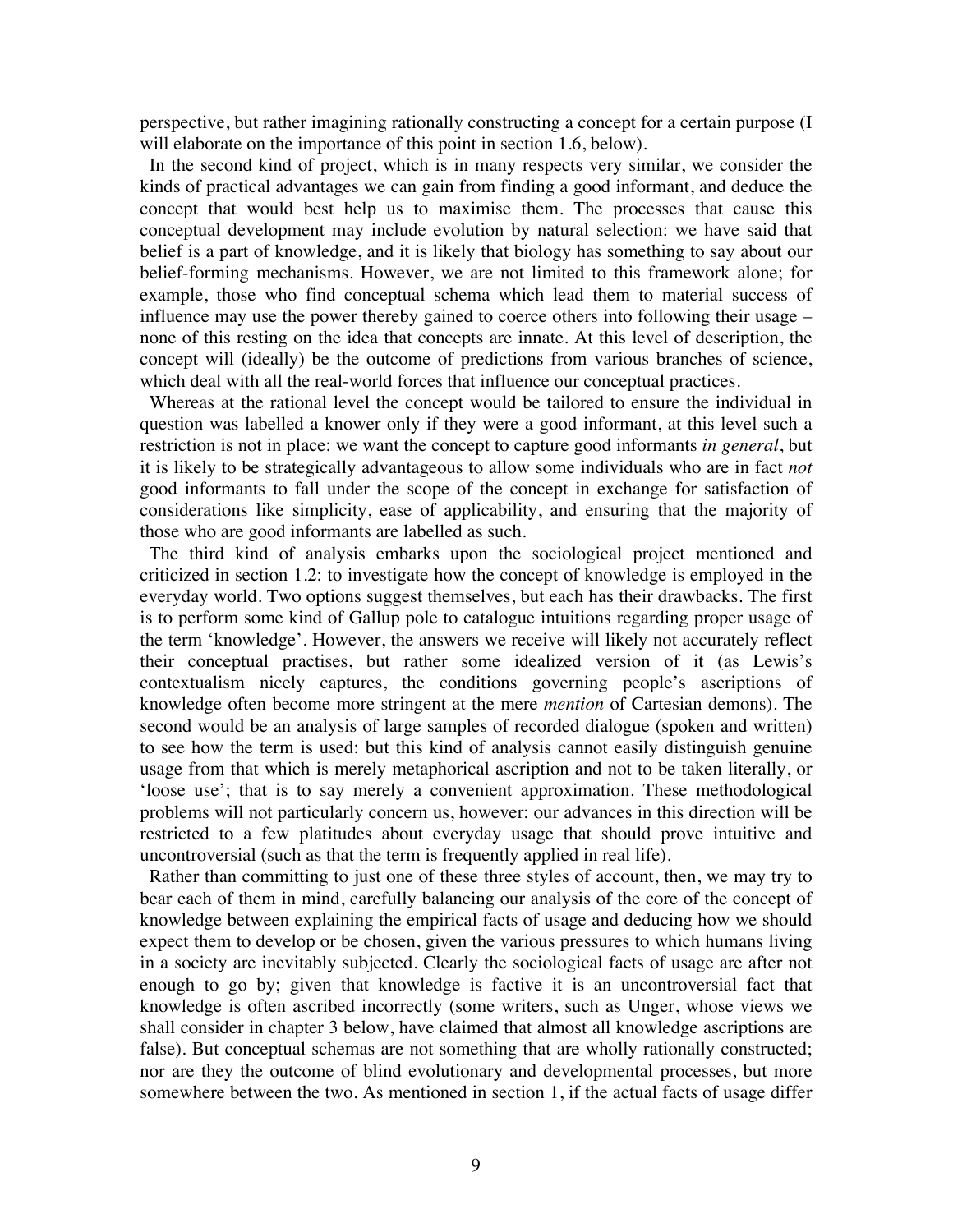perspective, but rather imagining rationally constructing a concept for a certain purpose (I will elaborate on the importance of this point in section 1.6, below).

In the second kind of project, which is in many respects very similar, we consider the kinds of practical advantages we can gain from finding a good informant, and deduce the concept that would best help us to maximise them. The processes that cause this conceptual development may include evolution by natural selection: we have said that belief is a part of knowledge, and it is likely that biology has something to say about our belief-forming mechanisms. However, we are not limited to this framework alone; for example, those who find conceptual schema which lead them to material success of influence may use the power thereby gained to coerce others into following their usage – none of this resting on the idea that concepts are innate. At this level of description, the concept will (ideally) be the outcome of predictions from various branches of science, which deal with all the real-world forces that influence our conceptual practices.

Whereas at the rational level the concept would be tailored to ensure the individual in question was labelled a knower only if they were a good informant, at this level such a restriction is not in place: we want the concept to capture good informants *in general*, but it is likely to be strategically advantageous to allow some individuals who are in fact *not* good informants to fall under the scope of the concept in exchange for satisfaction of considerations like simplicity, ease of applicability, and ensuring that the majority of those who are good informants are labelled as such.

The third kind of analysis embarks upon the sociological project mentioned and criticized in section 1.2: to investigate how the concept of knowledge is employed in the everyday world. Two options suggest themselves, but each has their drawbacks. The first is to perform some kind of Gallup pole to catalogue intuitions regarding proper usage of the term 'knowledge'. However, the answers we receive will likely not accurately reflect their conceptual practises, but rather some idealized version of it (as Lewis's contextualism nicely captures, the conditions governing people's ascriptions of knowledge often become more stringent at the mere *mention* of Cartesian demons). The second would be an analysis of large samples of recorded dialogue (spoken and written) to see how the term is used: but this kind of analysis cannot easily distinguish genuine usage from that which is merely metaphorical ascription and not to be taken literally, or 'loose use'; that is to say merely a convenient approximation. These methodological problems will not particularly concern us, however: our advances in this direction will be restricted to a few platitudes about everyday usage that should prove intuitive and uncontroversial (such as that the term is frequently applied in real life).

Rather than committing to just one of these three styles of account, then, we may try to bear each of them in mind, carefully balancing our analysis of the core of the concept of knowledge between explaining the empirical facts of usage and deducing how we should expect them to develop or be chosen, given the various pressures to which humans living in a society are inevitably subjected. Clearly the sociological facts of usage are after not enough to go by; given that knowledge is factive it is an uncontroversial fact that knowledge is often ascribed incorrectly (some writers, such as Unger, whose views we shall consider in chapter 3 below, have claimed that almost all knowledge ascriptions are false). But conceptual schemas are not something that are wholly rationally constructed; nor are they the outcome of blind evolutionary and developmental processes, but more somewhere between the two. As mentioned in section 1, if the actual facts of usage differ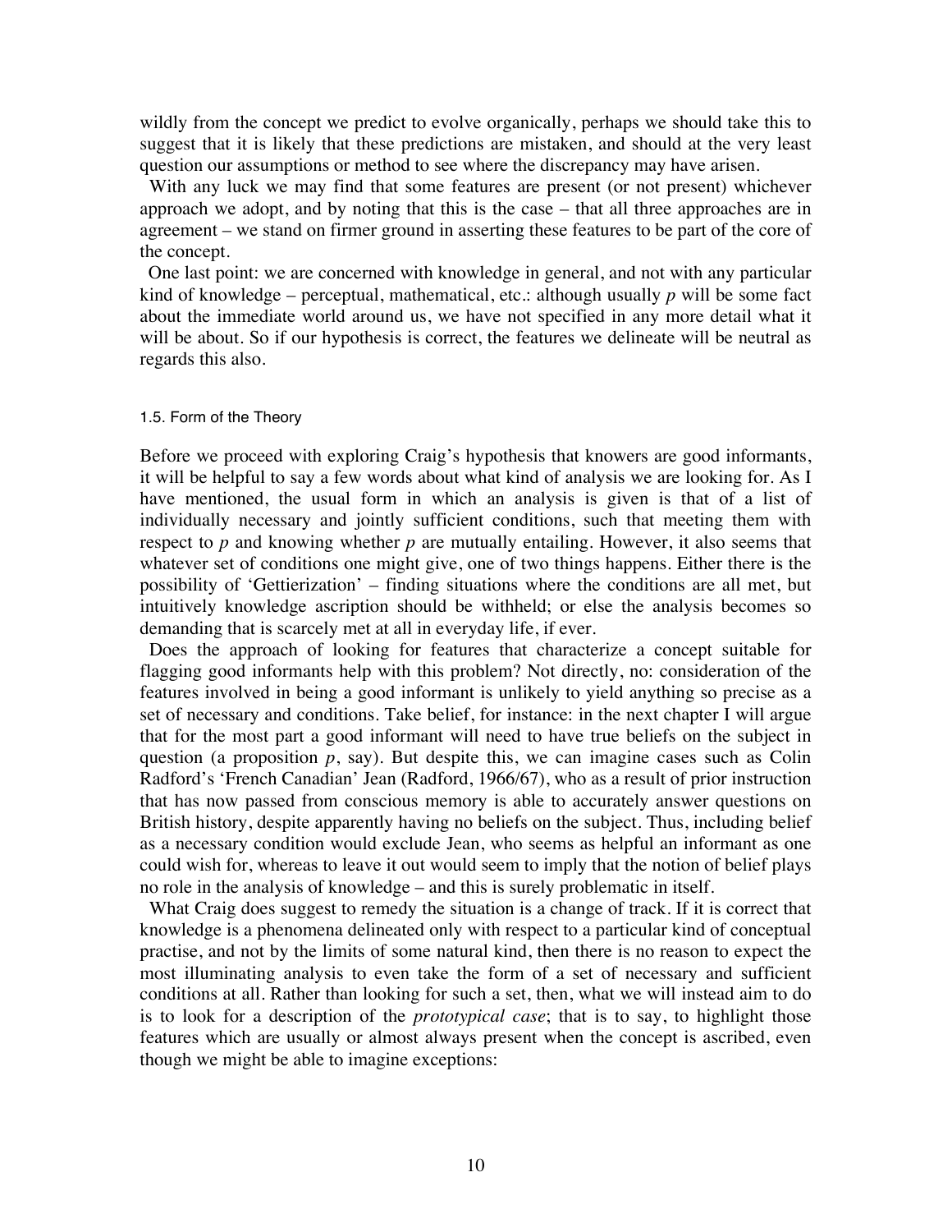wildly from the concept we predict to evolve organically, perhaps we should take this to suggest that it is likely that these predictions are mistaken, and should at the very least question our assumptions or method to see where the discrepancy may have arisen.

With any luck we may find that some features are present (or not present) whichever approach we adopt, and by noting that this is the case – that all three approaches are in agreement – we stand on firmer ground in asserting these features to be part of the core of the concept.

One last point: we are concerned with knowledge in general, and not with any particular kind of knowledge – perceptual, mathematical, etc.: although usually *p* will be some fact about the immediate world around us, we have not specified in any more detail what it will be about. So if our hypothesis is correct, the features we delineate will be neutral as regards this also.

### 1.5. Form of the Theory

Before we proceed with exploring Craig's hypothesis that knowers are good informants, it will be helpful to say a few words about what kind of analysis we are looking for. As I have mentioned, the usual form in which an analysis is given is that of a list of individually necessary and jointly sufficient conditions, such that meeting them with respect to *p* and knowing whether *p* are mutually entailing. However, it also seems that whatever set of conditions one might give, one of two things happens. Either there is the possibility of 'Gettierization' – finding situations where the conditions are all met, but intuitively knowledge ascription should be withheld; or else the analysis becomes so demanding that is scarcely met at all in everyday life, if ever.

Does the approach of looking for features that characterize a concept suitable for flagging good informants help with this problem? Not directly, no: consideration of the features involved in being a good informant is unlikely to yield anything so precise as a set of necessary and conditions. Take belief, for instance: in the next chapter I will argue that for the most part a good informant will need to have true beliefs on the subject in question (a proposition *p*, say). But despite this, we can imagine cases such as Colin Radford's 'French Canadian' Jean (Radford, 1966/67), who as a result of prior instruction that has now passed from conscious memory is able to accurately answer questions on British history, despite apparently having no beliefs on the subject. Thus, including belief as a necessary condition would exclude Jean, who seems as helpful an informant as one could wish for, whereas to leave it out would seem to imply that the notion of belief plays no role in the analysis of knowledge – and this is surely problematic in itself.

What Craig does suggest to remedy the situation is a change of track. If it is correct that knowledge is a phenomena delineated only with respect to a particular kind of conceptual practise, and not by the limits of some natural kind, then there is no reason to expect the most illuminating analysis to even take the form of a set of necessary and sufficient conditions at all. Rather than looking for such a set, then, what we will instead aim to do is to look for a description of the *prototypical case*; that is to say, to highlight those features which are usually or almost always present when the concept is ascribed, even though we might be able to imagine exceptions: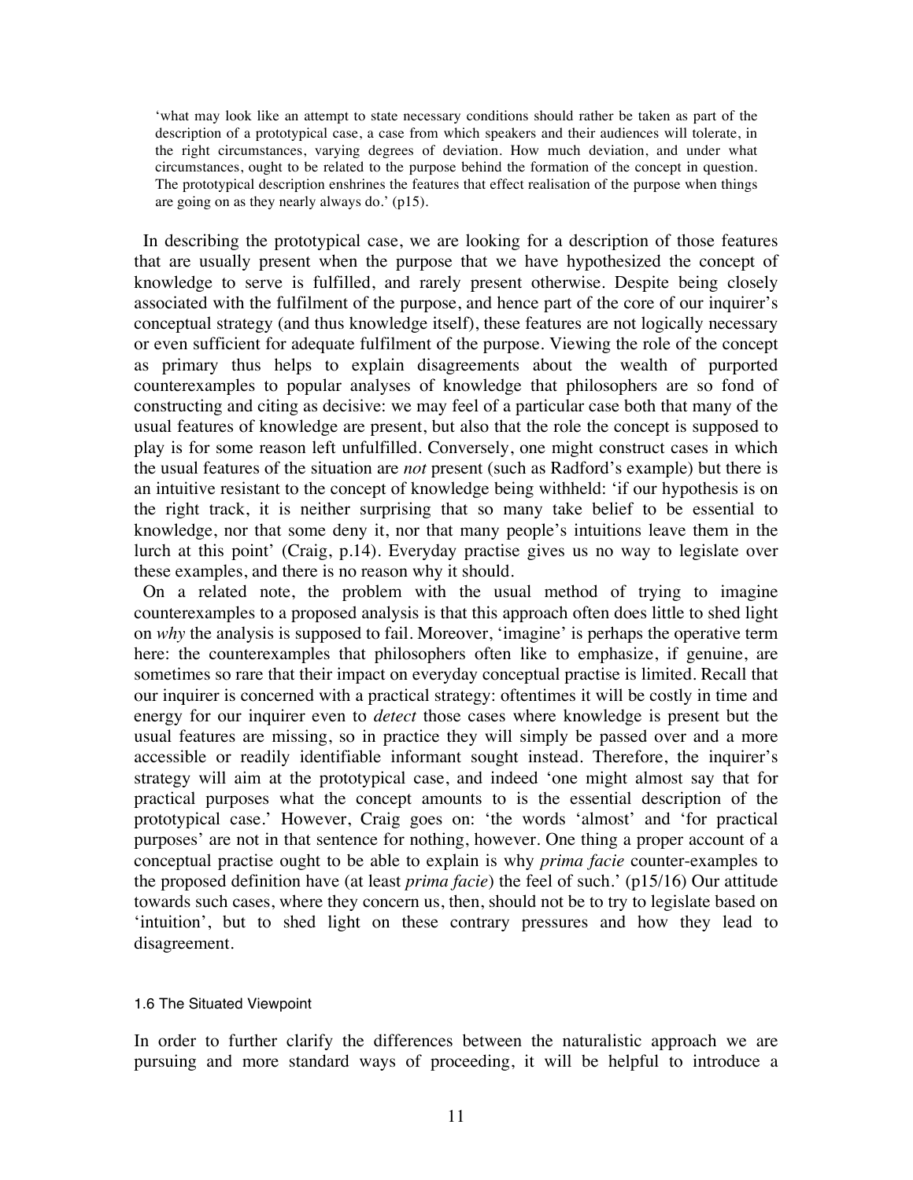> 'what may look like an attempt to state necessary conditions should rather be taken as part of the description of a prototypical case, a case from which speakers and their audiences will tolerate, in the right circumstances, varying degrees of deviation. How much deviation, and under what circumstances, ought to be related to the purpose behind the formation of the concept in question. The prototypical description enshrines the features that effect realisation of the purpose when things are going on as they nearly always do.' (p15).

In describing the prototypical case, we are looking for a description of those features that are usually present when the purpose that we have hypothesized the concept of knowledge to serve is fulfilled, and rarely present otherwise. Despite being closely associated with the fulfilment of the purpose, and hence part of the core of our inquirer's conceptual strategy (and thus knowledge itself), these features are not logically necessary or even sufficient for adequate fulfilment of the purpose. Viewing the role of the concept as primary thus helps to explain disagreements about the wealth of purported counterexamples to popular analyses of knowledge that philosophers are so fond of constructing and citing as decisive: we may feel of a particular case both that many of the usual features of knowledge are present, but also that the role the concept is supposed to play is for some reason left unfulfilled. Conversely, one might construct cases in which the usual features of the situation are *not* present (such as Radford's example) but there is an intuitive resistant to the concept of knowledge being withheld: 'if our hypothesis is on the right track, it is neither surprising that so many take belief to be essential to knowledge, nor that some deny it, nor that many people's intuitions leave them in the lurch at this point' (Craig, p.14). Everyday practise gives us no way to legislate over these examples, and there is no reason why it should.

On a related note, the problem with the usual method of trying to imagine counterexamples to a proposed analysis is that this approach often does little to shed light on *why* the analysis is supposed to fail. Moreover, 'imagine' is perhaps the operative term here: the counterexamples that philosophers often like to emphasize, if genuine, are sometimes so rare that their impact on everyday conceptual practise is limited. Recall that our inquirer is concerned with a practical strategy: oftentimes it will be costly in time and energy for our inquirer even to *detect* those cases where knowledge is present but the usual features are missing, so in practice they will simply be passed over and a more accessible or readily identifiable informant sought instead. Therefore, the inquirer's strategy will aim at the prototypical case, and indeed 'one might almost say that for practical purposes what the concept amounts to is the essential description of the prototypical case.' However, Craig goes on: 'the words 'almost' and 'for practical purposes' are not in that sentence for nothing, however. One thing a proper account of a conceptual practise ought to be able to explain is why *prima facie* counter-examples to the proposed definition have (at least *prima facie*) the feel of such.' (p15/16) Our attitude towards such cases, where they concern us, then, should not be to try to legislate based on 'intuition', but to shed light on these contrary pressures and how they lead to disagreement.

### 1.6 The Situated Viewpoint

In order to further clarify the differences between the naturalistic approach we are pursuing and more standard ways of proceeding, it will be helpful to introduce a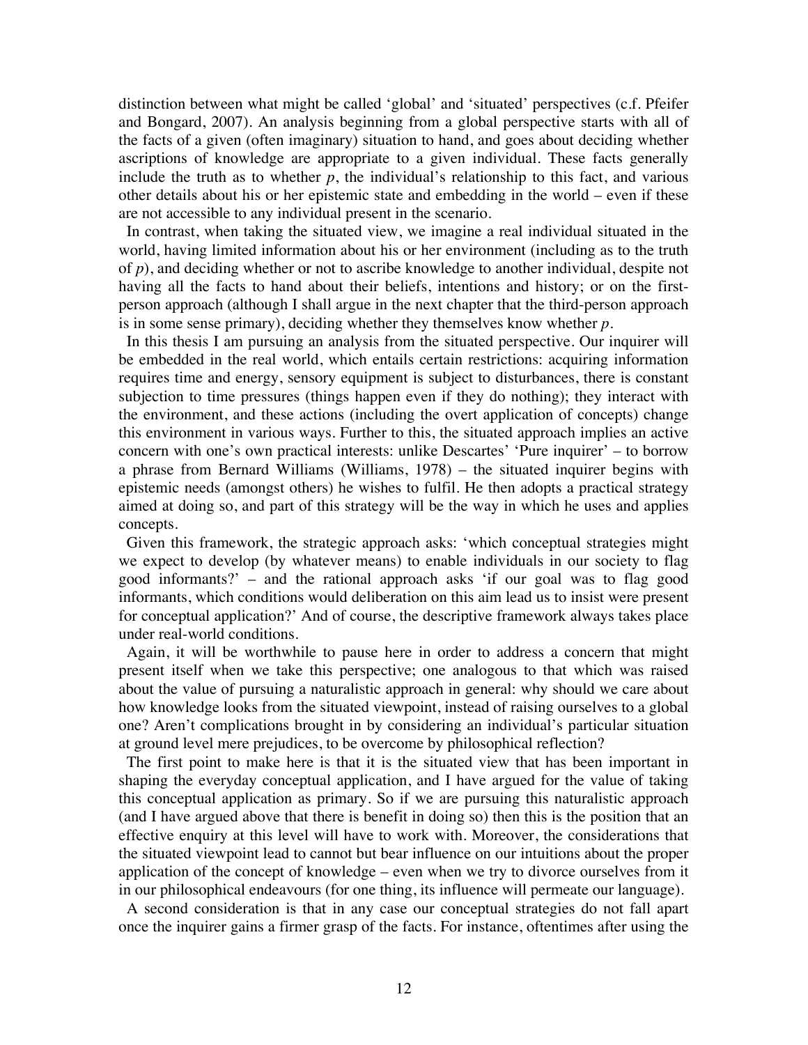distinction between what might be called 'global' and 'situated' perspectives (c.f. Pfeifer and Bongard, 2007). An analysis beginning from a global perspective starts with all of the facts of a given (often imaginary) situation to hand, and goes about deciding whether ascriptions of knowledge are appropriate to a given individual. These facts generally include the truth as to whether *p*, the individual's relationship to this fact, and various other details about his or her epistemic state and embedding in the world – even if these are not accessible to any individual present in the scenario.

In contrast, when taking the situated view, we imagine a real individual situated in the world, having limited information about his or her environment (including as to the truth of *p*), and deciding whether or not to ascribe knowledge to another individual, despite not having all the facts to hand about their beliefs, intentions and history; or on the first-person approach (although I shall argue in the next chapter that the third-person approach is in some sense primary), deciding whether they themselves know whether *p*.

In this thesis I am pursuing an analysis from the situated perspective. Our inquirer will be embedded in the real world, which entails certain restrictions: acquiring information requires time and energy, sensory equipment is subject to disturbances, there is constant subjection to time pressures (things happen even if they do nothing); they interact with the environment, and these actions (including the overt application of concepts) change this environment in various ways. Further to this, the situated approach implies an active concern with one's own practical interests: unlike Descartes' 'Pure inquirer' – to borrow a phrase from Bernard Williams (Williams, 1978) – the situated inquirer begins with epistemic needs (amongst others) he wishes to fulfil. He then adopts a practical strategy aimed at doing so, and part of this strategy will be the way in which he uses and applies concepts.

Given this framework, the strategic approach asks: 'which conceptual strategies might we expect to develop (by whatever means) to enable individuals in our society to flag good informants?' – and the rational approach asks 'if our goal was to flag good informants, which conditions would deliberation on this aim lead us to insist were present for conceptual application?' And of course, the descriptive framework always takes place under real-world conditions.

Again, it will be worthwhile to pause here in order to address a concern that might present itself when we take this perspective; one analogous to that which was raised about the value of pursuing a naturalistic approach in general: why should we care about how knowledge looks from the situated viewpoint, instead of raising ourselves to a global one? Aren't complications brought in by considering an individual's particular situation at ground level mere prejudices, to be overcome by philosophical reflection?

The first point to make here is that it is the situated view that has been important in shaping the everyday conceptual application, and I have argued for the value of taking this conceptual application as primary. So if we are pursuing this naturalistic approach (and I have argued above that there is benefit in doing so) then this is the position that an effective enquiry at this level will have to work with. Moreover, the considerations that the situated viewpoint lead to cannot but bear influence on our intuitions about the proper application of the concept of knowledge – even when we try to divorce ourselves from it in our philosophical endeavours (for one thing, its influence will permeate our language).

A second consideration is that in any case our conceptual strategies do not fall apart once the inquirer gains a firmer grasp of the facts. For instance, oftentimes after using the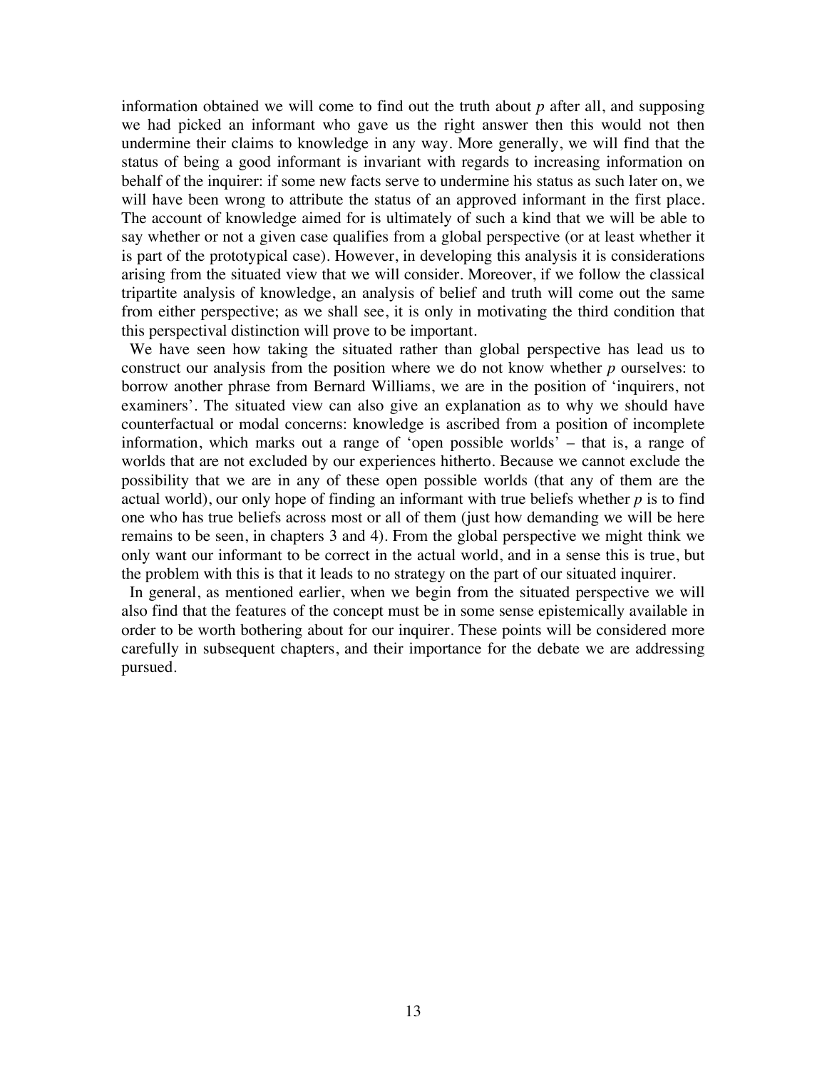information obtained we will come to find out the truth about *p* after all, and supposing we had picked an informant who gave us the right answer then this would not then undermine their claims to knowledge in any way. More generally, we will find that the status of being a good informant is invariant with regards to increasing information on behalf of the inquirer: if some new facts serve to undermine his status as such later on, we will have been wrong to attribute the status of an approved informant in the first place. The account of knowledge aimed for is ultimately of such a kind that we will be able to say whether or not a given case qualifies from a global perspective (or at least whether it is part of the prototypical case). However, in developing this analysis it is considerations arising from the situated view that we will consider. Moreover, if we follow the classical tripartite analysis of knowledge, an analysis of belief and truth will come out the same from either perspective; as we shall see, it is only in motivating the third condition that this perspectival distinction will prove to be important.

We have seen how taking the situated rather than global perspective has lead us to construct our analysis from the position where we do not know whether *p* ourselves: to borrow another phrase from Bernard Williams, we are in the position of 'inquirers, not examiners'. The situated view can also give an explanation as to why we should have counterfactual or modal concerns: knowledge is ascribed from a position of incomplete information, which marks out a range of 'open possible worlds' – that is, a range of worlds that are not excluded by our experiences hitherto. Because we cannot exclude the possibility that we are in any of these open possible worlds (that any of them are the actual world), our only hope of finding an informant with true beliefs whether *p* is to find one who has true beliefs across most or all of them (just how demanding we will be here remains to be seen, in chapters 3 and 4). From the global perspective we might think we only want our informant to be correct in the actual world, and in a sense this is true, but the problem with this is that it leads to no strategy on the part of our situated inquirer.

In general, as mentioned earlier, when we begin from the situated perspective we will also find that the features of the concept must be in some sense epistemically available in order to be worth bothering about for our inquirer. These points will be considered more carefully in subsequent chapters, and their importance for the debate we are addressing pursued.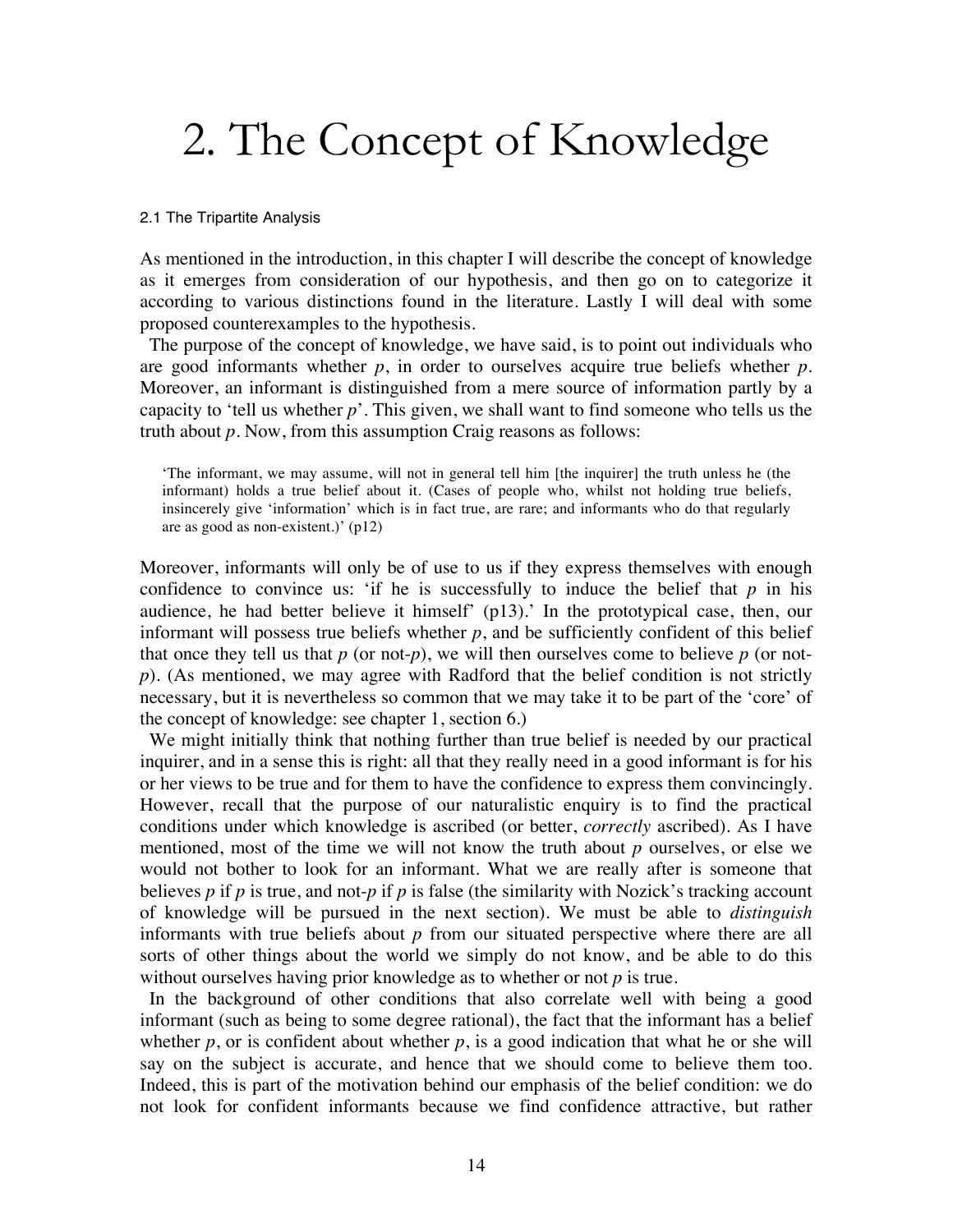# 2. The Concept of Knowledge

## 2.1 The Tripartite Analysis

As mentioned in the introduction, in this chapter I will describe the concept of knowledge as it emerges from consideration of our hypothesis, and then go on to categorize it according to various distinctions found in the literature. Lastly I will deal with some proposed counterexamples to the hypothesis.

The purpose of the concept of knowledge, we have said, is to point out individuals who are good informants whether *p*, in order to ourselves acquire true beliefs whether *p*. Moreover, an informant is distinguished from a mere source of information partly by a capacity to 'tell us whether *p*'. This given, we shall want to find someone who tells us the truth about *p*. Now, from this assumption Craig reasons as follows:

> 'The informant, we may assume, will not in general tell him [the inquirer] the truth unless he (the informant) holds a true belief about it. (Cases of people who, whilst not holding true beliefs, insincerely give 'information' which is in fact true, are rare; and informants who do that regularly are as good as non-existent.)' (p12)

Moreover, informants will only be of use to us if they express themselves with enough confidence to convince us: 'if he is successfully to induce the belief that *p* in his audience, he had better believe it himself' (p13).' In the prototypical case, then, our informant will possess true beliefs whether *p*, and be sufficiently confident of this belief that once they tell us that *p* (or not-*p*), we will then ourselves come to believe *p* (or not-*p*). (As mentioned, we may agree with Radford that the belief condition is not strictly necessary, but it is nevertheless so common that we may take it to be part of the 'core' of the concept of knowledge: see chapter 1, section 6.)

We might initially think that nothing further than true belief is needed by our practical inquirer, and in a sense this is right: all that they really need in a good informant is for his or her views to be true and for them to have the confidence to express them convincingly. However, recall that the purpose of our naturalistic enquiry is to find the practical conditions under which knowledge is ascribed (or better, *correctly* ascribed). As I have mentioned, most of the time we will not know the truth about *p* ourselves, or else we would not bother to look for an informant. What we are really after is someone that believes *p* if *p* is true, and not-*p* if *p* is false (the similarity with Nozick's tracking account of knowledge will be pursued in the next section). We must be able to *distinguish* informants with true beliefs about *p* from our situated perspective where there are all sorts of other things about the world we simply do not know, and be able to do this without ourselves having prior knowledge as to whether or not *p* is true.

In the background of other conditions that also correlate well with being a good informant (such as being to some degree rational), the fact that the informant has a belief whether *p*, or is confident about whether *p*, is a good indication that what he or she will say on the subject is accurate, and hence that we should come to believe them too. Indeed, this is part of the motivation behind our emphasis of the belief condition: we do not look for confident informants because we find confidence attractive, but rather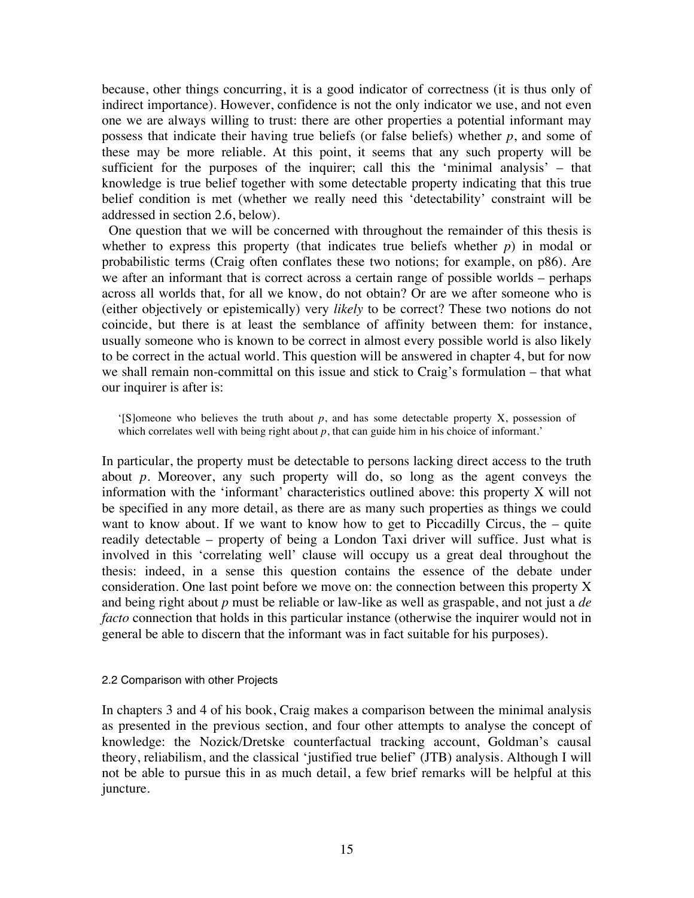because, other things concurring, it is a good indicator of correctness (it is thus only of indirect importance). However, confidence is not the only indicator we use, and not even one we are always willing to trust: there are other properties a potential informant may possess that indicate their having true beliefs (or false beliefs) whether *p*, and some of these may be more reliable. At this point, it seems that any such property will be sufficient for the purposes of the inquirer; call this the 'minimal analysis' – that knowledge is true belief together with some detectable property indicating that this true belief condition is met (whether we really need this 'detectability' constraint will be addressed in section 2.6, below).

One question that we will be concerned with throughout the remainder of this thesis is whether to express this property (that indicates true beliefs whether *p*) in modal or probabilistic terms (Craig often conflates these two notions; for example, on p86). Are we after an informant that is correct across a certain range of possible worlds – perhaps across all worlds that, for all we know, do not obtain? Or are we after someone who is (either objectively or epistemically) very *likely* to be correct? These two notions do not coincide, but there is at least the semblance of affinity between them: for instance, usually someone who is known to be correct in almost every possible world is also likely to be correct in the actual world. This question will be answered in chapter 4, but for now we shall remain non-committal on this issue and stick to Craig's formulation – that what our inquirer is after is:

> '[S]omeone who believes the truth about *p*, and has some detectable property X, possession of which correlates well with being right about *p*, that can guide him in his choice of informant.'

In particular, the property must be detectable to persons lacking direct access to the truth about *p*. Moreover, any such property will do, so long as the agent conveys the information with the 'informant' characteristics outlined above: this property X will not be specified in any more detail, as there are as many such properties as things we could want to know about. If we want to know how to get to Piccadilly Circus, the – quite readily detectable – property of being a London Taxi driver will suffice. Just what is involved in this 'correlating well' clause will occupy us a great deal throughout the thesis: indeed, in a sense this question contains the essence of the debate under consideration. One last point before we move on: the connection between this property X and being right about *p* must be reliable or law-like as well as graspable, and not just a *de facto* connection that holds in this particular instance (otherwise the inquirer would not in general be able to discern that the informant was in fact suitable for his purposes).

### 2.2 Comparison with other Projects

In chapters 3 and 4 of his book, Craig makes a comparison between the minimal analysis as presented in the previous section, and four other attempts to analyse the concept of knowledge: the Nozick/Dretske counterfactual tracking account, Goldman's causal theory, reliabilism, and the classical 'justified true belief' (JTB) analysis. Although I will not be able to pursue this in as much detail, a few brief remarks will be helpful at this juncture.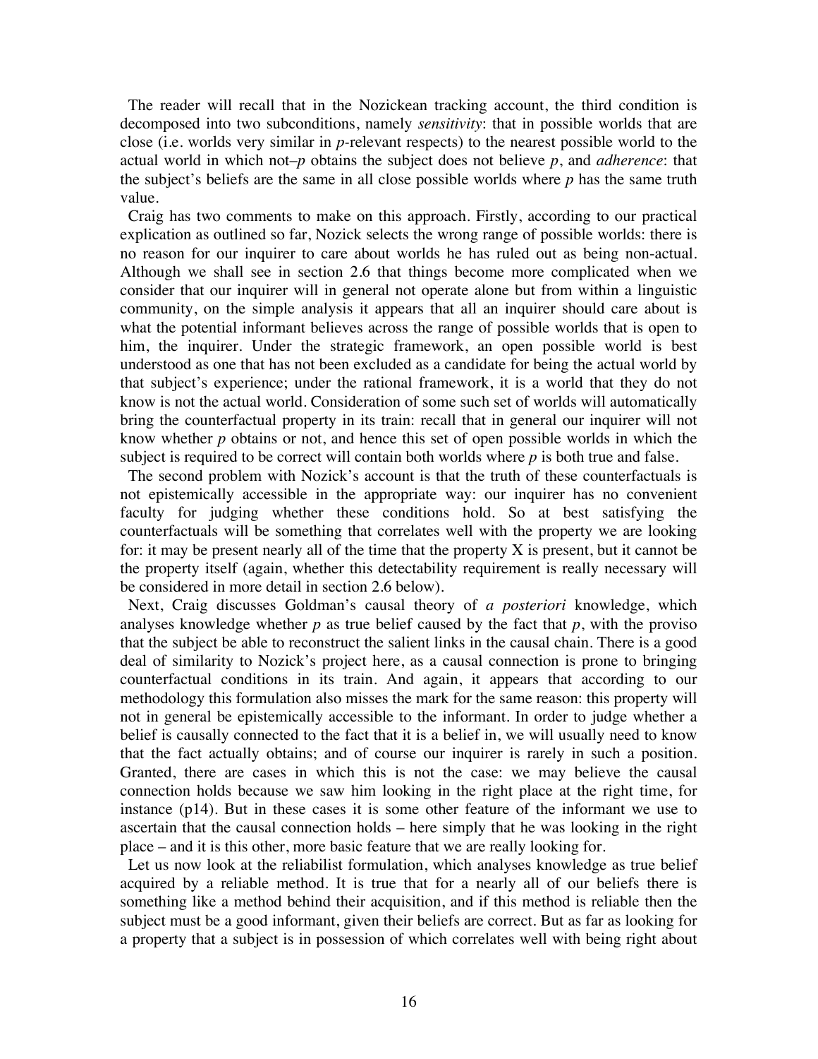The reader will recall that in the Nozickean tracking account, the third condition is decomposed into two subconditions, namely *sensitivity*: that in possible worlds that are close (i.e. worlds very similar in *p*-relevant respects) to the nearest possible world to the actual world in which not–*p* obtains the subject does not believe *p*, and *adherence*: that the subject's beliefs are the same in all close possible worlds where *p* has the same truth value.

Craig has two comments to make on this approach. Firstly, according to our practical explication as outlined so far, Nozick selects the wrong range of possible worlds: there is no reason for our inquirer to care about worlds he has ruled out as being non-actual. Although we shall see in section 2.6 that things become more complicated when we consider that our inquirer will in general not operate alone but from within a linguistic community, on the simple analysis it appears that all an inquirer should care about is what the potential informant believes across the range of possible worlds that is open to him, the inquirer. Under the strategic framework, an open possible world is best understood as one that has not been excluded as a candidate for being the actual world by that subject's experience; under the rational framework, it is a world that they do not know is not the actual world. Consideration of some such set of worlds will automatically bring the counterfactual property in its train: recall that in general our inquirer will not know whether *p* obtains or not, and hence this set of open possible worlds in which the subject is required to be correct will contain both worlds where *p* is both true and false.

The second problem with Nozick's account is that the truth of these counterfactuals is not epistemically accessible in the appropriate way: our inquirer has no convenient faculty for judging whether these conditions hold. So at best satisfying the counterfactuals will be something that correlates well with the property we are looking for: it may be present nearly all of the time that the property X is present, but it cannot be the property itself (again, whether this detectability requirement is really necessary will be considered in more detail in section 2.6 below).

Next, Craig discusses Goldman's causal theory of *a posteriori* knowledge, which analyses knowledge whether *p* as true belief caused by the fact that *p*, with the proviso that the subject be able to reconstruct the salient links in the causal chain. There is a good deal of similarity to Nozick's project here, as a causal connection is prone to bringing counterfactual conditions in its train. And again, it appears that according to our methodology this formulation also misses the mark for the same reason: this property will not in general be epistemically accessible to the informant. In order to judge whether a belief is causally connected to the fact that it is a belief in, we will usually need to know that the fact actually obtains; and of course our inquirer is rarely in such a position. Granted, there are cases in which this is not the case: we may believe the causal connection holds because we saw him looking in the right place at the right time, for instance (p14). But in these cases it is some other feature of the informant we use to ascertain that the causal connection holds – here simply that he was looking in the right place – and it is this other, more basic feature that we are really looking for.

Let us now look at the reliabilist formulation, which analyses knowledge as true belief acquired by a reliable method. It is true that for a nearly all of our beliefs there is something like a method behind their acquisition, and if this method is reliable then the subject must be a good informant, given their beliefs are correct. But as far as looking for a property that a subject is in possession of which correlates well with being right about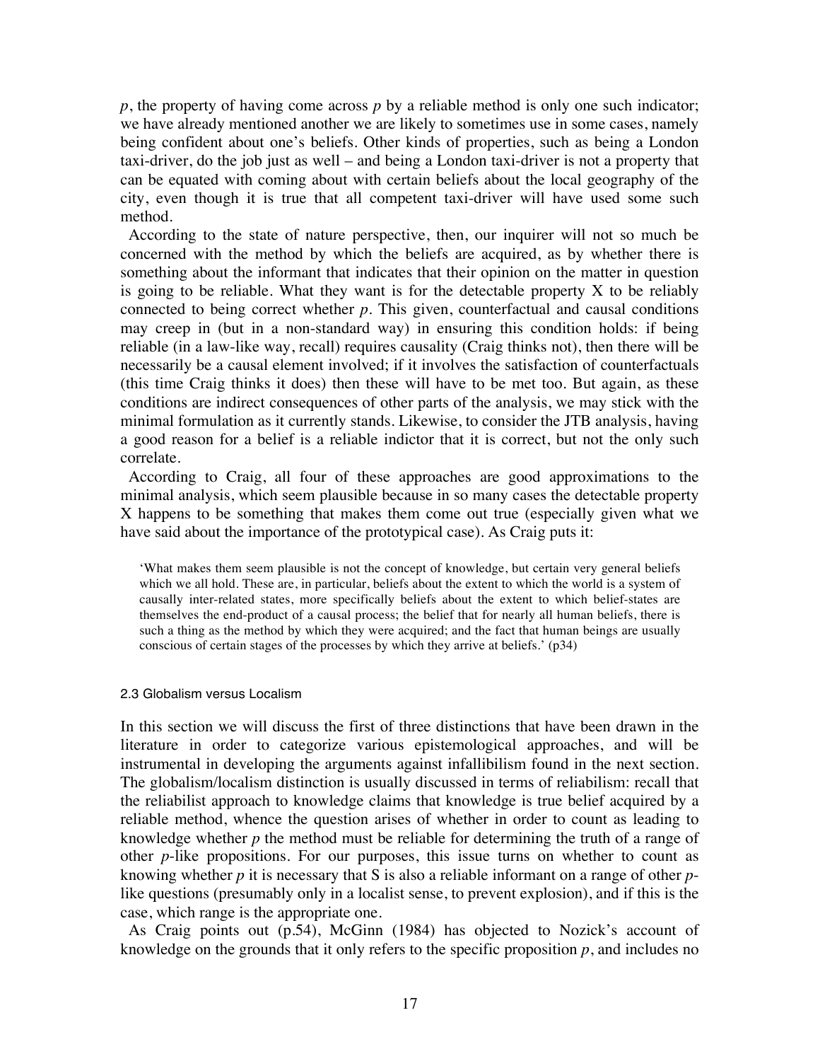*p*, the property of having come across *p* by a reliable method is only one such indicator; we have already mentioned another we are likely to sometimes use in some cases, namely being confident about one's beliefs. Other kinds of properties, such as being a London taxi-driver, do the job just as well – and being a London taxi-driver is not a property that can be equated with coming about with certain beliefs about the local geography of the city, even though it is true that all competent taxi-driver will have used some such method.

According to the state of nature perspective, then, our inquirer will not so much be concerned with the method by which the beliefs are acquired, as by whether there is something about the informant that indicates that their opinion on the matter in question is going to be reliable. What they want is for the detectable property X to be reliably connected to being correct whether *p*. This given, counterfactual and causal conditions may creep in (but in a non-standard way) in ensuring this condition holds: if being reliable (in a law-like way, recall) requires causality (Craig thinks not), then there will be necessarily be a causal element involved; if it involves the satisfaction of counterfactuals (this time Craig thinks it does) then these will have to be met too. But again, as these conditions are indirect consequences of other parts of the analysis, we may stick with the minimal formulation as it currently stands. Likewise, to consider the JTB analysis, having a good reason for a belief is a reliable indictor that it is correct, but not the only such correlate.

According to Craig, all four of these approaches are good approximations to the minimal analysis, which seem plausible because in so many cases the detectable property X happens to be something that makes them come out true (especially given what we have said about the importance of the prototypical case). As Craig puts it:

> 'What makes them seem plausible is not the concept of knowledge, but certain very general beliefs which we all hold. These are, in particular, beliefs about the extent to which the world is a system of causally inter-related states, more specifically beliefs about the extent to which belief-states are themselves the end-product of a causal process; the belief that for nearly all human beliefs, there is such a thing as the method by which they were acquired; and the fact that human beings are usually conscious of certain stages of the processes by which they arrive at beliefs.' (p34)

### 2.3 Globalism versus Localism

In this section we will discuss the first of three distinctions that have been drawn in the literature in order to categorize various epistemological approaches, and will be instrumental in developing the arguments against infallibilism found in the next section. The globalism/localism distinction is usually discussed in terms of reliabilism: recall that the reliabilist approach to knowledge claims that knowledge is true belief acquired by a reliable method, whence the question arises of whether in order to count as leading to knowledge whether *p* the method must be reliable for determining the truth of a range of other *p*-like propositions. For our purposes, this issue turns on whether to count as knowing whether *p* it is necessary that S is also a reliable informant on a range of other *p*-like questions (presumably only in a localist sense, to prevent explosion), and if this is the case, which range is the appropriate one.

As Craig points out (p.54), McGinn (1984) has objected to Nozick's account of knowledge on the grounds that it only refers to the specific proposition *p*, and includes no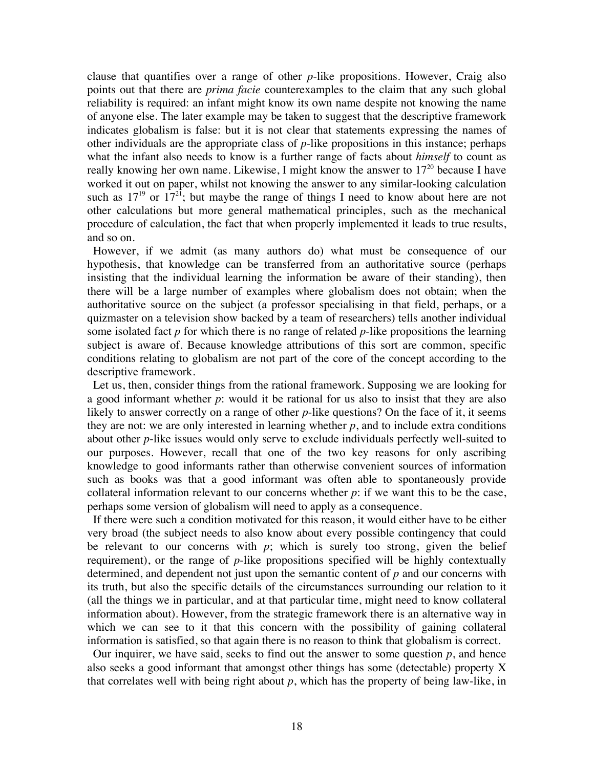clause that quantifies over a range of other *p*-like propositions. However, Craig also points out that there are *prima facie* counterexamples to the claim that any such global reliability is required: an infant might know its own name despite not knowing the name of anyone else. The later example may be taken to suggest that the descriptive framework indicates globalism is false: but it is not clear that statements expressing the names of other individuals are the appropriate class of *p*-like propositions in this instance; perhaps what the infant also needs to know is a further range of facts about *himself* to count as really knowing her own name. Likewise, I might know the answer to $17^{20}$ because I have worked it out on paper, whilst not knowing the answer to any similar-looking calculation such as $17^{19}$ or $17^{21}$; but maybe the range of things I need to know about here are not other calculations but more general mathematical principles, such as the mechanical procedure of calculation, the fact that when properly implemented it leads to true results, and so on.

However, if we admit (as many authors do) what must be consequence of our hypothesis, that knowledge can be transferred from an authoritative source (perhaps insisting that the individual learning the information be aware of their standing), then there will be a large number of examples where globalism does not obtain; when the authoritative source on the subject (a professor specialising in that field, perhaps, or a quizmaster on a television show backed by a team of researchers) tells another individual some isolated fact *p* for which there is no range of related *p*-like propositions the learning subject is aware of. Because knowledge attributions of this sort are common, specific conditions relating to globalism are not part of the core of the concept according to the descriptive framework.

Let us, then, consider things from the rational framework. Supposing we are looking for a good informant whether *p*: would it be rational for us also to insist that they are also likely to answer correctly on a range of other *p*-like questions? On the face of it, it seems they are not: we are only interested in learning whether *p*, and to include extra conditions about other *p*-like issues would only serve to exclude individuals perfectly well-suited to our purposes. However, recall that one of the two key reasons for only ascribing knowledge to good informants rather than otherwise convenient sources of information such as books was that a good informant was often able to spontaneously provide collateral information relevant to our concerns whether *p*: if we want this to be the case, perhaps some version of globalism will need to apply as a consequence.

If there were such a condition motivated for this reason, it would either have to be either very broad (the subject needs to also know about every possible contingency that could be relevant to our concerns with *p*; which is surely too strong, given the belief requirement), or the range of *p*-like propositions specified will be highly contextually determined, and dependent not just upon the semantic content of *p* and our concerns with its truth, but also the specific details of the circumstances surrounding our relation to it (all the things we in particular, and at that particular time, might need to know collateral information about). However, from the strategic framework there is an alternative way in which we can see to it that this concern with the possibility of gaining collateral information is satisfied, so that again there is no reason to think that globalism is correct.

Our inquirer, we have said, seeks to find out the answer to some question *p*, and hence also seeks a good informant that amongst other things has some (detectable) property X that correlates well with being right about *p*, which has the property of being law-like, in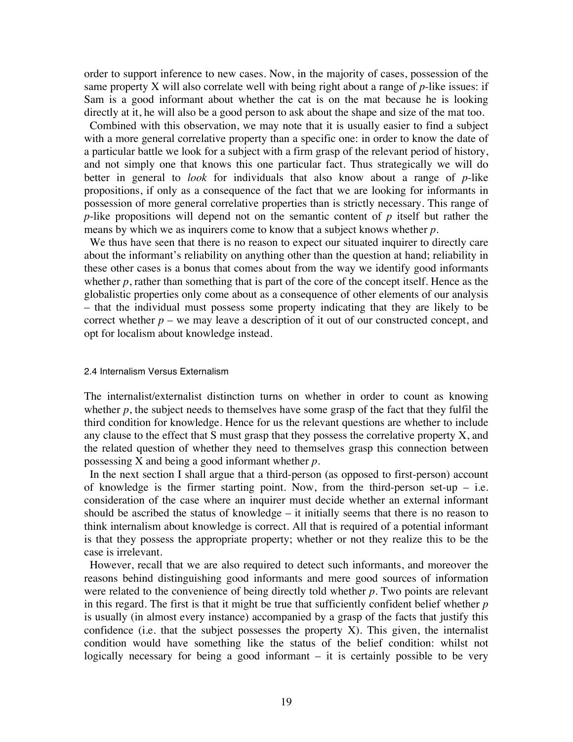order to support inference to new cases. Now, in the majority of cases, possession of the same property X will also correlate well with being right about a range of *p*-like issues: if Sam is a good informant about whether the cat is on the mat because he is looking directly at it, he will also be a good person to ask about the shape and size of the mat too.

Combined with this observation, we may note that it is usually easier to find a subject with a more general correlative property than a specific one: in order to know the date of a particular battle we look for a subject with a firm grasp of the relevant period of history, and not simply one that knows this one particular fact. Thus strategically we will do better in general to *look* for individuals that also know about a range of *p*-like propositions, if only as a consequence of the fact that we are looking for informants in possession of more general correlative properties than is strictly necessary. This range of *p*-like propositions will depend not on the semantic content of *p* itself but rather the means by which we as inquirers come to know that a subject knows whether *p*.

We thus have seen that there is no reason to expect our situated inquirer to directly care about the informant's reliability on anything other than the question at hand; reliability in these other cases is a bonus that comes about from the way we identify good informants whether *p*, rather than something that is part of the core of the concept itself. Hence as the globalistic properties only come about as a consequence of other elements of our analysis – that the individual must possess some property indicating that they are likely to be correct whether *p* – we may leave a description of it out of our constructed concept, and opt for localism about knowledge instead.

### 2.4 Internalism Versus Externalism

The internalist/externalist distinction turns on whether in order to count as knowing whether *p*, the subject needs to themselves have some grasp of the fact that they fulfil the third condition for knowledge. Hence for us the relevant questions are whether to include any clause to the effect that S must grasp that they possess the correlative property X, and the related question of whether they need to themselves grasp this connection between possessing X and being a good informant whether *p*.

In the next section I shall argue that a third-person (as opposed to first-person) account of knowledge is the firmer starting point. Now, from the third-person set-up – i.e. consideration of the case where an inquirer must decide whether an external informant should be ascribed the status of knowledge – it initially seems that there is no reason to think internalism about knowledge is correct. All that is required of a potential informant is that they possess the appropriate property; whether or not they realize this to be the case is irrelevant.

However, recall that we are also required to detect such informants, and moreover the reasons behind distinguishing good informants and mere good sources of information were related to the convenience of being directly told whether *p*. Two points are relevant in this regard. The first is that it might be true that sufficiently confident belief whether *p* is usually (in almost every instance) accompanied by a grasp of the facts that justify this confidence (i.e. that the subject possesses the property X). This given, the internalist condition would have something like the status of the belief condition: whilst not logically necessary for being a good informant – it is certainly possible to be very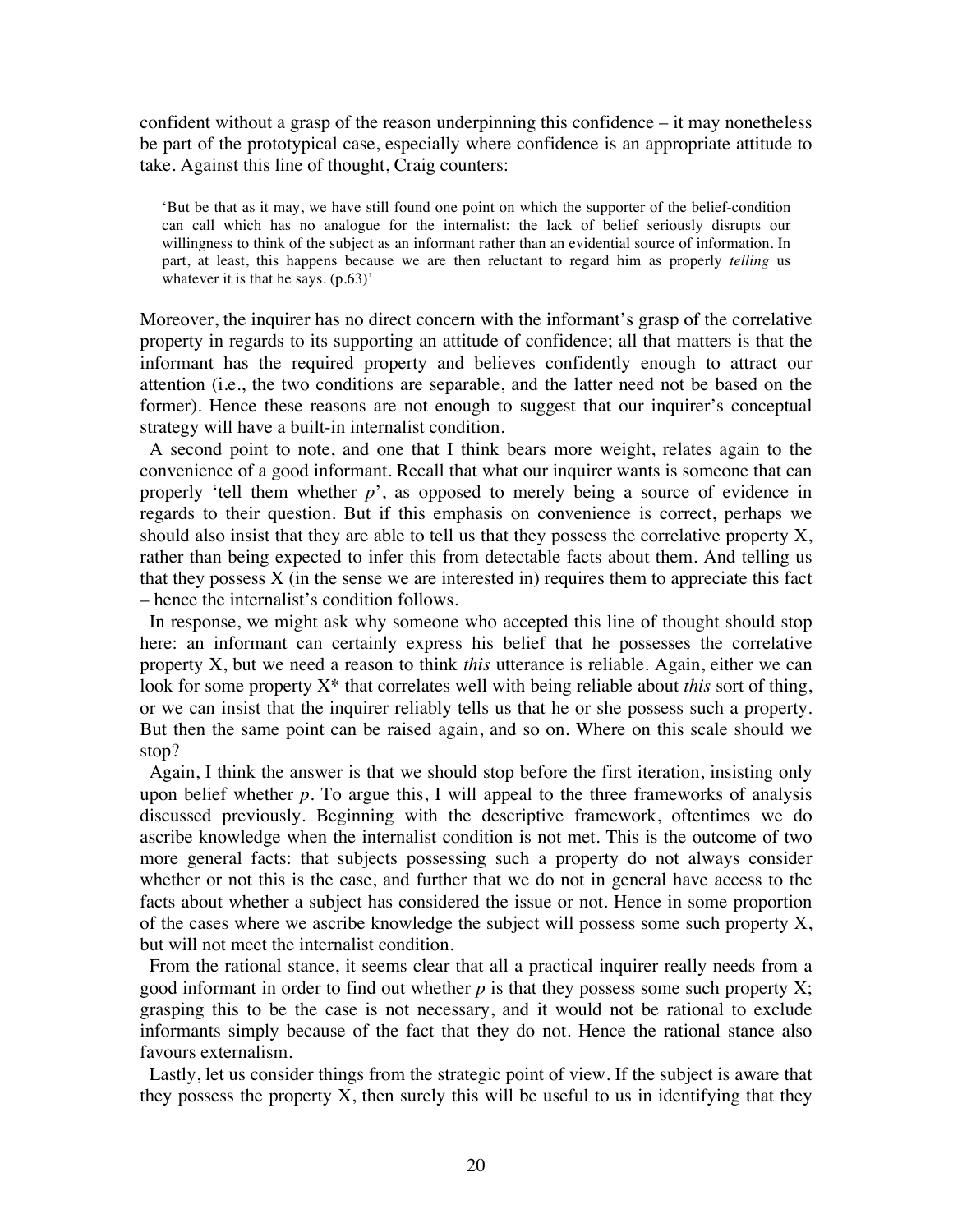confident without a grasp of the reason underpinning this confidence – it may nonetheless be part of the prototypical case, especially where confidence is an appropriate attitude to take. Against this line of thought, Craig counters:

> 'But be that as it may, we have still found one point on which the supporter of the belief-condition can call which has no analogue for the internalist: the lack of belief seriously disrupts our willingness to think of the subject as an informant rather than an evidential source of information. In part, at least, this happens because we are then reluctant to regard him as properly *telling* us whatever it is that he says. (p.63)'

Moreover, the inquirer has no direct concern with the informant's grasp of the correlative property in regards to its supporting an attitude of confidence; all that matters is that the informant has the required property and believes confidently enough to attract our attention (i.e., the two conditions are separable, and the latter need not be based on the former). Hence these reasons are not enough to suggest that our inquirer's conceptual strategy will have a built-in internalist condition.

A second point to note, and one that I think bears more weight, relates again to the convenience of a good informant. Recall that what our inquirer wants is someone that can properly 'tell them whether *p*', as opposed to merely being a source of evidence in regards to their question. But if this emphasis on convenience is correct, perhaps we should also insist that they are able to tell us that they possess the correlative property X, rather than being expected to infer this from detectable facts about them. And telling us that they possess X (in the sense we are interested in) requires them to appreciate this fact – hence the internalist's condition follows.

In response, we might ask why someone who accepted this line of thought should stop here: an informant can certainly express his belief that he possesses the correlative property X, but we need a reason to think *this* utterance is reliable. Again, either we can look for some property X* that correlates well with being reliable about *this* sort of thing, or we can insist that the inquirer reliably tells us that he or she possess such a property. But then the same point can be raised again, and so on. Where on this scale should we stop?

Again, I think the answer is that we should stop before the first iteration, insisting only upon belief whether *p*. To argue this, I will appeal to the three frameworks of analysis discussed previously. Beginning with the descriptive framework, oftentimes we do ascribe knowledge when the internalist condition is not met. This is the outcome of two more general facts: that subjects possessing such a property do not always consider whether or not this is the case, and further that we do not in general have access to the facts about whether a subject has considered the issue or not. Hence in some proportion of the cases where we ascribe knowledge the subject will possess some such property X, but will not meet the internalist condition.

From the rational stance, it seems clear that all a practical inquirer really needs from a good informant in order to find out whether *p* is that they possess some such property X; grasping this to be the case is not necessary, and it would not be rational to exclude informants simply because of the fact that they do not. Hence the rational stance also favours externalism.

Lastly, let us consider things from the strategic point of view. If the subject is aware that they possess the property X, then surely this will be useful to us in identifying that they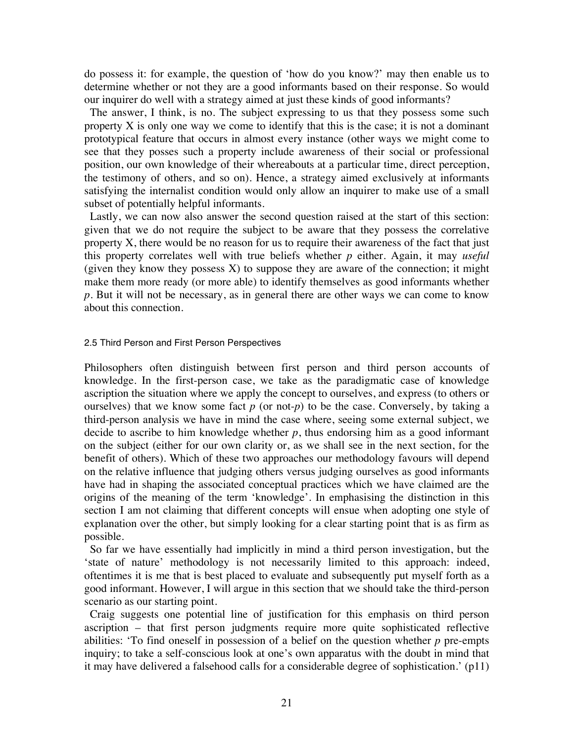do possess it: for example, the question of 'how do you know?' may then enable us to determine whether or not they are a good informants based on their response. So would our inquirer do well with a strategy aimed at just these kinds of good informants?

The answer, I think, is no. The subject expressing to us that they possess some such property X is only one way we come to identify that this is the case; it is not a dominant prototypical feature that occurs in almost every instance (other ways we might come to see that they posses such a property include awareness of their social or professional position, our own knowledge of their whereabouts at a particular time, direct perception, the testimony of others, and so on). Hence, a strategy aimed exclusively at informants satisfying the internalist condition would only allow an inquirer to make use of a small subset of potentially helpful informants.

Lastly, we can now also answer the second question raised at the start of this section: given that we do not require the subject to be aware that they possess the correlative property X, there would be no reason for us to require their awareness of the fact that just this property correlates well with true beliefs whether *p* either. Again, it may *useful* (given they know they possess X) to suppose they are aware of the connection; it might make them more ready (or more able) to identify themselves as good informants whether *p*. But it will not be necessary, as in general there are other ways we can come to know about this connection.

### 2.5 Third Person and First Person Perspectives

Philosophers often distinguish between first person and third person accounts of knowledge. In the first-person case, we take as the paradigmatic case of knowledge ascription the situation where we apply the concept to ourselves, and express (to others or ourselves) that we know some fact *p* (or not-*p*) to be the case. Conversely, by taking a third-person analysis we have in mind the case where, seeing some external subject, we decide to ascribe to him knowledge whether *p*, thus endorsing him as a good informant on the subject (either for our own clarity or, as we shall see in the next section, for the benefit of others). Which of these two approaches our methodology favours will depend on the relative influence that judging others versus judging ourselves as good informants have had in shaping the associated conceptual practices which we have claimed are the origins of the meaning of the term 'knowledge'. In emphasising the distinction in this section I am not claiming that different concepts will ensue when adopting one style of explanation over the other, but simply looking for a clear starting point that is as firm as possible.

So far we have essentially had implicitly in mind a third person investigation, but the 'state of nature' methodology is not necessarily limited to this approach: indeed, oftentimes it is me that is best placed to evaluate and subsequently put myself forth as a good informant. However, I will argue in this section that we should take the third-person scenario as our starting point.

Craig suggests one potential line of justification for this emphasis on third person ascription – that first person judgments require more quite sophisticated reflective abilities: 'To find oneself in possession of a belief on the question whether *p* pre-empts inquiry; to take a self-conscious look at one's own apparatus with the doubt in mind that it may have delivered a falsehood calls for a considerable degree of sophistication.' (p11)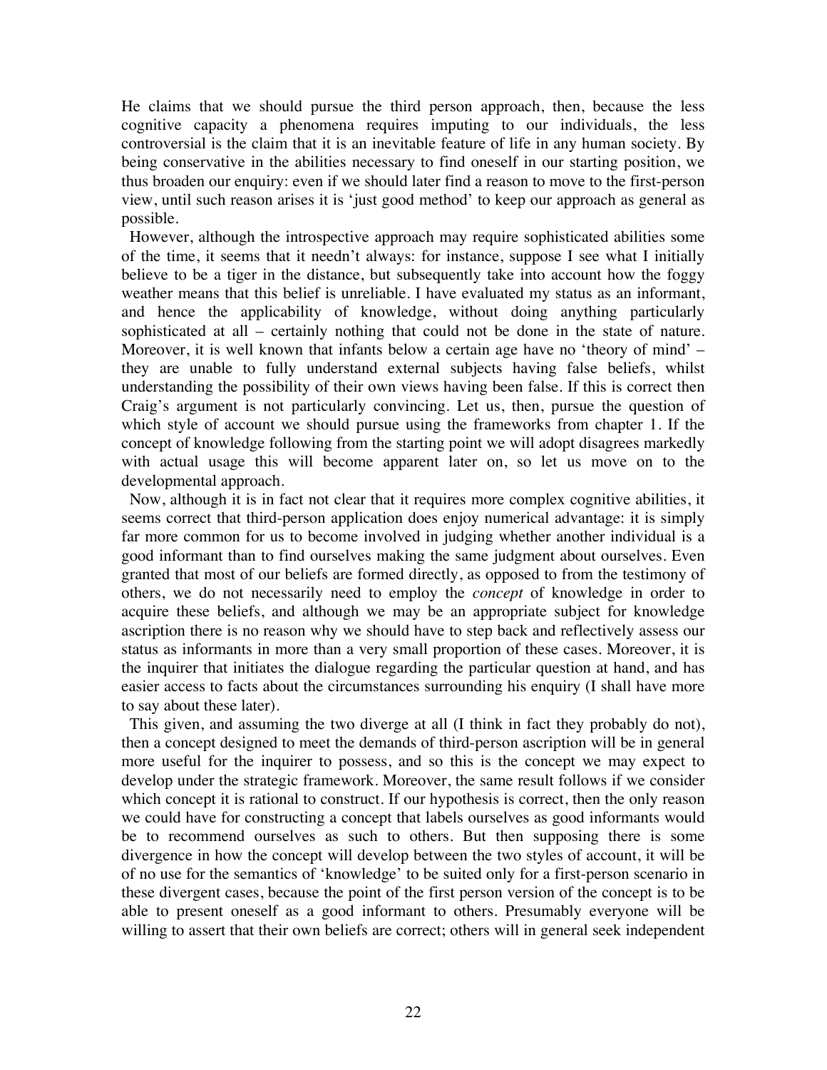He claims that we should pursue the third person approach, then, because the less cognitive capacity a phenomena requires imputing to our individuals, the less controversial is the claim that it is an inevitable feature of life in any human society. By being conservative in the abilities necessary to find oneself in our starting position, we thus broaden our enquiry: even if we should later find a reason to move to the first-person view, until such reason arises it is 'just good method' to keep our approach as general as possible.

However, although the introspective approach may require sophisticated abilities some of the time, it seems that it needn't always: for instance, suppose I see what I initially believe to be a tiger in the distance, but subsequently take into account how the foggy weather means that this belief is unreliable. I have evaluated my status as an informant, and hence the applicability of knowledge, without doing anything particularly sophisticated at all – certainly nothing that could not be done in the state of nature. Moreover, it is well known that infants below a certain age have no 'theory of mind' – they are unable to fully understand external subjects having false beliefs, whilst understanding the possibility of their own views having been false. If this is correct then Craig's argument is not particularly convincing. Let us, then, pursue the question of which style of account we should pursue using the frameworks from chapter 1. If the concept of knowledge following from the starting point we will adopt disagrees markedly with actual usage this will become apparent later on, so let us move on to the developmental approach.

Now, although it is in fact not clear that it requires more complex cognitive abilities, it seems correct that third-person application does enjoy numerical advantage: it is simply far more common for us to become involved in judging whether another individual is a good informant than to find ourselves making the same judgment about ourselves. Even granted that most of our beliefs are formed directly, as opposed to from the testimony of others, we do not necessarily need to employ the *concept* of knowledge in order to acquire these beliefs, and although we may be an appropriate subject for knowledge ascription there is no reason why we should have to step back and reflectively assess our status as informants in more than a very small proportion of these cases. Moreover, it is the inquirer that initiates the dialogue regarding the particular question at hand, and has easier access to facts about the circumstances surrounding his enquiry (I shall have more to say about these later).

This given, and assuming the two diverge at all (I think in fact they probably do not), then a concept designed to meet the demands of third-person ascription will be in general more useful for the inquirer to possess, and so this is the concept we may expect to develop under the strategic framework. Moreover, the same result follows if we consider which concept it is rational to construct. If our hypothesis is correct, then the only reason we could have for constructing a concept that labels ourselves as good informants would be to recommend ourselves as such to others. But then supposing there is some divergence in how the concept will develop between the two styles of account, it will be of no use for the semantics of 'knowledge' to be suited only for a first-person scenario in these divergent cases, because the point of the first person version of the concept is to be able to present oneself as a good informant to others. Presumably everyone will be willing to assert that their own beliefs are correct; others will in general seek independent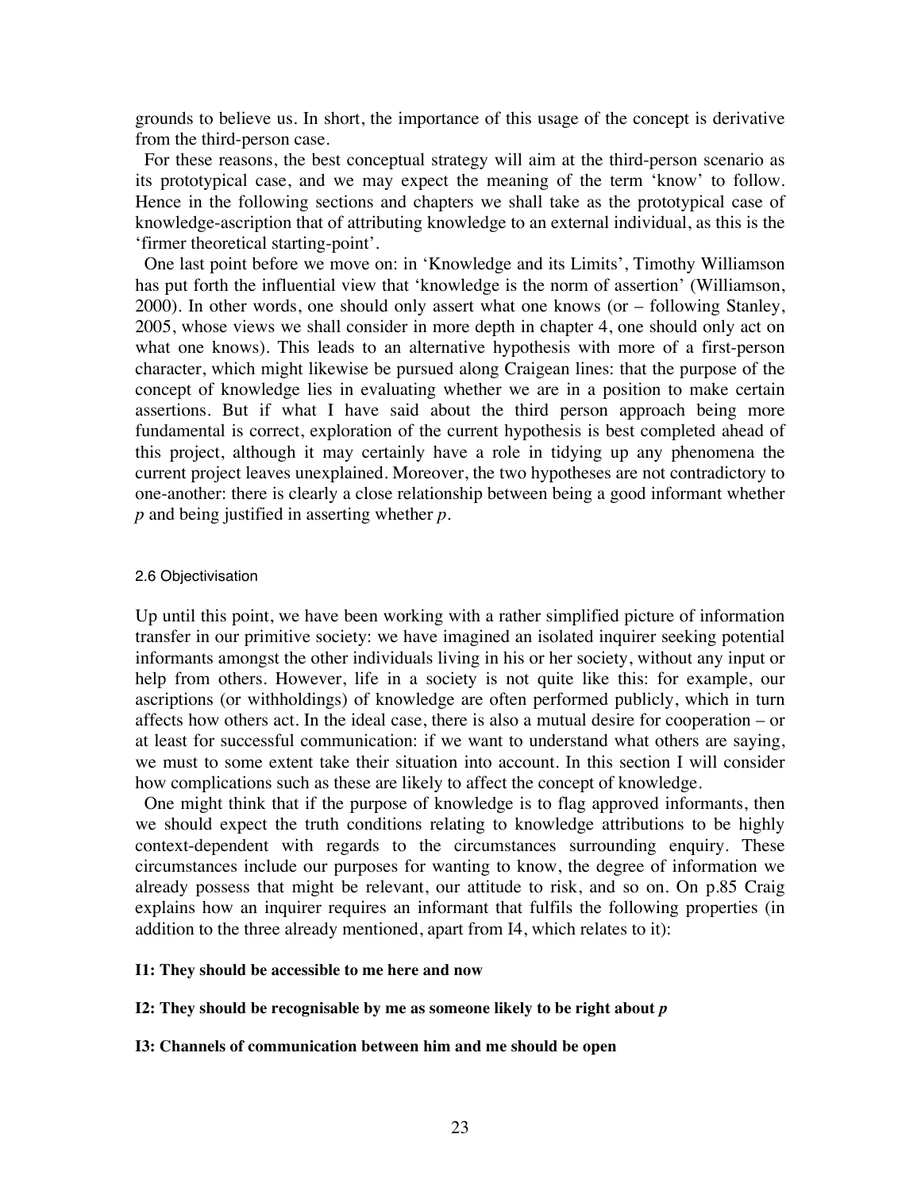grounds to believe us. In short, the importance of this usage of the concept is derivative from the third-person case.

For these reasons, the best conceptual strategy will aim at the third-person scenario as its prototypical case, and we may expect the meaning of the term 'know' to follow. Hence in the following sections and chapters we shall take as the prototypical case of knowledge-ascription that of attributing knowledge to an external individual, as this is the 'firmer theoretical starting-point'.

One last point before we move on: in 'Knowledge and its Limits', Timothy Williamson has put forth the influential view that 'knowledge is the norm of assertion' (Williamson, 2000). In other words, one should only assert what one knows (or – following Stanley, 2005, whose views we shall consider in more depth in chapter 4, one should only act on what one knows). This leads to an alternative hypothesis with more of a first-person character, which might likewise be pursued along Craigean lines: that the purpose of the concept of knowledge lies in evaluating whether we are in a position to make certain assertions. But if what I have said about the third person approach being more fundamental is correct, exploration of the current hypothesis is best completed ahead of this project, although it may certainly have a role in tidying up any phenomena the current project leaves unexplained. Moreover, the two hypotheses are not contradictory to one-another: there is clearly a close relationship between being a good informant whether *p* and being justified in asserting whether *p*.

### 2.6 Objectivisation

Up until this point, we have been working with a rather simplified picture of information transfer in our primitive society: we have imagined an isolated inquirer seeking potential informants amongst the other individuals living in his or her society, without any input or help from others. However, life in a society is not quite like this: for example, our ascriptions (or withholdings) of knowledge are often performed publicly, which in turn affects how others act. In the ideal case, there is also a mutual desire for cooperation – or at least for successful communication: if we want to understand what others are saying, we must to some extent take their situation into account. In this section I will consider how complications such as these are likely to affect the concept of knowledge.

One might think that if the purpose of knowledge is to flag approved informants, then we should expect the truth conditions relating to knowledge attributions to be highly context-dependent with regards to the circumstances surrounding enquiry. These circumstances include our purposes for wanting to know, the degree of information we already possess that might be relevant, our attitude to risk, and so on. On p.85 Craig explains how an inquirer requires an informant that fulfils the following properties (in addition to the three already mentioned, apart from I4, which relates to it):

**I1: They should be accessible to me here and now**

**I2: They should be recognisable by me as someone likely to be right about *p***

**I3: Channels of communication between him and me should be open**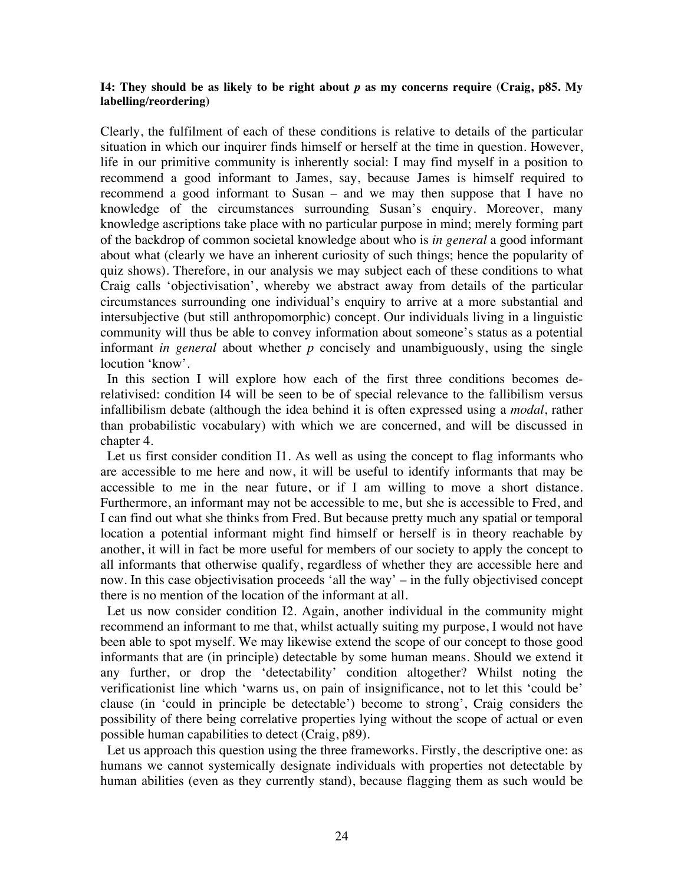**I4: They should be as likely to be right about *p* as my concerns require (Craig, p85. My labelling/reordering)**

Clearly, the fulfilment of each of these conditions is relative to details of the particular situation in which our inquirer finds himself or herself at the time in question. However, life in our primitive community is inherently social: I may find myself in a position to recommend a good informant to James, say, because James is himself required to recommend a good informant to Susan – and we may then suppose that I have no knowledge of the circumstances surrounding Susan's enquiry. Moreover, many knowledge ascriptions take place with no particular purpose in mind; merely forming part of the backdrop of common societal knowledge about who is *in general* a good informant about what (clearly we have an inherent curiosity of such things; hence the popularity of quiz shows). Therefore, in our analysis we may subject each of these conditions to what Craig calls 'objectivisation', whereby we abstract away from details of the particular circumstances surrounding one individual's enquiry to arrive at a more substantial and intersubjective (but still anthropomorphic) concept. Our individuals living in a linguistic community will thus be able to convey information about someone's status as a potential informant *in general* about whether *p* concisely and unambiguously, using the single locution 'know'.

In this section I will explore how each of the first three conditions becomes de-relativised: condition I4 will be seen to be of special relevance to the fallibilism versus infallibilism debate (although the idea behind it is often expressed using a *modal*, rather than probabilistic vocabulary) with which we are concerned, and will be discussed in chapter 4.

Let us first consider condition I1. As well as using the concept to flag informants who are accessible to me here and now, it will be useful to identify informants that may be accessible to me in the near future, or if I am willing to move a short distance. Furthermore, an informant may not be accessible to me, but she is accessible to Fred, and I can find out what she thinks from Fred. But because pretty much any spatial or temporal location a potential informant might find himself or herself is in theory reachable by another, it will in fact be more useful for members of our society to apply the concept to all informants that otherwise qualify, regardless of whether they are accessible here and now. In this case objectivisation proceeds 'all the way' – in the fully objectivised concept there is no mention of the location of the informant at all.

Let us now consider condition I2. Again, another individual in the community might recommend an informant to me that, whilst actually suiting my purpose, I would not have been able to spot myself. We may likewise extend the scope of our concept to those good informants that are (in principle) detectable by some human means. Should we extend it any further, or drop the 'detectability' condition altogether? Whilst noting the verificationist line which 'warns us, on pain of insignificance, not to let this 'could be' clause (in 'could in principle be detectable') become to strong', Craig considers the possibility of there being correlative properties lying without the scope of actual or even possible human capabilities to detect (Craig, p89).

Let us approach this question using the three frameworks. Firstly, the descriptive one: as humans we cannot systemically designate individuals with properties not detectable by human abilities (even as they currently stand), because flagging them as such would be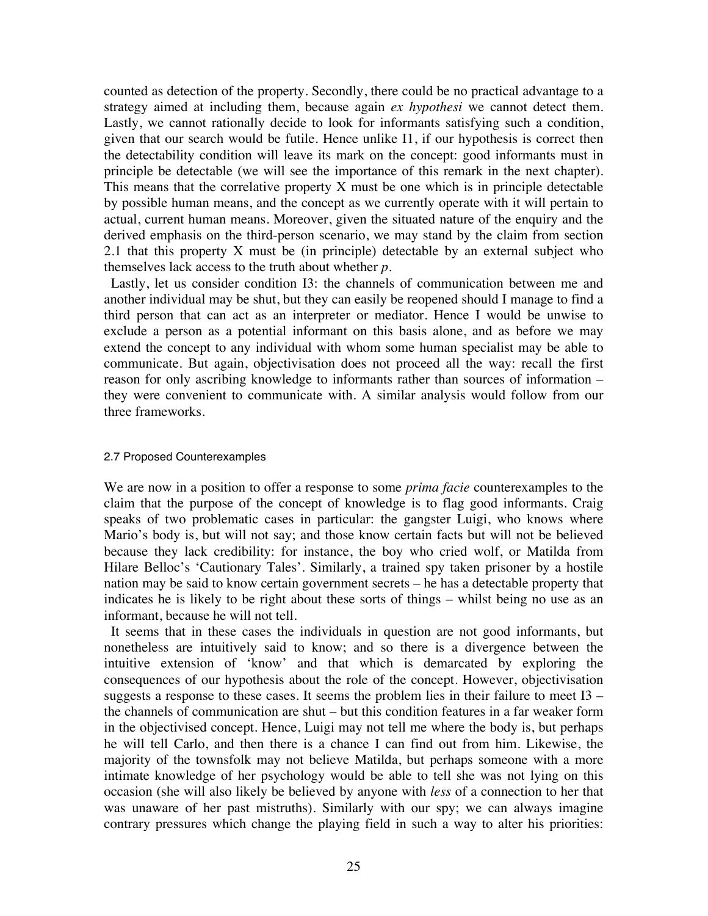counted as detection of the property. Secondly, there could be no practical advantage to a strategy aimed at including them, because again *ex hypothesi* we cannot detect them. Lastly, we cannot rationally decide to look for informants satisfying such a condition, given that our search would be futile. Hence unlike I1, if our hypothesis is correct then the detectability condition will leave its mark on the concept: good informants must in principle be detectable (we will see the importance of this remark in the next chapter). This means that the correlative property X must be one which is in principle detectable by possible human means, and the concept as we currently operate with it will pertain to actual, current human means. Moreover, given the situated nature of the enquiry and the derived emphasis on the third-person scenario, we may stand by the claim from section 2.1 that this property X must be (in principle) detectable by an external subject who themselves lack access to the truth about whether *p*.

Lastly, let us consider condition I3: the channels of communication between me and another individual may be shut, but they can easily be reopened should I manage to find a third person that can act as an interpreter or mediator. Hence I would be unwise to exclude a person as a potential informant on this basis alone, and as before we may extend the concept to any individual with whom some human specialist may be able to communicate. But again, objectivisation does not proceed all the way: recall the first reason for only ascribing knowledge to informants rather than sources of information – they were convenient to communicate with. A similar analysis would follow from our three frameworks.

### 2.7 Proposed Counterexamples

We are now in a position to offer a response to some *prima facie* counterexamples to the claim that the purpose of the concept of knowledge is to flag good informants. Craig speaks of two problematic cases in particular: the gangster Luigi, who knows where Mario's body is, but will not say; and those know certain facts but will not be believed because they lack credibility: for instance, the boy who cried wolf, or Matilda from Hilare Belloc's 'Cautionary Tales'. Similarly, a trained spy taken prisoner by a hostile nation may be said to know certain government secrets – he has a detectable property that indicates he is likely to be right about these sorts of things – whilst being no use as an informant, because he will not tell.

It seems that in these cases the individuals in question are not good informants, but nonetheless are intuitively said to know; and so there is a divergence between the intuitive extension of 'know' and that which is demarcated by exploring the consequences of our hypothesis about the role of the concept. However, objectivisation suggests a response to these cases. It seems the problem lies in their failure to meet I3 – the channels of communication are shut – but this condition features in a far weaker form in the objectivised concept. Hence, Luigi may not tell me where the body is, but perhaps he will tell Carlo, and then there is a chance I can find out from him. Likewise, the majority of the townsfolk may not believe Matilda, but perhaps someone with a more intimate knowledge of her psychology would be able to tell she was not lying on this occasion (she will also likely be believed by anyone with *less* of a connection to her that was unaware of her past mistruths). Similarly with our spy; we can always imagine contrary pressures which change the playing field in such a way to alter his priorities: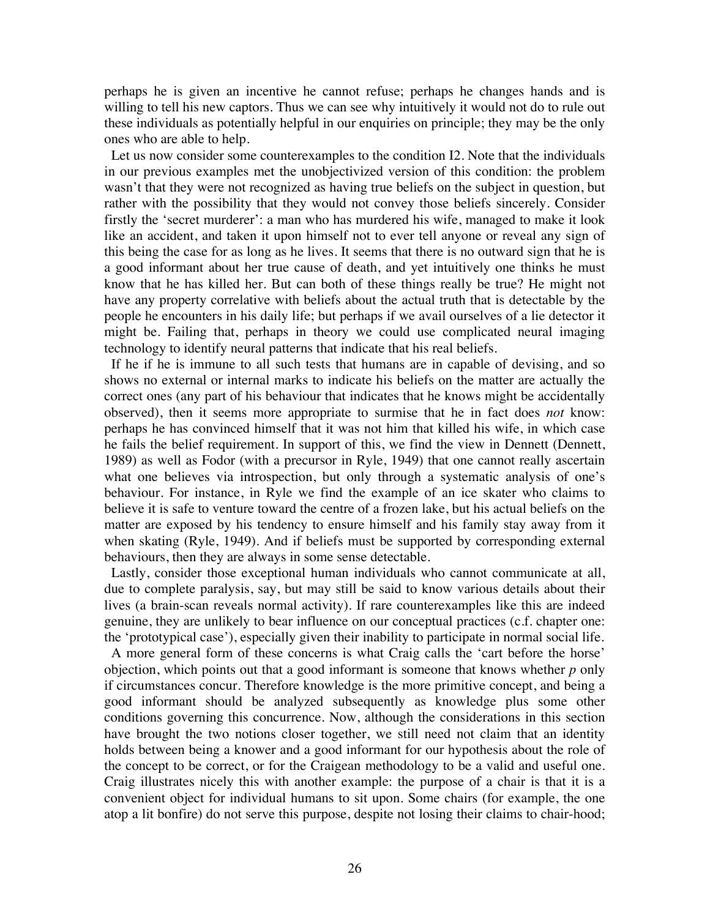perhaps he is given an incentive he cannot refuse; perhaps he changes hands and is willing to tell his new captors. Thus we can see why intuitively it would not do to rule out these individuals as potentially helpful in our enquiries on principle; they may be the only ones who are able to help.

Let us now consider some counterexamples to the condition I2. Note that the individuals in our previous examples met the unobjectivized version of this condition: the problem wasn't that they were not recognized as having true beliefs on the subject in question, but rather with the possibility that they would not convey those beliefs sincerely. Consider firstly the 'secret murderer': a man who has murdered his wife, managed to make it look like an accident, and taken it upon himself not to ever tell anyone or reveal any sign of this being the case for as long as he lives. It seems that there is no outward sign that he is a good informant about her true cause of death, and yet intuitively one thinks he must know that he has killed her. But can both of these things really be true? He might not have any property correlative with beliefs about the actual truth that is detectable by the people he encounters in his daily life; but perhaps if we avail ourselves of a lie detector it might be. Failing that, perhaps in theory we could use complicated neural imaging technology to identify neural patterns that indicate that his real beliefs.

If he if he is immune to all such tests that humans are in capable of devising, and so shows no external or internal marks to indicate his beliefs on the matter are actually the correct ones (any part of his behaviour that indicates that he knows might be accidentally observed), then it seems more appropriate to surmise that he in fact does *not* know: perhaps he has convinced himself that it was not him that killed his wife, in which case he fails the belief requirement. In support of this, we find the view in Dennett (Dennett, 1989) as well as Fodor (with a precursor in Ryle, 1949) that one cannot really ascertain what one believes via introspection, but only through a systematic analysis of one's behaviour. For instance, in Ryle we find the example of an ice skater who claims to believe it is safe to venture toward the centre of a frozen lake, but his actual beliefs on the matter are exposed by his tendency to ensure himself and his family stay away from it when skating (Ryle, 1949). And if beliefs must be supported by corresponding external behaviours, then they are always in some sense detectable.

Lastly, consider those exceptional human individuals who cannot communicate at all, due to complete paralysis, say, but may still be said to know various details about their lives (a brain-scan reveals normal activity). If rare counterexamples like this are indeed genuine, they are unlikely to bear influence on our conceptual practices (c.f. chapter one: the 'prototypical case'), especially given their inability to participate in normal social life.

A more general form of these concerns is what Craig calls the 'cart before the horse' objection, which points out that a good informant is someone that knows whether *p* only if circumstances concur. Therefore knowledge is the more primitive concept, and being a good informant should be analyzed subsequently as knowledge plus some other conditions governing this concurrence. Now, although the considerations in this section have brought the two notions closer together, we still need not claim that an identity holds between being a knower and a good informant for our hypothesis about the role of the concept to be correct, or for the Craigean methodology to be a valid and useful one. Craig illustrates nicely this with another example: the purpose of a chair is that it is a convenient object for individual humans to sit upon. Some chairs (for example, the one atop a lit bonfire) do not serve this purpose, despite not losing their claims to chair-hood;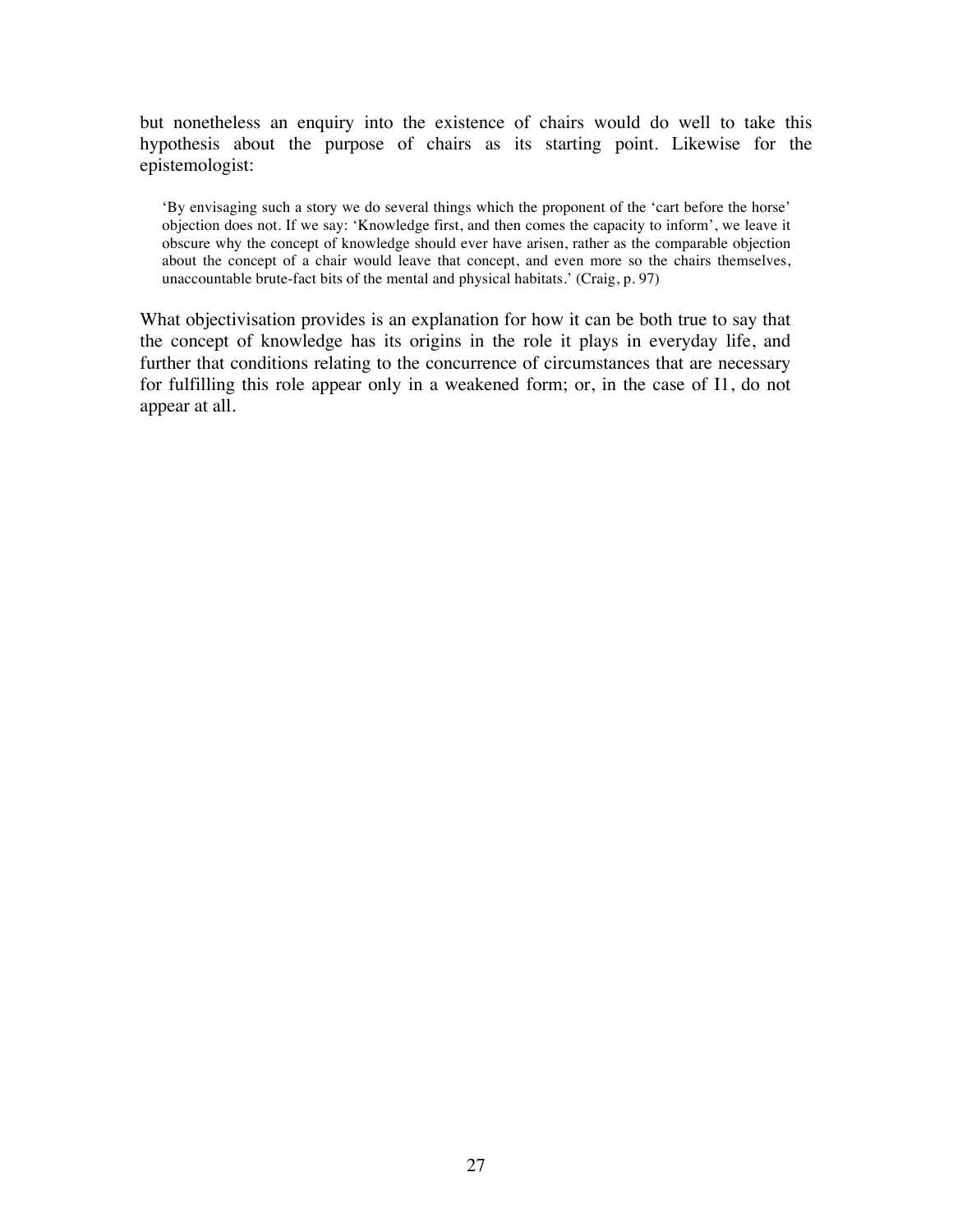but nonetheless an enquiry into the existence of chairs would do well to take this hypothesis about the purpose of chairs as its starting point. Likewise for the epistemologist:

> 'By envisaging such a story we do several things which the proponent of the 'cart before the horse' objection does not. If we say: 'Knowledge first, and then comes the capacity to inform', we leave it obscure why the concept of knowledge should ever have arisen, rather as the comparable objection about the concept of a chair would leave that concept, and even more so the chairs themselves, unaccountable brute-fact bits of the mental and physical habitats.' (Craig, p. 97)

What objectivisation provides is an explanation for how it can be both true to say that the concept of knowledge has its origins in the role it plays in everyday life, and further that conditions relating to the concurrence of circumstances that are necessary for fulfilling this role appear only in a weakened form; or, in the case of I1, do not appear at all.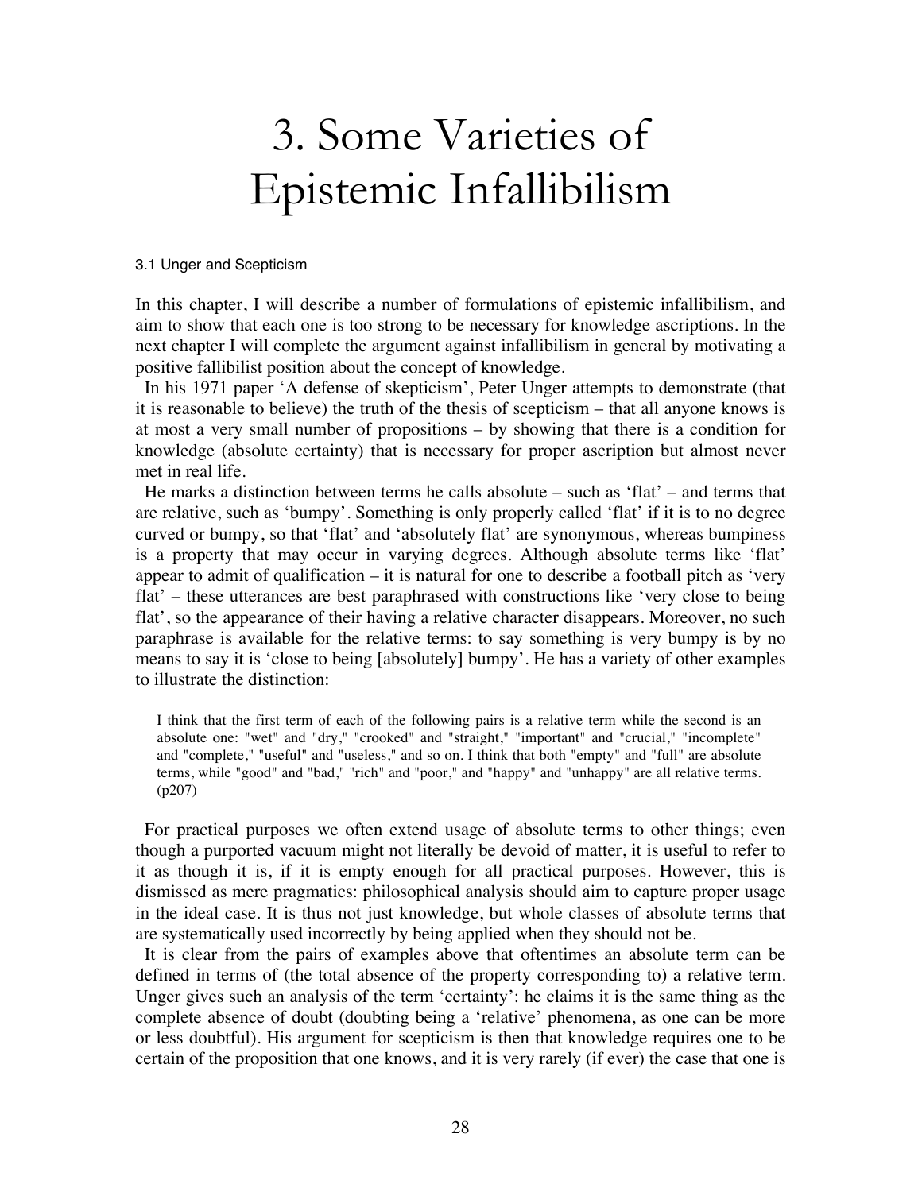# 3. Some Varieties of Epistemic Infallibilism

### 3.1 Unger and Scepticism

In this chapter, I will describe a number of formulations of epistemic infallibilism, and aim to show that each one is too strong to be necessary for knowledge ascriptions. In the next chapter I will complete the argument against infallibilism in general by motivating a positive fallibilist position about the concept of knowledge.

In his 1971 paper 'A defense of skepticism', Peter Unger attempts to demonstrate (that it is reasonable to believe) the truth of the thesis of scepticism – that all anyone knows is at most a very small number of propositions – by showing that there is a condition for knowledge (absolute certainty) that is necessary for proper ascription but almost never met in real life.

He marks a distinction between terms he calls absolute – such as 'flat' – and terms that are relative, such as 'bumpy'. Something is only properly called 'flat' if it is to no degree curved or bumpy, so that 'flat' and 'absolutely flat' are synonymous, whereas bumpiness is a property that may occur in varying degrees. Although absolute terms like 'flat' appear to admit of qualification – it is natural for one to describe a football pitch as 'very flat' – these utterances are best paraphrased with constructions like 'very close to being flat', so the appearance of their having a relative character disappears. Moreover, no such paraphrase is available for the relative terms: to say something is very bumpy is by no means to say it is 'close to being [absolutely] bumpy'. He has a variety of other examples to illustrate the distinction:

> I think that the first term of each of the following pairs is a relative term while the second is an absolute one: "wet" and "dry," "crooked" and "straight," "important" and "crucial," "incomplete" and "complete," "useful" and "useless," and so on. I think that both "empty" and "full" are absolute terms, while "good" and "bad," "rich" and "poor," and "happy" and "unhappy" are all relative terms. (p207)

For practical purposes we often extend usage of absolute terms to other things; even though a purported vacuum might not literally be devoid of matter, it is useful to refer to it as though it is, if it is empty enough for all practical purposes. However, this is dismissed as mere pragmatics: philosophical analysis should aim to capture proper usage in the ideal case. It is thus not just knowledge, but whole classes of absolute terms that are systematically used incorrectly by being applied when they should not be.

It is clear from the pairs of examples above that oftentimes an absolute term can be defined in terms of (the total absence of the property corresponding to) a relative term. Unger gives such an analysis of the term 'certainty': he claims it is the same thing as the complete absence of doubt (doubting being a 'relative' phenomena, as one can be more or less doubtful). His argument for scepticism is then that knowledge requires one to be certain of the proposition that one knows, and it is very rarely (if ever) the case that one is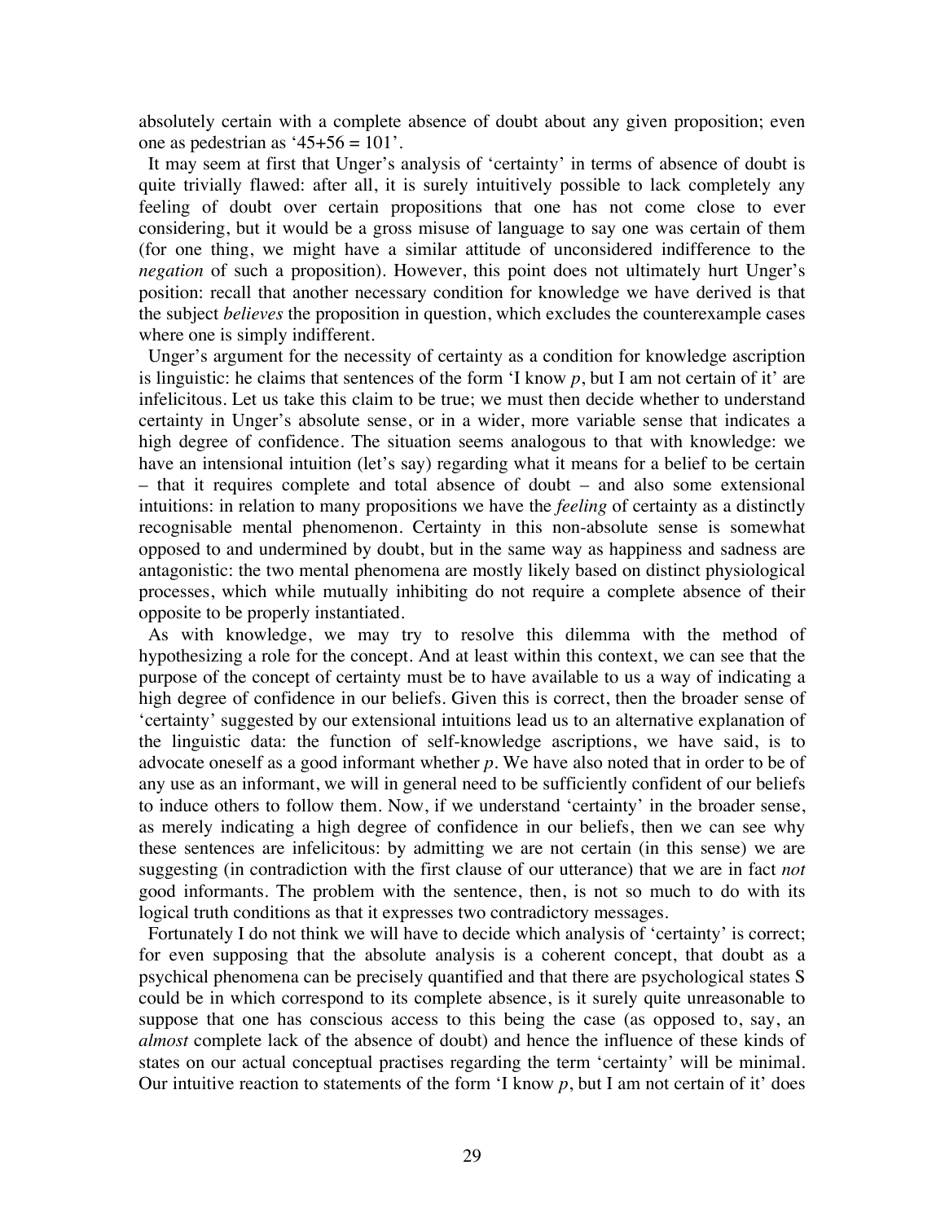absolutely certain with a complete absence of doubt about any given proposition; even one as pedestrian as '45+56 = 101'.

It may seem at first that Unger's analysis of 'certainty' in terms of absence of doubt is quite trivially flawed: after all, it is surely intuitively possible to lack completely any feeling of doubt over certain propositions that one has not come close to ever considering, but it would be a gross misuse of language to say one was certain of them (for one thing, we might have a similar attitude of unconsidered indifference to the *negation* of such a proposition). However, this point does not ultimately hurt Unger's position: recall that another necessary condition for knowledge we have derived is that the subject *believes* the proposition in question, which excludes the counterexample cases where one is simply indifferent.

Unger's argument for the necessity of certainty as a condition for knowledge ascription is linguistic: he claims that sentences of the form 'I know *p*, but I am not certain of it' are infelicitous. Let us take this claim to be true; we must then decide whether to understand certainty in Unger's absolute sense, or in a wider, more variable sense that indicates a high degree of confidence. The situation seems analogous to that with knowledge: we have an intensional intuition (let's say) regarding what it means for a belief to be certain – that it requires complete and total absence of doubt – and also some extensional intuitions: in relation to many propositions we have the *feeling* of certainty as a distinctly recognisable mental phenomenon. Certainty in this non-absolute sense is somewhat opposed to and undermined by doubt, but in the same way as happiness and sadness are antagonistic: the two mental phenomena are mostly likely based on distinct physiological processes, which while mutually inhibiting do not require a complete absence of their opposite to be properly instantiated.

As with knowledge, we may try to resolve this dilemma with the method of hypothesizing a role for the concept. And at least within this context, we can see that the purpose of the concept of certainty must be to have available to us a way of indicating a high degree of confidence in our beliefs. Given this is correct, then the broader sense of 'certainty' suggested by our extensional intuitions lead us to an alternative explanation of the linguistic data: the function of self-knowledge ascriptions, we have said, is to advocate oneself as a good informant whether *p*. We have also noted that in order to be of any use as an informant, we will in general need to be sufficiently confident of our beliefs to induce others to follow them. Now, if we understand 'certainty' in the broader sense, as merely indicating a high degree of confidence in our beliefs, then we can see why these sentences are infelicitous: by admitting we are not certain (in this sense) we are suggesting (in contradiction with the first clause of our utterance) that we are in fact *not* good informants. The problem with the sentence, then, is not so much to do with its logical truth conditions as that it expresses two contradictory messages.

Fortunately I do not think we will have to decide which analysis of 'certainty' is correct; for even supposing that the absolute analysis is a coherent concept, that doubt as a psychical phenomena can be precisely quantified and that there are psychological states S could be in which correspond to its complete absence, is it surely quite unreasonable to suppose that one has conscious access to this being the case (as opposed to, say, an *almost* complete lack of the absence of doubt) and hence the influence of these kinds of states on our actual conceptual practises regarding the term 'certainty' will be minimal. Our intuitive reaction to statements of the form 'I know *p*, but I am not certain of it' does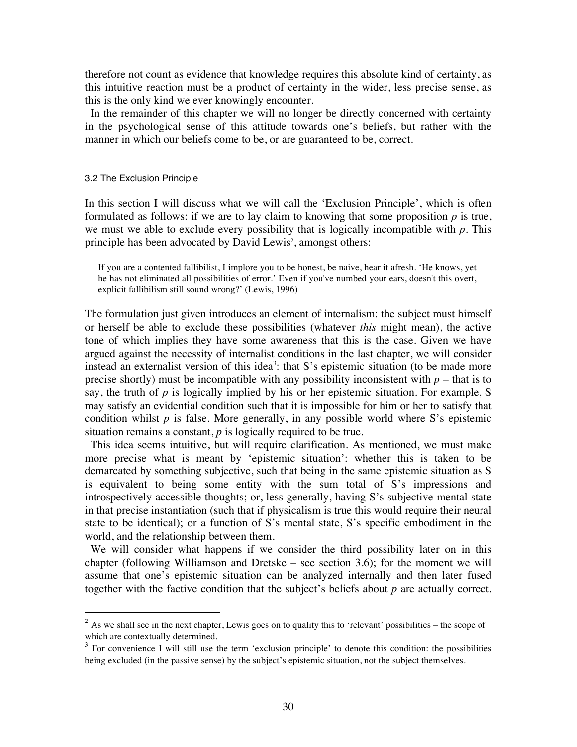therefore not count as evidence that knowledge requires this absolute kind of certainty, as this intuitive reaction must be a product of certainty in the wider, less precise sense, as this is the only kind we ever knowingly encounter.

In the remainder of this chapter we will no longer be directly concerned with certainty in the psychological sense of this attitude towards one's beliefs, but rather with the manner in which our beliefs come to be, or are guaranteed to be, correct.

### 3.2 The Exclusion Principle

In this section I will discuss what we will call the 'Exclusion Principle', which is often formulated as follows: if we are to lay claim to knowing that some proposition *p* is true, we must we able to exclude every possibility that is logically incompatible with *p*. This principle has been advocated by David Lewis[2], amongst others:

> If you are a contented fallibilist, I implore you to be honest, be naive, hear it afresh. 'He knows, yet he has not eliminated all possibilities of error.' Even if you've numbed your ears, doesn't this overt, explicit fallibilism still sound wrong?' (Lewis, 1996)

The formulation just given introduces an element of internalism: the subject must himself or herself be able to exclude these possibilities (whatever *this* might mean), the active tone of which implies they have some awareness that this is the case. Given we have argued against the necessity of internalist conditions in the last chapter, we will consider instead an externalist version of this idea[3]: that S's epistemic situation (to be made more precise shortly) must be incompatible with any possibility inconsistent with *p* – that is to say, the truth of *p* is logically implied by his or her epistemic situation. For example, S may satisfy an evidential condition such that it is impossible for him or her to satisfy that condition whilst *p* is false. More generally, in any possible world where S's epistemic situation remains a constant, *p* is logically required to be true.

This idea seems intuitive, but will require clarification. As mentioned, we must make more precise what is meant by 'epistemic situation': whether this is taken to be demarcated by something subjective, such that being in the same epistemic situation as S is equivalent to being some entity with the sum total of S's impressions and introspectively accessible thoughts; or, less generally, having S's subjective mental state in that precise instantiation (such that if physicalism is true this would require their neural state to be identical); or a function of S's mental state, S's specific embodiment in the world, and the relationship between them.

We will consider what happens if we consider the third possibility later on in this chapter (following Williamson and Dretske – see section 3.6); for the moment we will assume that one's epistemic situation can be analyzed internally and then later fused together with the factive condition that the subject's beliefs about *p* are actually correct.

---

[2] As we shall see in the next chapter, Lewis goes on to quality this to 'relevant' possibilities – the scope of which are contextually determined.

[3] For convenience I will still use the term 'exclusion principle' to denote this condition: the possibilities being excluded (in the passive sense) by the subject's epistemic situation, not the subject themselves.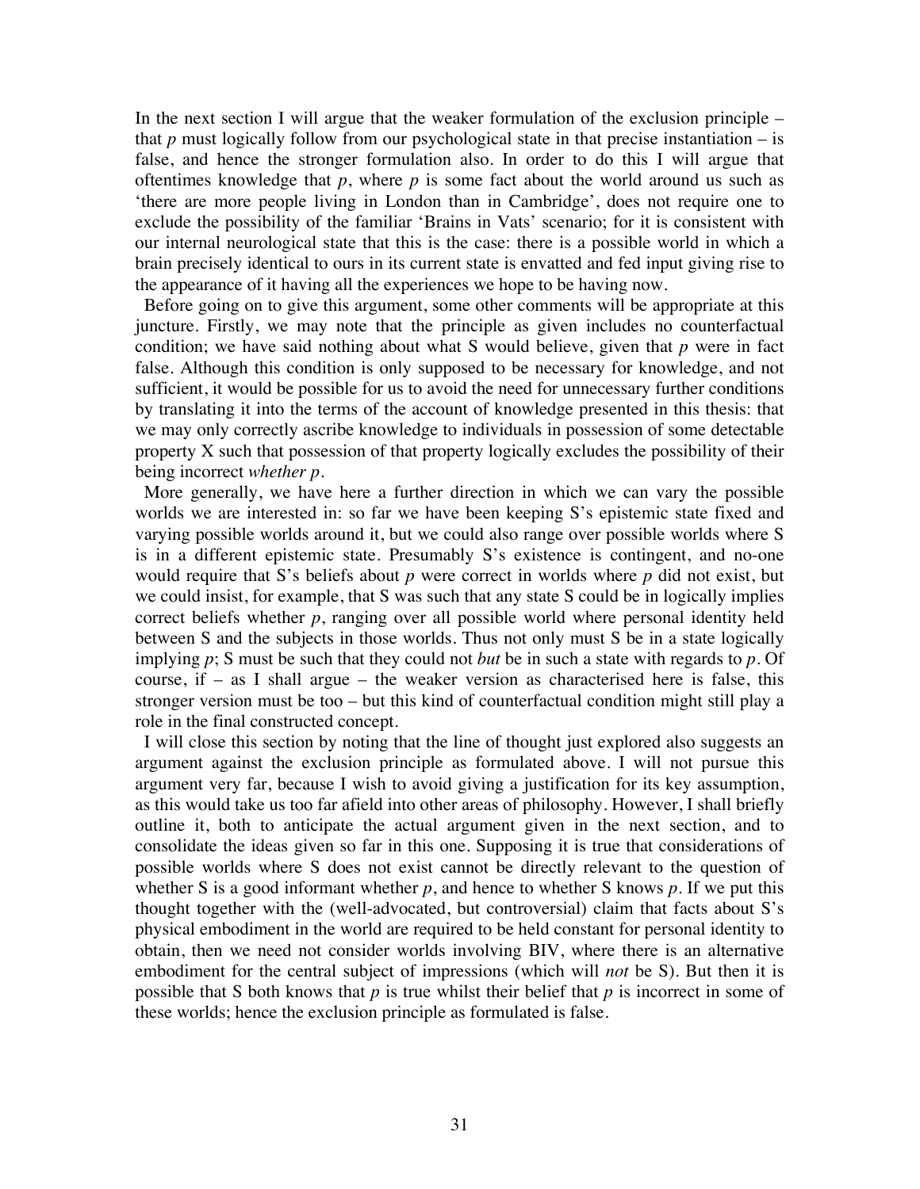In the next section I will argue that the weaker formulation of the exclusion principle – that *p* must logically follow from our psychological state in that precise instantiation – is false, and hence the stronger formulation also. In order to do this I will argue that oftentimes knowledge that *p*, where *p* is some fact about the world around us such as 'there are more people living in London than in Cambridge', does not require one to exclude the possibility of the familiar 'Brains in Vats' scenario; for it is consistent with our internal neurological state that this is the case: there is a possible world in which a brain precisely identical to ours in its current state is envatted and fed input giving rise to the appearance of it having all the experiences we hope to be having now.

Before going on to give this argument, some other comments will be appropriate at this juncture. Firstly, we may note that the principle as given includes no counterfactual condition; we have said nothing about what S would believe, given that *p* were in fact false. Although this condition is only supposed to be necessary for knowledge, and not sufficient, it would be possible for us to avoid the need for unnecessary further conditions by translating it into the terms of the account of knowledge presented in this thesis: that we may only correctly ascribe knowledge to individuals in possession of some detectable property X such that possession of that property logically excludes the possibility of their being incorrect *whether p*.

More generally, we have here a further direction in which we can vary the possible worlds we are interested in: so far we have been keeping S's epistemic state fixed and varying possible worlds around it, but we could also range over possible worlds where S is in a different epistemic state. Presumably S's existence is contingent, and no-one would require that S's beliefs about *p* were correct in worlds where *p* did not exist, but we could insist, for example, that S was such that any state S could be in logically implies correct beliefs whether *p*, ranging over all possible world where personal identity held between S and the subjects in those worlds. Thus not only must S be in a state logically implying *p*; S must be such that they could not *but* be in such a state with regards to *p*. Of course, if – as I shall argue – the weaker version as characterised here is false, this stronger version must be too – but this kind of counterfactual condition might still play a role in the final constructed concept.

I will close this section by noting that the line of thought just explored also suggests an argument against the exclusion principle as formulated above. I will not pursue this argument very far, because I wish to avoid giving a justification for its key assumption, as this would take us too far afield into other areas of philosophy. However, I shall briefly outline it, both to anticipate the actual argument given in the next section, and to consolidate the ideas given so far in this one. Supposing it is true that considerations of possible worlds where S does not exist cannot be directly relevant to the question of whether S is a good informant whether *p*, and hence to whether S knows *p*. If we put this thought together with the (well-advocated, but controversial) claim that facts about S's physical embodiment in the world are required to be held constant for personal identity to obtain, then we need not consider worlds involving BIV, where there is an alternative embodiment for the central subject of impressions (which will *not* be S). But then it is possible that S both knows that *p* is true whilst their belief that *p* is incorrect in some of these worlds; hence the exclusion principle as formulated is false.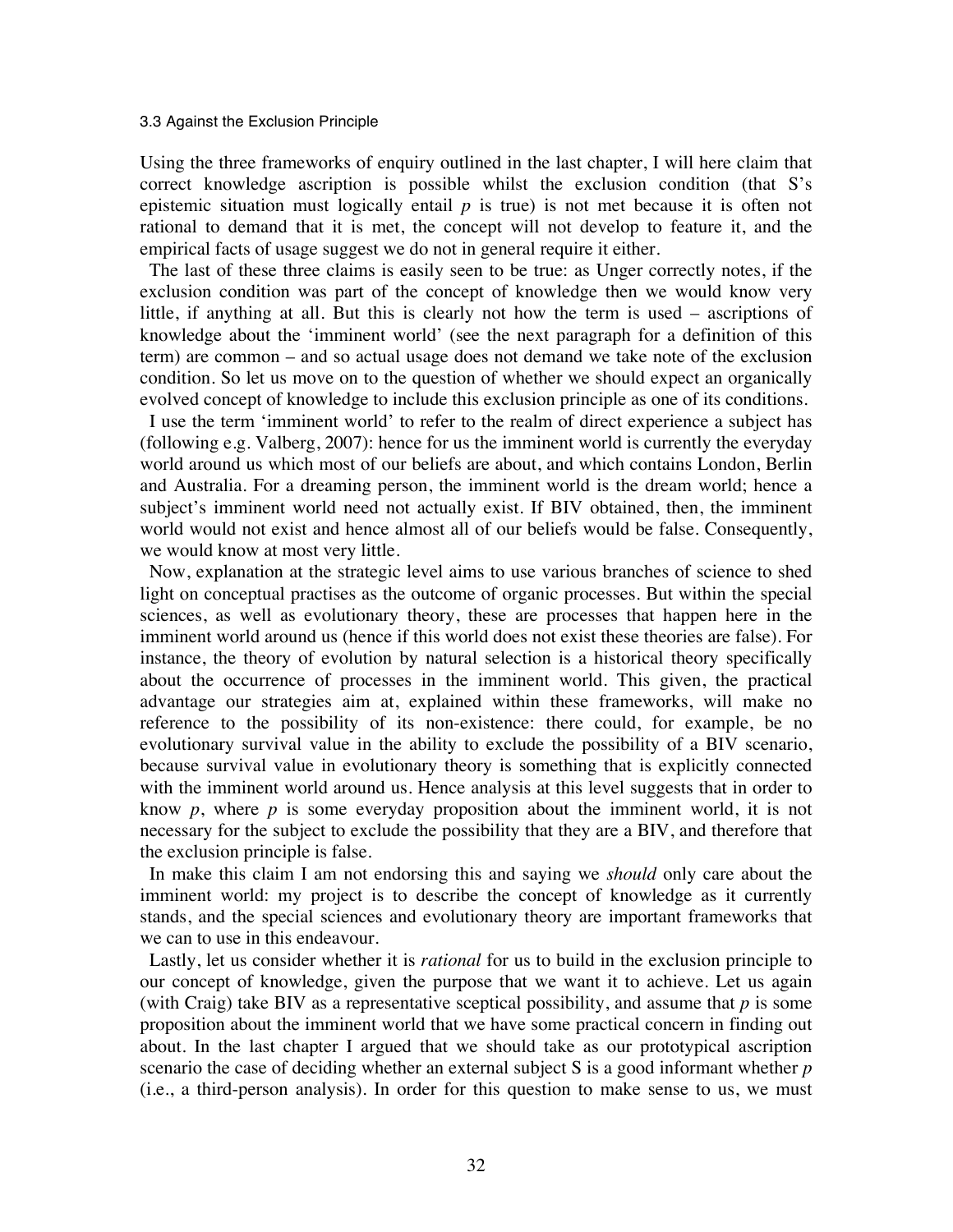### 3.3 Against the Exclusion Principle

Using the three frameworks of enquiry outlined in the last chapter, I will here claim that correct knowledge ascription is possible whilst the exclusion condition (that S's epistemic situation must logically entail *p* is true) is not met because it is often not rational to demand that it is met, the concept will not develop to feature it, and the empirical facts of usage suggest we do not in general require it either.

The last of these three claims is easily seen to be true: as Unger correctly notes, if the exclusion condition was part of the concept of knowledge then we would know very little, if anything at all. But this is clearly not how the term is used – ascriptions of knowledge about the 'imminent world' (see the next paragraph for a definition of this term) are common – and so actual usage does not demand we take note of the exclusion condition. So let us move on to the question of whether we should expect an organically evolved concept of knowledge to include this exclusion principle as one of its conditions.

I use the term 'imminent world' to refer to the realm of direct experience a subject has (following e.g. Valberg, 2007): hence for us the imminent world is currently the everyday world around us which most of our beliefs are about, and which contains London, Berlin and Australia. For a dreaming person, the imminent world is the dream world; hence a subject's imminent world need not actually exist. If BIV obtained, then, the imminent world would not exist and hence almost all of our beliefs would be false. Consequently, we would know at most very little.

Now, explanation at the strategic level aims to use various branches of science to shed light on conceptual practises as the outcome of organic processes. But within the special sciences, as well as evolutionary theory, these are processes that happen here in the imminent world around us (hence if this world does not exist these theories are false). For instance, the theory of evolution by natural selection is a historical theory specifically about the occurrence of processes in the imminent world. This given, the practical advantage our strategies aim at, explained within these frameworks, will make no reference to the possibility of its non-existence: there could, for example, be no evolutionary survival value in the ability to exclude the possibility of a BIV scenario, because survival value in evolutionary theory is something that is explicitly connected with the imminent world around us. Hence analysis at this level suggests that in order to know *p*, where *p* is some everyday proposition about the imminent world, it is not necessary for the subject to exclude the possibility that they are a BIV, and therefore that the exclusion principle is false.

In make this claim I am not endorsing this and saying we *should* only care about the imminent world: my project is to describe the concept of knowledge as it currently stands, and the special sciences and evolutionary theory are important frameworks that we can to use in this endeavour.

Lastly, let us consider whether it is *rational* for us to build in the exclusion principle to our concept of knowledge, given the purpose that we want it to achieve. Let us again (with Craig) take BIV as a representative sceptical possibility, and assume that *p* is some proposition about the imminent world that we have some practical concern in finding out about. In the last chapter I argued that we should take as our prototypical ascription scenario the case of deciding whether an external subject S is a good informant whether *p* (i.e., a third-person analysis). In order for this question to make sense to us, we must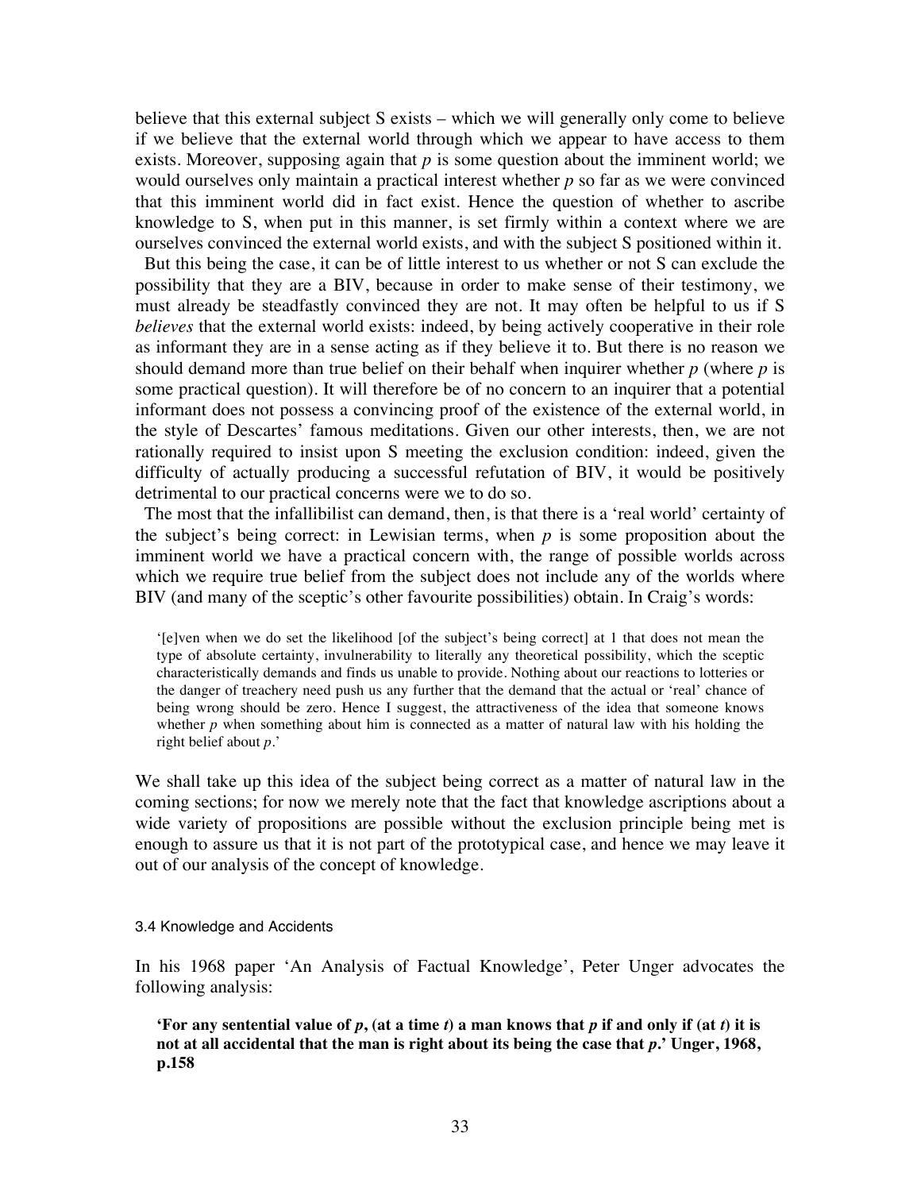believe that this external subject S exists – which we will generally only come to believe if we believe that the external world through which we appear to have access to them exists. Moreover, supposing again that *p* is some question about the imminent world; we would ourselves only maintain a practical interest whether *p* so far as we were convinced that this imminent world did in fact exist. Hence the question of whether to ascribe knowledge to S, when put in this manner, is set firmly within a context where we are ourselves convinced the external world exists, and with the subject S positioned within it.

But this being the case, it can be of little interest to us whether or not S can exclude the possibility that they are a BIV, because in order to make sense of their testimony, we must already be steadfastly convinced they are not. It may often be helpful to us if S *believes* that the external world exists: indeed, by being actively cooperative in their role as informant they are in a sense acting as if they believe it to. But there is no reason we should demand more than true belief on their behalf when inquirer whether *p* (where *p* is some practical question). It will therefore be of no concern to an inquirer that a potential informant does not possess a convincing proof of the existence of the external world, in the style of Descartes' famous meditations. Given our other interests, then, we are not rationally required to insist upon S meeting the exclusion condition: indeed, given the difficulty of actually producing a successful refutation of BIV, it would be positively detrimental to our practical concerns were we to do so.

The most that the infallibilist can demand, then, is that there is a 'real world' certainty of the subject's being correct: in Lewisian terms, when *p* is some proposition about the imminent world we have a practical concern with, the range of possible worlds across which we require true belief from the subject does not include any of the worlds where BIV (and many of the sceptic's other favourite possibilities) obtain. In Craig's words:

> '[e]ven when we do set the likelihood [of the subject's being correct] at 1 that does not mean the type of absolute certainty, invulnerability to literally any theoretical possibility, which the sceptic characteristically demands and finds us unable to provide. Nothing about our reactions to lotteries or the danger of treachery need push us any further that the demand that the actual or 'real' chance of being wrong should be zero. Hence I suggest, the attractiveness of the idea that someone knows whether *p* when something about him is connected as a matter of natural law with his holding the right belief about *p*.'

We shall take up this idea of the subject being correct as a matter of natural law in the coming sections; for now we merely note that the fact that knowledge ascriptions about a wide variety of propositions are possible without the exclusion principle being met is enough to assure us that it is not part of the prototypical case, and hence we may leave it out of our analysis of the concept of knowledge.

### 3.4 Knowledge and Accidents

In his 1968 paper 'An Analysis of Factual Knowledge', Peter Unger advocates the following analysis:

> **'For any sentential value of *p*, (at a time *t*) a man knows that *p* if and only if (at *t*) it is not at all accidental that the man is right about its being the case that *p*.' Unger, 1968, p.158**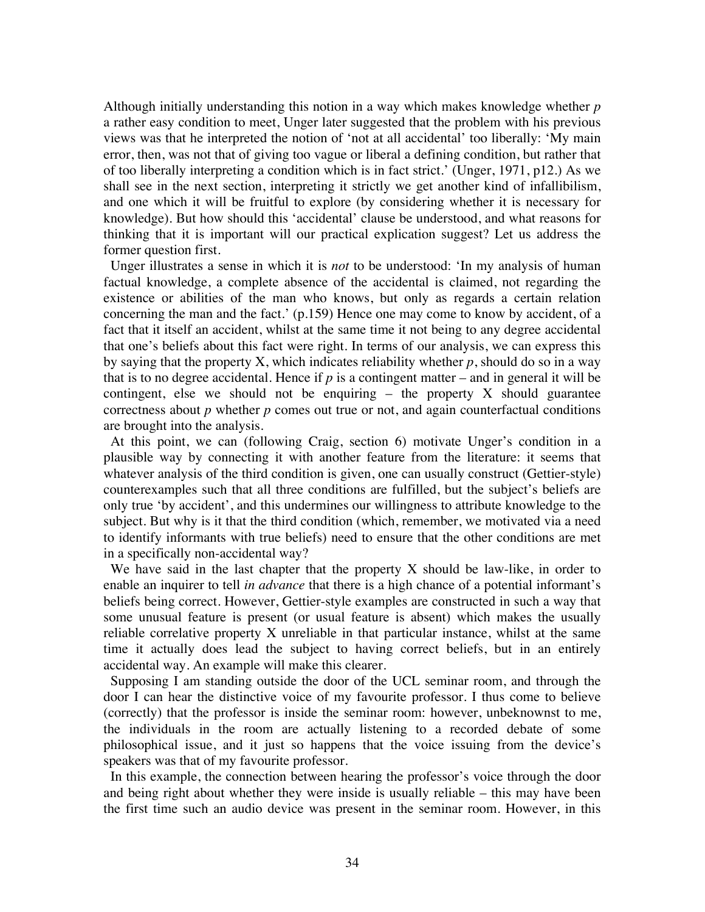Although initially understanding this notion in a way which makes knowledge whether *p* a rather easy condition to meet, Unger later suggested that the problem with his previous views was that he interpreted the notion of 'not at all accidental' too liberally: 'My main error, then, was not that of giving too vague or liberal a defining condition, but rather that of too liberally interpreting a condition which is in fact strict.' (Unger, 1971, p12.) As we shall see in the next section, interpreting it strictly we get another kind of infallibilism, and one which it will be fruitful to explore (by considering whether it is necessary for knowledge). But how should this 'accidental' clause be understood, and what reasons for thinking that it is important will our practical explication suggest? Let us address the former question first.

Unger illustrates a sense in which it is *not* to be understood: 'In my analysis of human factual knowledge, a complete absence of the accidental is claimed, not regarding the existence or abilities of the man who knows, but only as regards a certain relation concerning the man and the fact.' (p.159) Hence one may come to know by accident, of a fact that it itself an accident, whilst at the same time it not being to any degree accidental that one's beliefs about this fact were right. In terms of our analysis, we can express this by saying that the property X, which indicates reliability whether *p*, should do so in a way that is to no degree accidental. Hence if *p* is a contingent matter – and in general it will be contingent, else we should not be enquiring – the property X should guarantee correctness about *p* whether *p* comes out true or not, and again counterfactual conditions are brought into the analysis.

At this point, we can (following Craig, section 6) motivate Unger's condition in a plausible way by connecting it with another feature from the literature: it seems that whatever analysis of the third condition is given, one can usually construct (Gettier-style) counterexamples such that all three conditions are fulfilled, but the subject's beliefs are only true 'by accident', and this undermines our willingness to attribute knowledge to the subject. But why is it that the third condition (which, remember, we motivated via a need to identify informants with true beliefs) need to ensure that the other conditions are met in a specifically non-accidental way?

We have said in the last chapter that the property X should be law-like, in order to enable an inquirer to tell *in advance* that there is a high chance of a potential informant's beliefs being correct. However, Gettier-style examples are constructed in such a way that some unusual feature is present (or usual feature is absent) which makes the usually reliable correlative property X unreliable in that particular instance, whilst at the same time it actually does lead the subject to having correct beliefs, but in an entirely accidental way. An example will make this clearer.

Supposing I am standing outside the door of the UCL seminar room, and through the door I can hear the distinctive voice of my favourite professor. I thus come to believe (correctly) that the professor is inside the seminar room: however, unbeknownst to me, the individuals in the room are actually listening to a recorded debate of some philosophical issue, and it just so happens that the voice issuing from the device's speakers was that of my favourite professor.

In this example, the connection between hearing the professor's voice through the door and being right about whether they were inside is usually reliable – this may have been the first time such an audio device was present in the seminar room. However, in this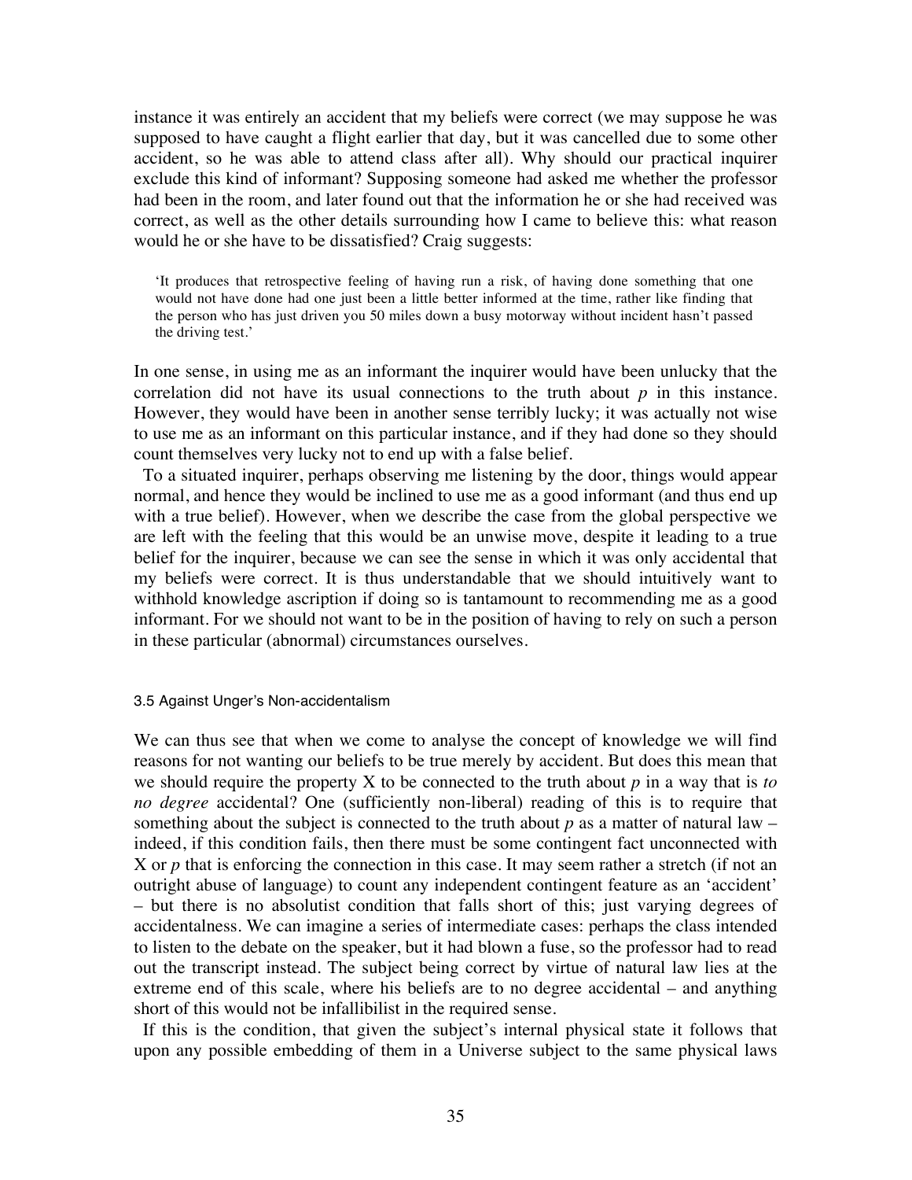instance it was entirely an accident that my beliefs were correct (we may suppose he was supposed to have caught a flight earlier that day, but it was cancelled due to some other accident, so he was able to attend class after all). Why should our practical inquirer exclude this kind of informant? Supposing someone had asked me whether the professor had been in the room, and later found out that the information he or she had received was correct, as well as the other details surrounding how I came to believe this: what reason would he or she have to be dissatisfied? Craig suggests:

> 'It produces that retrospective feeling of having run a risk, of having done something that one would not have done had one just been a little better informed at the time, rather like finding that the person who has just driven you 50 miles down a busy motorway without incident hasn't passed the driving test.'

In one sense, in using me as an informant the inquirer would have been unlucky that the correlation did not have its usual connections to the truth about *p* in this instance. However, they would have been in another sense terribly lucky; it was actually not wise to use me as an informant on this particular instance, and if they had done so they should count themselves very lucky not to end up with a false belief.

To a situated inquirer, perhaps observing me listening by the door, things would appear normal, and hence they would be inclined to use me as a good informant (and thus end up with a true belief). However, when we describe the case from the global perspective we are left with the feeling that this would be an unwise move, despite it leading to a true belief for the inquirer, because we can see the sense in which it was only accidental that my beliefs were correct. It is thus understandable that we should intuitively want to withhold knowledge ascription if doing so is tantamount to recommending me as a good informant. For we should not want to be in the position of having to rely on such a person in these particular (abnormal) circumstances ourselves.

### 3.5 Against Unger's Non-accidentalism

We can thus see that when we come to analyse the concept of knowledge we will find reasons for not wanting our beliefs to be true merely by accident. But does this mean that we should require the property X to be connected to the truth about *p* in a way that is *to no degree* accidental? One (sufficiently non-liberal) reading of this is to require that something about the subject is connected to the truth about *p* as a matter of natural law – indeed, if this condition fails, then there must be some contingent fact unconnected with X or *p* that is enforcing the connection in this case. It may seem rather a stretch (if not an outright abuse of language) to count any independent contingent feature as an 'accident' – but there is no absolutist condition that falls short of this; just varying degrees of accidentalness. We can imagine a series of intermediate cases: perhaps the class intended to listen to the debate on the speaker, but it had blown a fuse, so the professor had to read out the transcript instead. The subject being correct by virtue of natural law lies at the extreme end of this scale, where his beliefs are to no degree accidental – and anything short of this would not be infallibilist in the required sense.

If this is the condition, that given the subject's internal physical state it follows that upon any possible embedding of them in a Universe subject to the same physical laws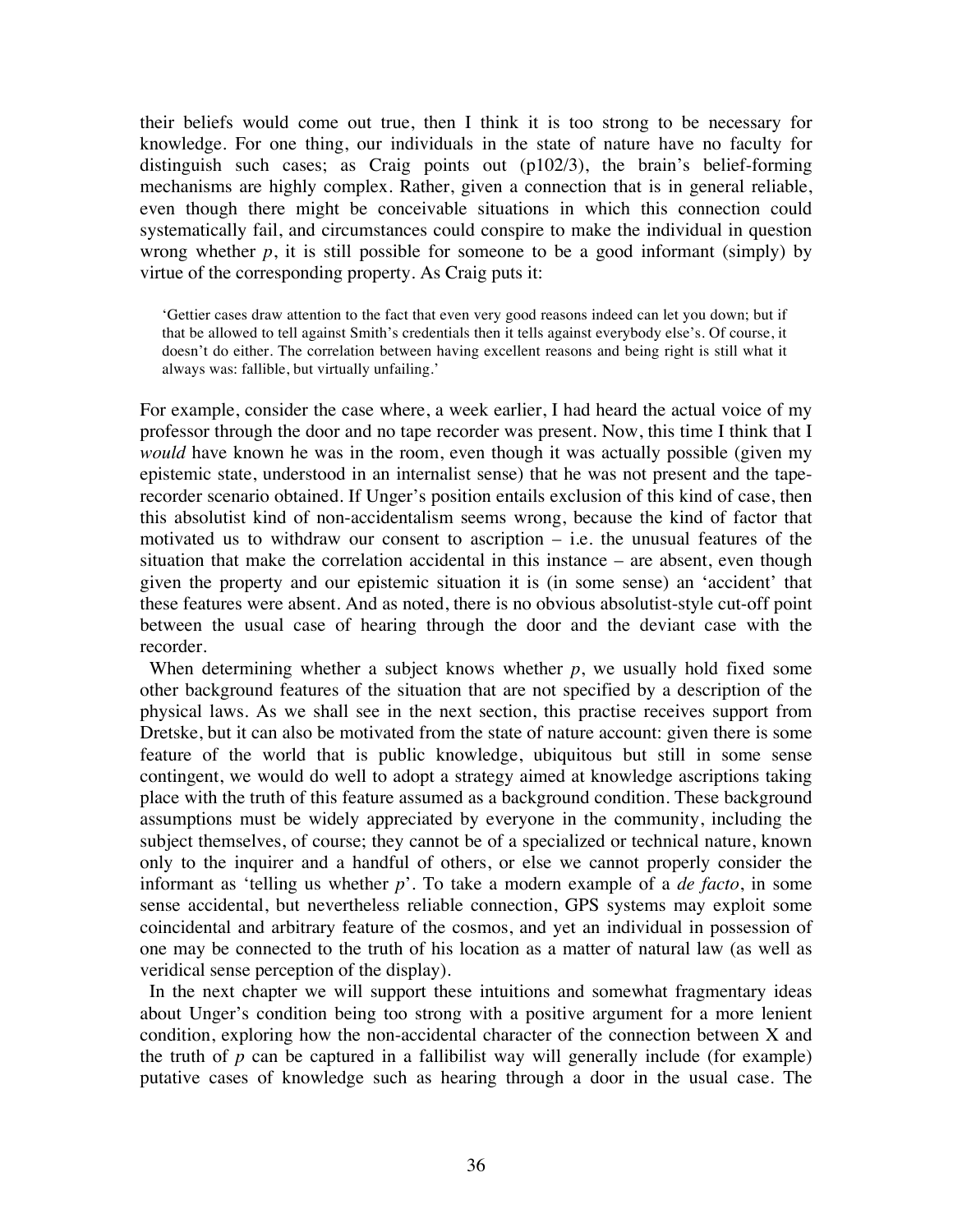their beliefs would come out true, then I think it is too strong to be necessary for knowledge. For one thing, our individuals in the state of nature have no faculty for distinguish such cases; as Craig points out (p102/3), the brain's belief-forming mechanisms are highly complex. Rather, given a connection that is in general reliable, even though there might be conceivable situations in which this connection could systematically fail, and circumstances could conspire to make the individual in question wrong whether *p*, it is still possible for someone to be a good informant (simply) by virtue of the corresponding property. As Craig puts it:

> 'Gettier cases draw attention to the fact that even very good reasons indeed can let you down; but if that be allowed to tell against Smith's credentials then it tells against everybody else's. Of course, it doesn't do either. The correlation between having excellent reasons and being right is still what it always was: fallible, but virtually unfailing.'

For example, consider the case where, a week earlier, I had heard the actual voice of my professor through the door and no tape recorder was present. Now, this time I think that I *would* have known he was in the room, even though it was actually possible (given my epistemic state, understood in an internalist sense) that he was not present and the tape-recorder scenario obtained. If Unger's position entails exclusion of this kind of case, then this absolutist kind of non-accidentalism seems wrong, because the kind of factor that motivated us to withdraw our consent to ascription – i.e. the unusual features of the situation that make the correlation accidental in this instance – are absent, even though given the property and our epistemic situation it is (in some sense) an 'accident' that these features were absent. And as noted, there is no obvious absolutist-style cut-off point between the usual case of hearing through the door and the deviant case with the recorder.

When determining whether a subject knows whether *p*, we usually hold fixed some other background features of the situation that are not specified by a description of the physical laws. As we shall see in the next section, this practise receives support from Dretske, but it can also be motivated from the state of nature account: given there is some feature of the world that is public knowledge, ubiquitous but still in some sense contingent, we would do well to adopt a strategy aimed at knowledge ascriptions taking place with the truth of this feature assumed as a background condition. These background assumptions must be widely appreciated by everyone in the community, including the subject themselves, of course; they cannot be of a specialized or technical nature, known only to the inquirer and a handful of others, or else we cannot properly consider the informant as 'telling us whether *p*'. To take a modern example of a *de facto*, in some sense accidental, but nevertheless reliable connection, GPS systems may exploit some coincidental and arbitrary feature of the cosmos, and yet an individual in possession of one may be connected to the truth of his location as a matter of natural law (as well as veridical sense perception of the display).

In the next chapter we will support these intuitions and somewhat fragmentary ideas about Unger's condition being too strong with a positive argument for a more lenient condition, exploring how the non-accidental character of the connection between X and the truth of *p* can be captured in a fallibilist way will generally include (for example) putative cases of knowledge such as hearing through a door in the usual case. The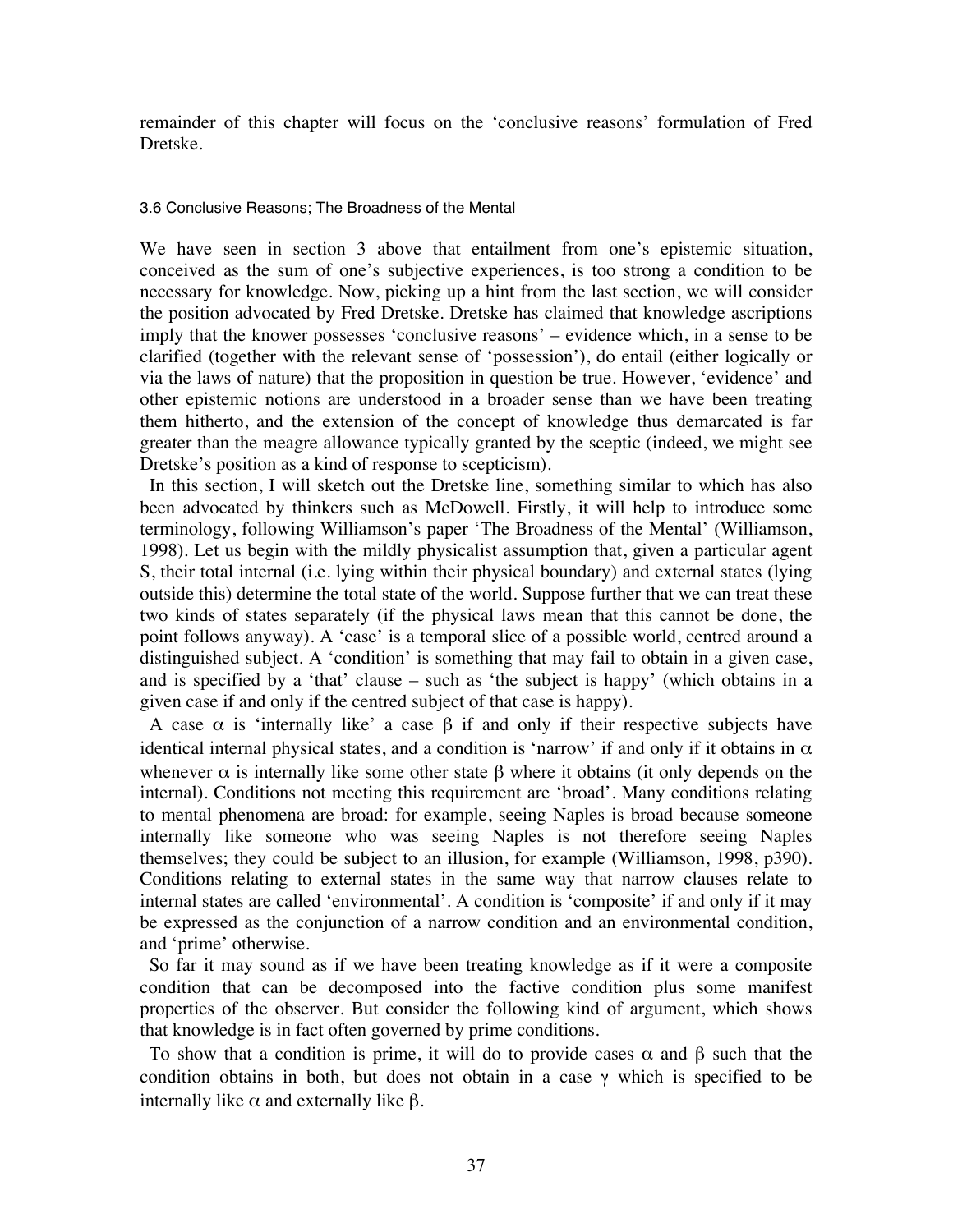remainder of this chapter will focus on the 'conclusive reasons' formulation of Fred Dretske.

### 3.6 Conclusive Reasons; The Broadness of the Mental

We have seen in section 3 above that entailment from one's epistemic situation, conceived as the sum of one's subjective experiences, is too strong a condition to be necessary for knowledge. Now, picking up a hint from the last section, we will consider the position advocated by Fred Dretske. Dretske has claimed that knowledge ascriptions imply that the knower possesses 'conclusive reasons' – evidence which, in a sense to be clarified (together with the relevant sense of 'possession'), do entail (either logically or via the laws of nature) that the proposition in question be true. However, 'evidence' and other epistemic notions are understood in a broader sense than we have been treating them hitherto, and the extension of the concept of knowledge thus demarcated is far greater than the meagre allowance typically granted by the sceptic (indeed, we might see Dretske's position as a kind of response to scepticism).

In this section, I will sketch out the Dretske line, something similar to which has also been advocated by thinkers such as McDowell. Firstly, it will help to introduce some terminology, following Williamson's paper 'The Broadness of the Mental' (Williamson, 1998). Let us begin with the mildly physicalist assumption that, given a particular agent S, their total internal (i.e. lying within their physical boundary) and external states (lying outside this) determine the total state of the world. Suppose further that we can treat these two kinds of states separately (if the physical laws mean that this cannot be done, the point follows anyway). A 'case' is a temporal slice of a possible world, centred around a distinguished subject. A 'condition' is something that may fail to obtain in a given case, and is specified by a 'that' clause – such as 'the subject is happy' (which obtains in a given case if and only if the centred subject of that case is happy).

A case $\alpha$ is 'internally like' a case $\beta$ if and only if their respective subjects have identical internal physical states, and a condition is 'narrow' if and only if it obtains in $\alpha$ whenever $\alpha$ is internally like some other state $\beta$ where it obtains (it only depends on the internal). Conditions not meeting this requirement are 'broad'. Many conditions relating to mental phenomena are broad: for example, seeing Naples is broad because someone internally like someone who was seeing Naples is not therefore seeing Naples themselves; they could be subject to an illusion, for example (Williamson, 1998, p390). Conditions relating to external states in the same way that narrow clauses relate to internal states are called 'environmental'. A condition is 'composite' if and only if it may be expressed as the conjunction of a narrow condition and an environmental condition, and 'prime' otherwise.

So far it may sound as if we have been treating knowledge as if it were a composite condition that can be decomposed into the factive condition plus some manifest properties of the observer. But consider the following kind of argument, which shows that knowledge is in fact often governed by prime conditions.

To show that a condition is prime, it will do to provide cases $\alpha$ and $\beta$ such that the condition obtains in both, but does not obtain in a case $\gamma$ which is specified to be internally like $\alpha$ and externally like $\beta$.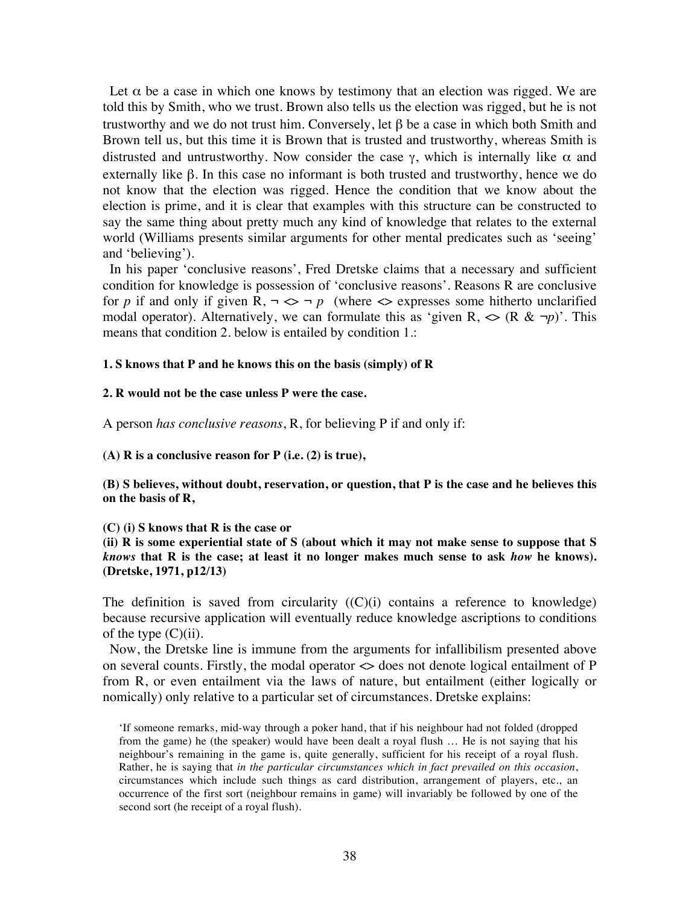Let $\alpha$ be a case in which one knows by testimony that an election was rigged. We are told this by Smith, who we trust. Brown also tells us the election was rigged, but he is not trustworthy and we do not trust him. Conversely, let $\beta$ be a case in which both Smith and Brown tell us, but this time it is Brown that is trusted and trustworthy, whereas Smith is distrusted and untrustworthy. Now consider the case $\gamma$, which is internally like $\alpha$ and externally like $\beta$. In this case no informant is both trusted and trustworthy, hence we do not know that the election was rigged. Hence the condition that we know about the election is prime, and it is clear that examples with this structure can be constructed to say the same thing about pretty much any kind of knowledge that relates to the external world (Williams presents similar arguments for other mental predicates such as 'seeing' and 'believing').

In his paper 'conclusive reasons', Fred Dretske claims that a necessary and sufficient condition for knowledge is possession of 'conclusive reasons'. Reasons R are conclusive for *p* if and only if given R, $\neg <> \neg p$ (where $<>$ expresses some hitherto unclarified modal operator). Alternatively, we can formulate this as 'given R, $<>$ (R & $\neg p$)'. This means that condition 2. below is entailed by condition 1.:

**1. S knows that P and he knows this on the basis (simply) of R**

**2. R would not be the case unless P were the case.**

A person *has conclusive reasons*, R, for believing P if and only if:

**(A) R is a conclusive reason for P (i.e. (2) is true),**

**(B) S believes, without doubt, reservation, or question, that P is the case and he believes this on the basis of R,**

**(C) (i) S knows that R is the case or**
**(ii) R is some experiential state of S (about which it may not make sense to suppose that S *knows* that R is the case; at least it no longer makes much sense to ask *how* he knows). (Dretske, 1971, p12/13)**

The definition is saved from circularity ((C)(i) contains a reference to knowledge) because recursive application will eventually reduce knowledge ascriptions to conditions of the type (C)(ii).

Now, the Dretske line is immune from the arguments for infallibilism presented above on several counts. Firstly, the modal operator $<>$ does not denote logical entailment of P from R, or even entailment via the laws of nature, but entailment (either logically or nomically) only relative to a particular set of circumstances. Dretske explains:

> 'If someone remarks, mid-way through a poker hand, that if his neighbour had not folded (dropped from the game) he (the speaker) would have been dealt a royal flush … He is not saying that his neighbour's remaining in the game is, quite generally, sufficient for his receipt of a royal flush. Rather, he is saying that *in the particular circumstances which in fact prevailed on this occasion*, circumstances which include such things as card distribution, arrangement of players, etc., an occurrence of the first sort (neighbour remains in game) will invariably be followed by one of the second sort (he receipt of a royal flush).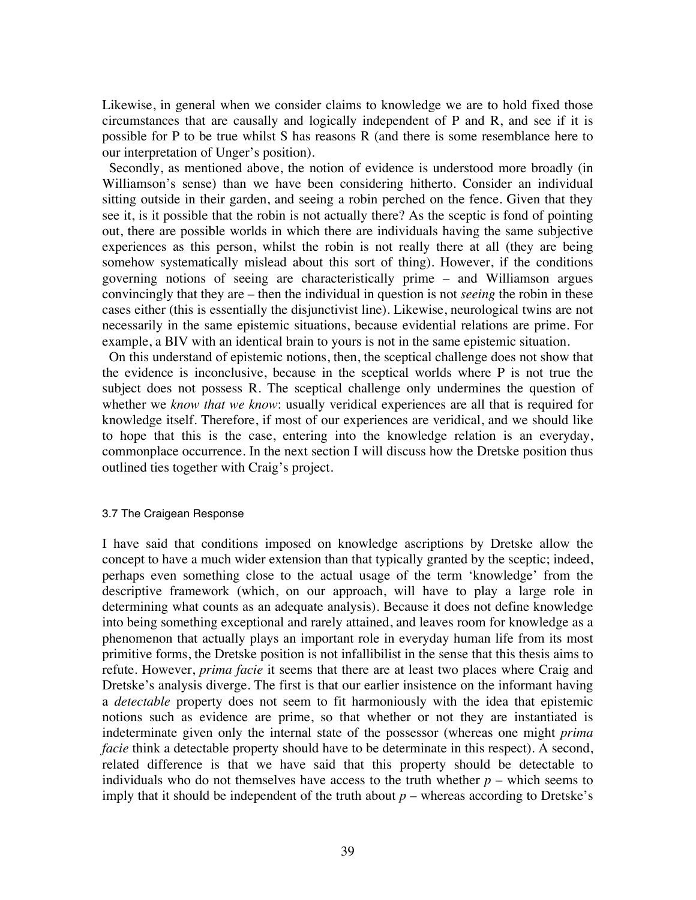Likewise, in general when we consider claims to knowledge we are to hold fixed those circumstances that are causally and logically independent of P and R, and see if it is possible for P to be true whilst S has reasons R (and there is some resemblance here to our interpretation of Unger's position).

Secondly, as mentioned above, the notion of evidence is understood more broadly (in Williamson's sense) than we have been considering hitherto. Consider an individual sitting outside in their garden, and seeing a robin perched on the fence. Given that they see it, is it possible that the robin is not actually there? As the sceptic is fond of pointing out, there are possible worlds in which there are individuals having the same subjective experiences as this person, whilst the robin is not really there at all (they are being somehow systematically mislead about this sort of thing). However, if the conditions governing notions of seeing are characteristically prime – and Williamson argues convincingly that they are – then the individual in question is not *seeing* the robin in these cases either (this is essentially the disjunctivist line). Likewise, neurological twins are not necessarily in the same epistemic situations, because evidential relations are prime. For example, a BIV with an identical brain to yours is not in the same epistemic situation.

On this understand of epistemic notions, then, the sceptical challenge does not show that the evidence is inconclusive, because in the sceptical worlds where P is not true the subject does not possess R. The sceptical challenge only undermines the question of whether we *know that we know*: usually veridical experiences are all that is required for knowledge itself. Therefore, if most of our experiences are veridical, and we should like to hope that this is the case, entering into the knowledge relation is an everyday, commonplace occurrence. In the next section I will discuss how the Dretske position thus outlined ties together with Craig's project.

### 3.7 The Craigean Response

I have said that conditions imposed on knowledge ascriptions by Dretske allow the concept to have a much wider extension than that typically granted by the sceptic; indeed, perhaps even something close to the actual usage of the term 'knowledge' from the descriptive framework (which, on our approach, will have to play a large role in determining what counts as an adequate analysis). Because it does not define knowledge into being something exceptional and rarely attained, and leaves room for knowledge as a phenomenon that actually plays an important role in everyday human life from its most primitive forms, the Dretske position is not infallibilist in the sense that this thesis aims to refute. However, *prima facie* it seems that there are at least two places where Craig and Dretske's analysis diverge. The first is that our earlier insistence on the informant having a *detectable* property does not seem to fit harmoniously with the idea that epistemic notions such as evidence are prime, so that whether or not they are instantiated is indeterminate given only the internal state of the possessor (whereas one might *prima facie* think a detectable property should have to be determinate in this respect). A second, related difference is that we have said that this property should be detectable to individuals who do not themselves have access to the truth whether $p$ – which seems to imply that it should be independent of the truth about $p$ – whereas according to Dretske's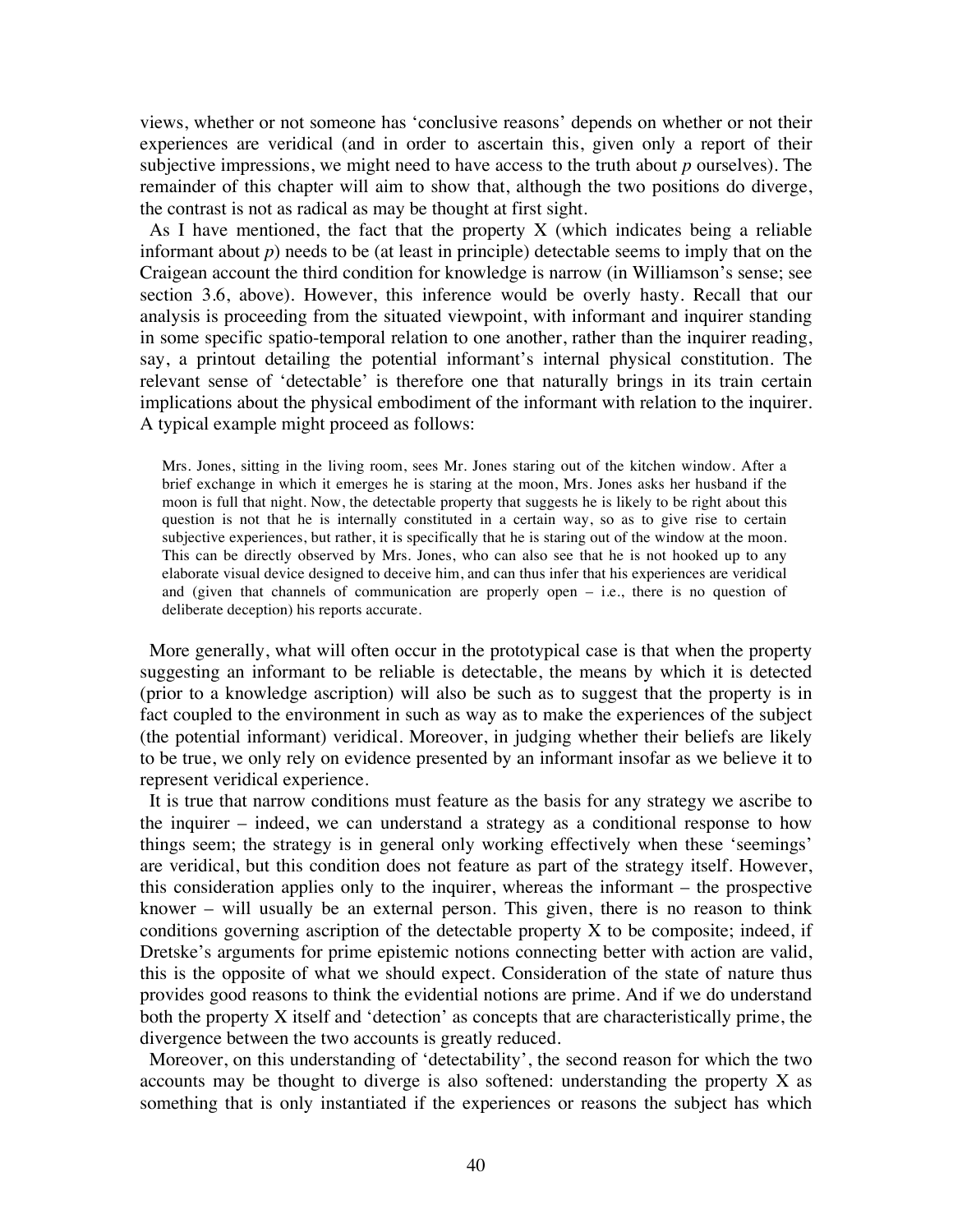views, whether or not someone has 'conclusive reasons' depends on whether or not their experiences are veridical (and in order to ascertain this, given only a report of their subjective impressions, we might need to have access to the truth about *p* ourselves). The remainder of this chapter will aim to show that, although the two positions do diverge, the contrast is not as radical as may be thought at first sight.

As I have mentioned, the fact that the property X (which indicates being a reliable informant about *p*) needs to be (at least in principle) detectable seems to imply that on the Craigean account the third condition for knowledge is narrow (in Williamson's sense; see section 3.6, above). However, this inference would be overly hasty. Recall that our analysis is proceeding from the situated viewpoint, with informant and inquirer standing in some specific spatio-temporal relation to one another, rather than the inquirer reading, say, a printout detailing the potential informant's internal physical constitution. The relevant sense of 'detectable' is therefore one that naturally brings in its train certain implications about the physical embodiment of the informant with relation to the inquirer. A typical example might proceed as follows:

> Mrs. Jones, sitting in the living room, sees Mr. Jones staring out of the kitchen window. After a brief exchange in which it emerges he is staring at the moon, Mrs. Jones asks her husband if the moon is full that night. Now, the detectable property that suggests he is likely to be right about this question is not that he is internally constituted in a certain way, so as to give rise to certain subjective experiences, but rather, it is specifically that he is staring out of the window at the moon. This can be directly observed by Mrs. Jones, who can also see that he is not hooked up to any elaborate visual device designed to deceive him, and can thus infer that his experiences are veridical and (given that channels of communication are properly open – i.e., there is no question of deliberate deception) his reports accurate.

More generally, what will often occur in the prototypical case is that when the property suggesting an informant to be reliable is detectable, the means by which it is detected (prior to a knowledge ascription) will also be such as to suggest that the property is in fact coupled to the environment in such way as to make the experiences of the subject (the potential informant) veridical. Moreover, in judging whether their beliefs are likely to be true, we only rely on evidence presented by an informant insofar as we believe it to represent veridical experience.

It is true that narrow conditions must feature as the basis for any strategy we ascribe to the inquirer – indeed, we can understand a strategy as a conditional response to how things seem; the strategy is in general only working effectively when these 'seemings' are veridical, but this condition does not feature as part of the strategy itself. However, this consideration applies only to the inquirer, whereas the informant – the prospective knower – will usually be an external person. This given, there is no reason to think conditions governing ascription of the detectable property X to be composite; indeed, if Dretske's arguments for prime epistemic notions connecting better with action are valid, this is the opposite of what we should expect. Consideration of the state of nature thus provides good reasons to think the evidential notions are prime. And if we do understand both the property X itself and 'detection' as concepts that are characteristically prime, the divergence between the two accounts is greatly reduced.

Moreover, on this understanding of 'detectability', the second reason for which the two accounts may be thought to diverge is also softened: understanding the property X as something that is only instantiated if the experiences or reasons the subject has which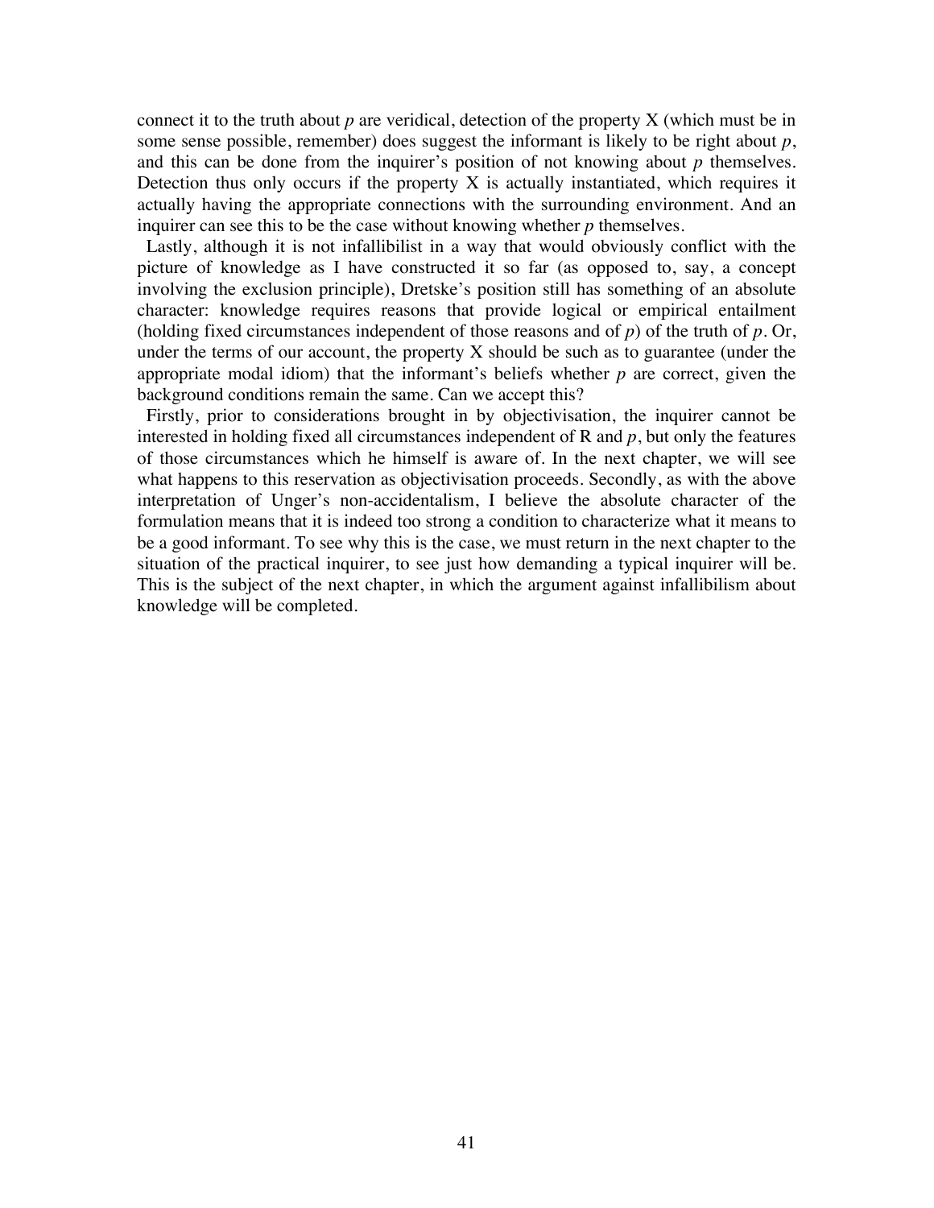connect it to the truth about *p* are veridical, detection of the property X (which must be in some sense possible, remember) does suggest the informant is likely to be right about *p*, and this can be done from the inquirer's position of not knowing about *p* themselves. Detection thus only occurs if the property X is actually instantiated, which requires it actually having the appropriate connections with the surrounding environment. And an inquirer can see this to be the case without knowing whether *p* themselves.

Lastly, although it is not infallibilist in a way that would obviously conflict with the picture of knowledge as I have constructed it so far (as opposed to, say, a concept involving the exclusion principle), Dretske's position still has something of an absolute character: knowledge requires reasons that provide logical or empirical entailment (holding fixed circumstances independent of those reasons and of *p*) of the truth of *p*. Or, under the terms of our account, the property X should be such as to guarantee (under the appropriate modal idiom) that the informant's beliefs whether *p* are correct, given the background conditions remain the same. Can we accept this?

Firstly, prior to considerations brought in by objectivisation, the inquirer cannot be interested in holding fixed all circumstances independent of R and *p*, but only the features of those circumstances which he himself is aware of. In the next chapter, we will see what happens to this reservation as objectivisation proceeds. Secondly, as with the above interpretation of Unger's non-accidentalism, I believe the absolute character of the formulation means that it is indeed too strong a condition to characterize what it means to be a good informant. To see why this is the case, we must return in the next chapter to the situation of the practical inquirer, to see just how demanding a typical inquirer will be. This is the subject of the next chapter, in which the argument against infallibilism about knowledge will be completed.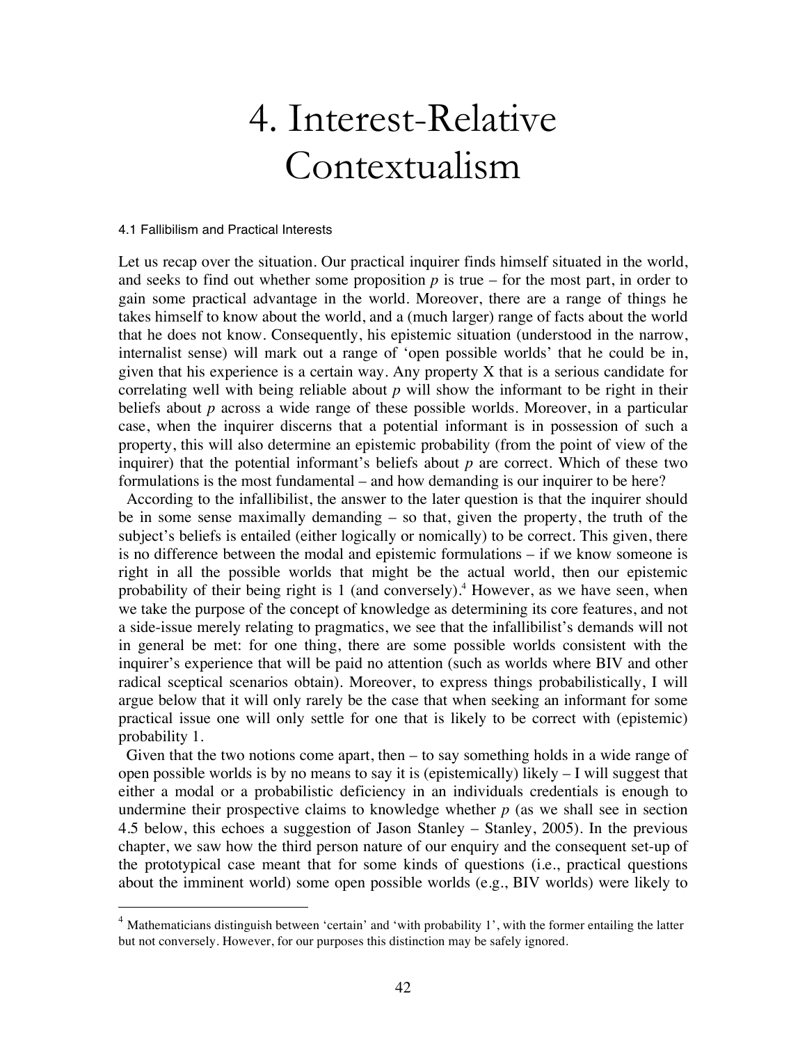# 4. Interest-Relative Contextualism

## 4.1 Fallibilism and Practical Interests

Let us recap over the situation. Our practical inquirer finds himself situated in the world, and seeks to find out whether some proposition *p* is true – for the most part, in order to gain some practical advantage in the world. Moreover, there are a range of things he takes himself to know about the world, and a (much larger) range of facts about the world that he does not know. Consequently, his epistemic situation (understood in the narrow, internalist sense) will mark out a range of 'open possible worlds' that he could be in, given that his experience is a certain way. Any property X that is a serious candidate for correlating well with being reliable about *p* will show the informant to be right in their beliefs about *p* across a wide range of these possible worlds. Moreover, in a particular case, when the inquirer discerns that a potential informant is in possession of such a property, this will also determine an epistemic probability (from the point of view of the inquirer) that the potential informant's beliefs about *p* are correct. Which of these two formulations is the most fundamental – and how demanding is our inquirer to be here?

According to the infallibilist, the answer to the later question is that the inquirer should be in some sense maximally demanding – so that, given the property, the truth of the subject's beliefs is entailed (either logically or nomically) to be correct. This given, there is no difference between the modal and epistemic formulations – if we know someone is right in all the possible worlds that might be the actual world, then our epistemic probability of their being right is 1 (and conversely).[4] However, as we have seen, when we take the purpose of the concept of knowledge as determining its core features, and not a side-issue merely relating to pragmatics, we see that the infallibilist's demands will not in general be met: for one thing, there are some possible worlds consistent with the inquirer's experience that will be paid no attention (such as worlds where BIV and other radical sceptical scenarios obtain). Moreover, to express things probabilistically, I will argue below that it will only rarely be the case that when seeking an informant for some practical issue one will only settle for one that is likely to be correct with (epistemic) probability 1.

Given that the two notions come apart, then – to say something holds in a wide range of open possible worlds is by no means to say it is (epistemically) likely – I will suggest that either a modal or a probabilistic deficiency in an individuals credentials is enough to undermine their prospective claims to knowledge whether *p* (as we shall see in section 4.5 below, this echoes a suggestion of Jason Stanley – Stanley, 2005). In the previous chapter, we saw how the third person nature of our enquiry and the consequent set-up of the prototypical case meant that for some kinds of questions (i.e., practical questions about the imminent world) some open possible worlds (e.g., BIV worlds) were likely to

[4] Mathematicians distinguish between 'certain' and 'with probability 1', with the former entailing the latter but not conversely. However, for our purposes this distinction may be safely ignored.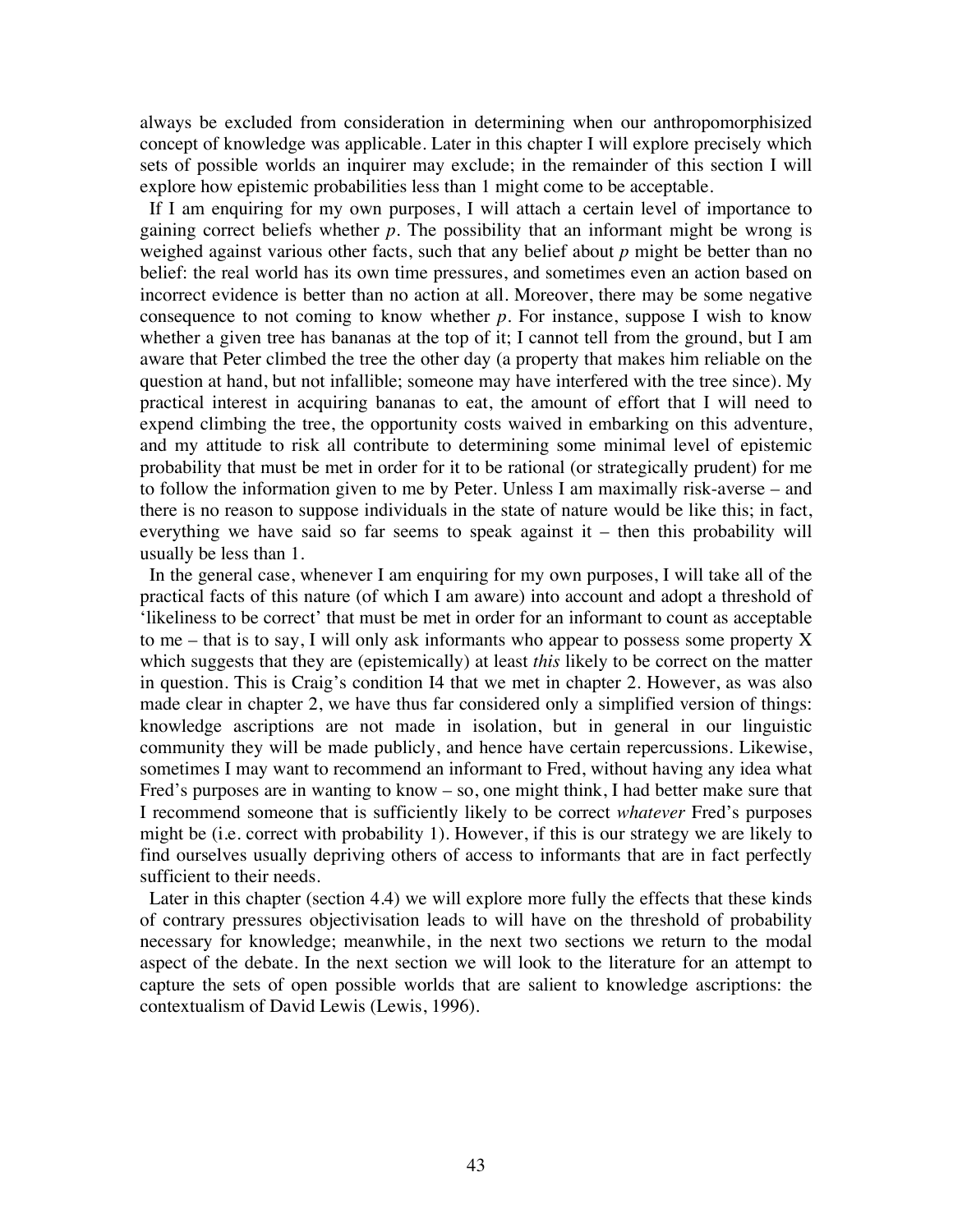always be excluded from consideration in determining when our anthropomorphized concept of knowledge was applicable. Later in this chapter I will explore precisely which sets of possible worlds an inquirer may exclude; in the remainder of this section I will explore how epistemic probabilities less than 1 might come to be acceptable.

If I am enquiring for my own purposes, I will attach a certain level of importance to gaining correct beliefs whether *p*. The possibility that an informant might be wrong is weighed against various other facts, such that any belief about *p* might be better than no belief: the real world has its own time pressures, and sometimes even an action based on incorrect evidence is better than no action at all. Moreover, there may be some negative consequence to not coming to know whether *p*. For instance, suppose I wish to know whether a given tree has bananas at the top of it; I cannot tell from the ground, but I am aware that Peter climbed the tree the other day (a property that makes him reliable on the question at hand, but not infallible; someone may have interfered with the tree since). My practical interest in acquiring bananas to eat, the amount of effort that I will need to expend climbing the tree, the opportunity costs waived in embarking on this adventure, and my attitude to risk all contribute to determining some minimal level of epistemic probability that must be met in order for it to be rational (or strategically prudent) for me to follow the information given to me by Peter. Unless I am maximally risk-averse – and there is no reason to suppose individuals in the state of nature would be like this; in fact, everything we have said so far seems to speak against it – then this probability will usually be less than 1.

In the general case, whenever I am enquiring for my own purposes, I will take all of the practical facts of this nature (of which I am aware) into account and adopt a threshold of 'likeliness to be correct' that must be met in order for an informant to count as acceptable to me – that is to say, I will only ask informants who appear to possess some property X which suggests that they are (epistemically) at least *this* likely to be correct on the matter in question. This is Craig's condition I4 that we met in chapter 2. However, as was also made clear in chapter 2, we have thus far considered only a simplified version of things: knowledge ascriptions are not made in isolation, but in general in our linguistic community they will be made publicly, and hence have certain repercussions. Likewise, sometimes I may want to recommend an informant to Fred, without having any idea what Fred's purposes are in wanting to know – so, one might think, I had better make sure that I recommend someone that is sufficiently likely to be correct *whatever* Fred's purposes might be (i.e. correct with probability 1). However, if this is our strategy we are likely to find ourselves usually depriving others of access to informants that are in fact perfectly sufficient to their needs.

Later in this chapter (section 4.4) we will explore more fully the effects that these kinds of contrary pressures objectivisation leads to will have on the threshold of probability necessary for knowledge; meanwhile, in the next two sections we return to the modal aspect of the debate. In the next section we will look to the literature for an attempt to capture the sets of open possible worlds that are salient to knowledge ascriptions: the contextualism of David Lewis (Lewis, 1996).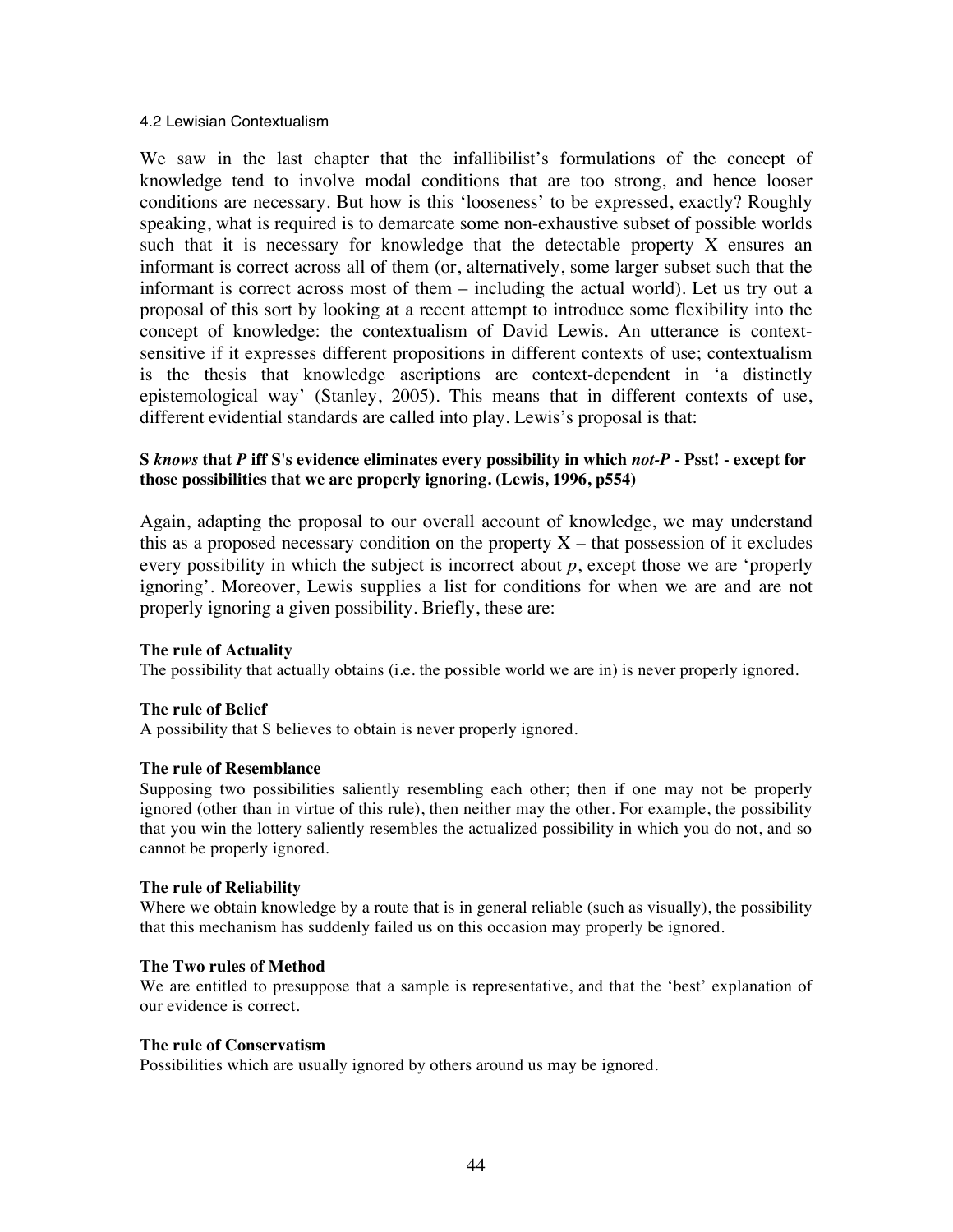## 4.2 Lewisian Contextualism

We saw in the last chapter that the infallibilist's formulations of the concept of knowledge tend to involve modal conditions that are too strong, and hence looser conditions are necessary. But how is this 'looseness' to be expressed, exactly? Roughly speaking, what is required is to demarcate some non-exhaustive subset of possible worlds such that it is necessary for knowledge that the detectable property X ensures an informant is correct across all of them (or, alternatively, some larger subset such that the informant is correct across most of them – including the actual world). Let us try out a proposal of this sort by looking at a recent attempt to introduce some flexibility into the concept of knowledge: the contextualism of David Lewis. An utterance is context-sensitive if it expresses different propositions in different contexts of use; contextualism is the thesis that knowledge ascriptions are context-dependent in 'a distinctly epistemological way' (Stanley, 2005). This means that in different contexts of use, different evidential standards are called into play. Lewis's proposal is that:

**S *knows* that *P* iff S's evidence eliminates every possibility in which *not-P* - Psst! - except for those possibilities that we are properly ignoring. (Lewis, 1996, p554)**

Again, adapting the proposal to our overall account of knowledge, we may understand this as a proposed necessary condition on the property X – that possession of it excludes every possibility in which the subject is incorrect about *p*, except those we are 'properly ignoring'. Moreover, Lewis supplies a list for conditions for when we are and are not properly ignoring a given possibility. Briefly, these are:

**The rule of Actuality**
The possibility that actually obtains (i.e. the possible world we are in) is never properly ignored.

**The rule of Belief**
A possibility that S believes to obtain is never properly ignored.

**The rule of Resemblance**
Supposing two possibilities saliently resembling each other; then if one may not be properly ignored (other than in virtue of this rule), then neither may the other. For example, the possibility that you win the lottery saliently resembles the actualized possibility in which you do not, and so cannot be properly ignored.

**The rule of Reliability**
Where we obtain knowledge by a route that is in general reliable (such as visually), the possibility that this mechanism has suddenly failed us on this occasion may properly be ignored.

**The Two rules of Method**
We are entitled to presuppose that a sample is representative, and that the 'best' explanation of our evidence is correct.

**The rule of Conservatism**
Possibilities which are usually ignored by others around us may be ignored.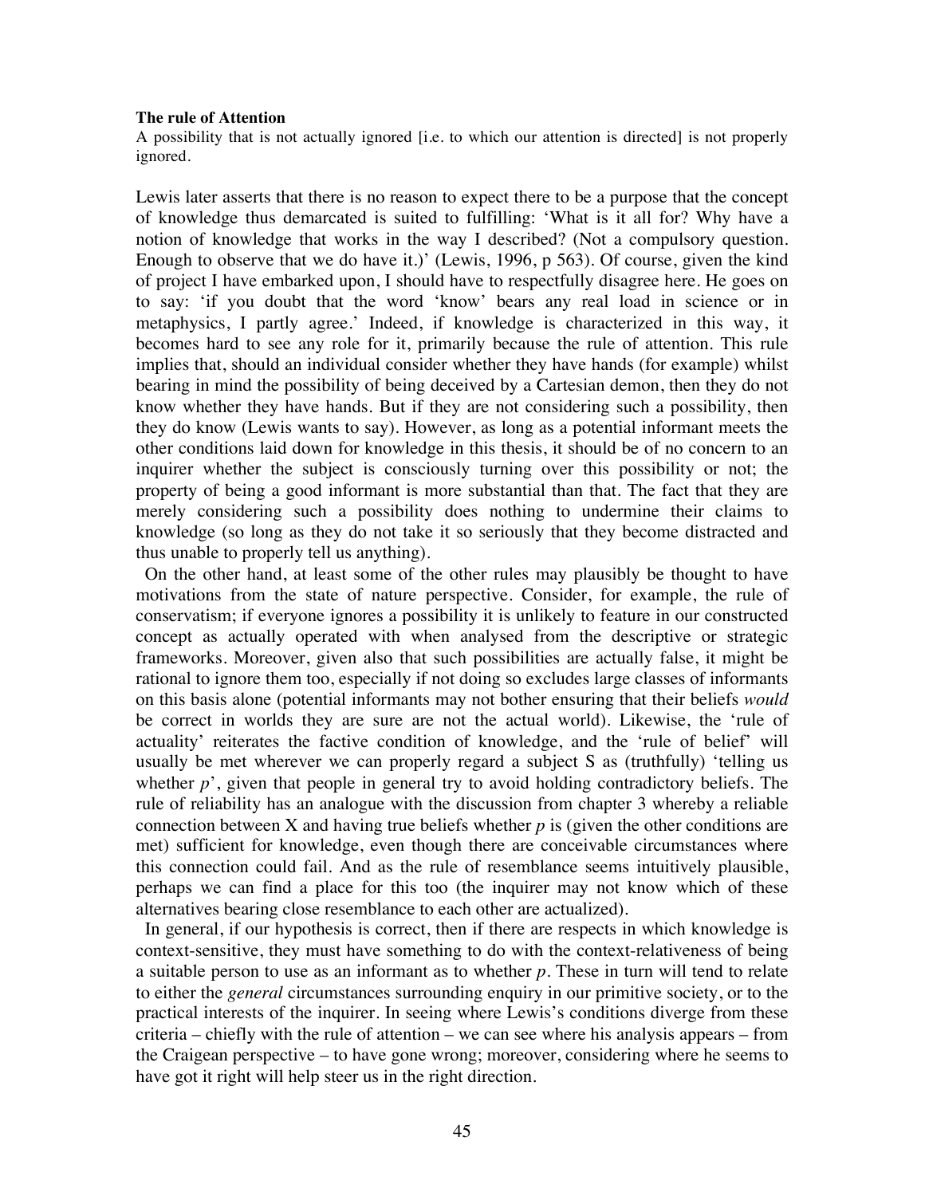**The rule of Attention**

A possibility that is not actually ignored [i.e. to which our attention is directed] is not properly ignored.

Lewis later asserts that there is no reason to expect there to be a purpose that the concept of knowledge thus demarcated is suited to fulfilling: 'What is it all for? Why have a notion of knowledge that works in the way I described? (Not a compulsory question. Enough to observe that we do have it.)' (Lewis, 1996, p 563). Of course, given the kind of project I have embarked upon, I should have to respectfully disagree here. He goes on to say: 'if you doubt that the word 'know' bears any real load in science or in metaphysics, I partly agree.' Indeed, if knowledge is characterized in this way, it becomes hard to see any role for it, primarily because the rule of attention. This rule implies that, should an individual consider whether they have hands (for example) whilst bearing in mind the possibility of being deceived by a Cartesian demon, then they do not know whether they have hands. But if they are not considering such a possibility, then they do know (Lewis wants to say). However, as long as a potential informant meets the other conditions laid down for knowledge in this thesis, it should be of no concern to an inquirer whether the subject is consciously turning over this possibility or not; the property of being a good informant is more substantial than that. The fact that they are merely considering such a possibility does nothing to undermine their claims to knowledge (so long as they do not take it so seriously that they become distracted and thus unable to properly tell us anything).

On the other hand, at least some of the other rules may plausibly be thought to have motivations from the state of nature perspective. Consider, for example, the rule of conservatism; if everyone ignores a possibility it is unlikely to feature in our constructed concept as actually operated with when analysed from the descriptive or strategic frameworks. Moreover, given also that such possibilities are actually false, it might be rational to ignore them too, especially if not doing so excludes large classes of informants on this basis alone (potential informants may not bother ensuring that their beliefs *would* be correct in worlds they are sure are not the actual world). Likewise, the 'rule of actuality' reiterates the factive condition of knowledge, and the 'rule of belief' will usually be met wherever we can properly regard a subject S as (truthfully) 'telling us whether *p*', given that people in general try to avoid holding contradictory beliefs. The rule of reliability has an analogue with the discussion from chapter 3 whereby a reliable connection between X and having true beliefs whether *p* is (given the other conditions are met) sufficient for knowledge, even though there are conceivable circumstances where this connection could fail. And as the rule of resemblance seems intuitively plausible, perhaps we can find a place for this too (the inquirer may not know which of these alternatives bearing close resemblance to each other are actualized).

In general, if our hypothesis is correct, then if there are respects in which knowledge is context-sensitive, they must have something to do with the context-relativeness of being a suitable person to use as an informant as to whether *p*. These in turn will tend to relate to either the *general* circumstances surrounding enquiry in our primitive society, or to the practical interests of the inquirer. In seeing where Lewis's conditions diverge from these criteria – chiefly with the rule of attention – we can see where his analysis appears – from the Craigean perspective – to have gone wrong; moreover, considering where he seems to have got it right will help steer us in the right direction.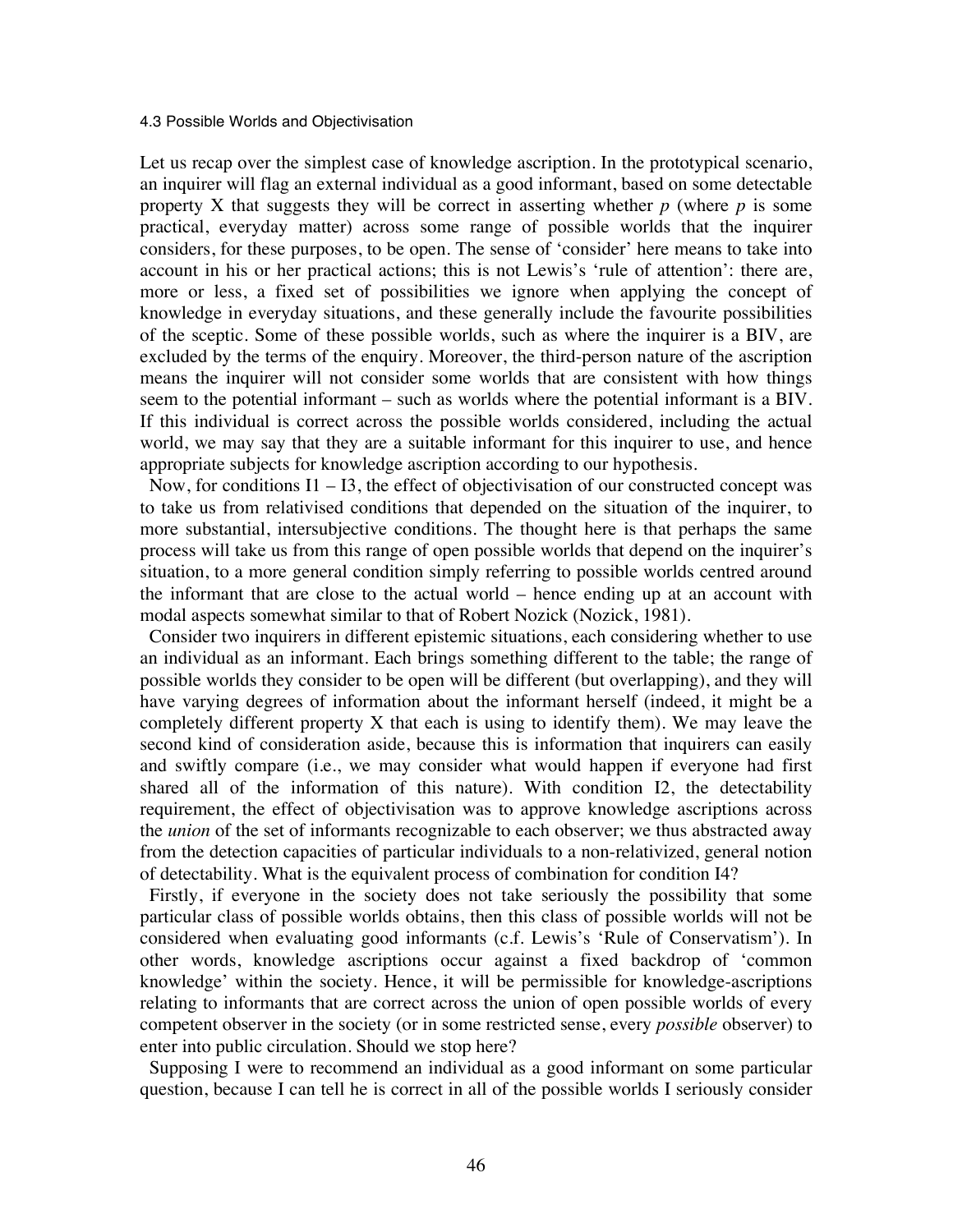### 4.3 Possible Worlds and Objectivisation

Let us recap over the simplest case of knowledge ascription. In the prototypical scenario, an inquirer will flag an external individual as a good informant, based on some detectable property X that suggests they will be correct in asserting whether *p* (where *p* is some practical, everyday matter) across some range of possible worlds that the inquirer considers, for these purposes, to be open. The sense of 'consider' here means to take into account in his or her practical actions; this is not Lewis's 'rule of attention': there are, more or less, a fixed set of possibilities we ignore when applying the concept of knowledge in everyday situations, and these generally include the favourite possibilities of the sceptic. Some of these possible worlds, such as where the inquirer is a BIV, are excluded by the terms of the enquiry. Moreover, the third-person nature of the ascription means the inquirer will not consider some worlds that are consistent with how things seem to the potential informant – such as worlds where the potential informant is a BIV. If this individual is correct across the possible worlds considered, including the actual world, we may say that they are a suitable informant for this inquirer to use, and hence appropriate subjects for knowledge ascription according to our hypothesis.

Now, for conditions I1 – I3, the effect of objectivisation of our constructed concept was to take us from relativised conditions that depended on the situation of the inquirer, to more substantial, intersubjective conditions. The thought here is that perhaps the same process will take us from this range of open possible worlds that depend on the inquirer's situation, to a more general condition simply referring to possible worlds centred around the informant that are close to the actual world – hence ending up at an account with modal aspects somewhat similar to that of Robert Nozick (Nozick, 1981).

Consider two inquirers in different epistemic situations, each considering whether to use an individual as an informant. Each brings something different to the table; the range of possible worlds they consider to be open will be different (but overlapping), and they will have varying degrees of information about the informant herself (indeed, it might be a completely different property X that each is using to identify them). We may leave the second kind of consideration aside, because this is information that inquirers can easily and swiftly compare (i.e., we may consider what would happen if everyone had first shared all of the information of this nature). With condition I2, the detectability requirement, the effect of objectivisation was to approve knowledge ascriptions across the *union* of the set of informants recognizable to each observer; we thus abstracted away from the detection capacities of particular individuals to a non-relativized, general notion of detectability. What is the equivalent process of combination for condition I4?

Firstly, if everyone in the society does not take seriously the possibility that some particular class of possible worlds obtains, then this class of possible worlds will not be considered when evaluating good informants (c.f. Lewis's 'Rule of Conservatism'). In other words, knowledge ascriptions occur against a fixed backdrop of 'common knowledge' within the society. Hence, it will be permissible for knowledge-ascriptions relating to informants that are correct across the union of open possible worlds of every competent observer in the society (or in some restricted sense, every *possible* observer) to enter into public circulation. Should we stop here?

Supposing I were to recommend an individual as a good informant on some particular question, because I can tell he is correct in all of the possible worlds I seriously consider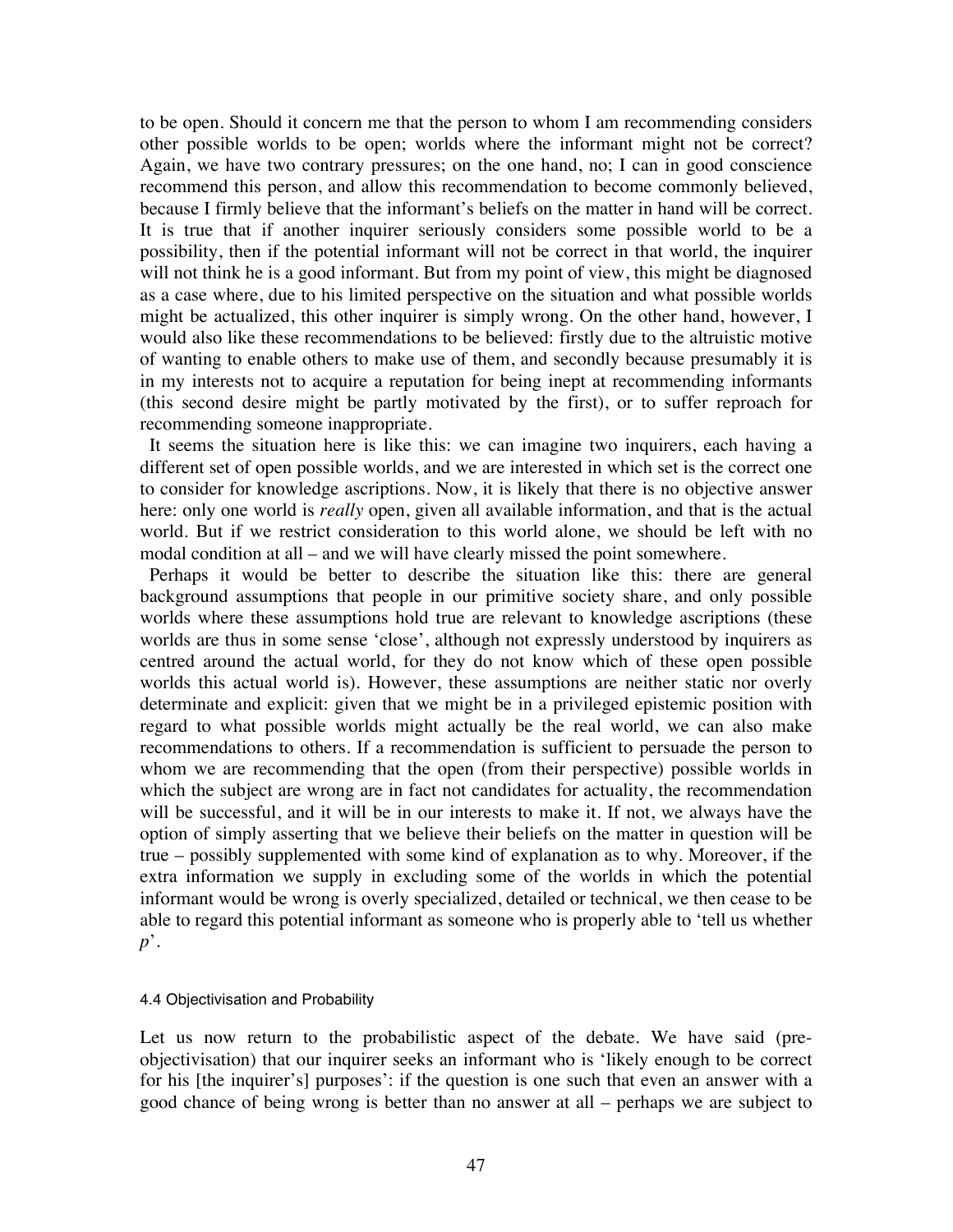to be open. Should it concern me that the person to whom I am recommending considers other possible worlds to be open; worlds where the informant might not be correct? Again, we have two contrary pressures; on the one hand, no; I can in good conscience recommend this person, and allow this recommendation to become commonly believed, because I firmly believe that the informant's beliefs on the matter in hand will be correct. It is true that if another inquirer seriously considers some possible world to be a possibility, then if the potential informant will not be correct in that world, the inquirer will not think he is a good informant. But from my point of view, this might be diagnosed as a case where, due to his limited perspective on the situation and what possible worlds might be actualized, this other inquirer is simply wrong. On the other hand, however, I would also like these recommendations to be believed: firstly due to the altruistic motive of wanting to enable others to make use of them, and secondly because presumably it is in my interests not to acquire a reputation for being inept at recommending informants (this second desire might be partly motivated by the first), or to suffer reproach for recommending someone inappropriate.

It seems the situation here is like this: we can imagine two inquirers, each having a different set of open possible worlds, and we are interested in which set is the correct one to consider for knowledge ascriptions. Now, it is likely that there is no objective answer here: only one world is *really* open, given all available information, and that is the actual world. But if we restrict consideration to this world alone, we should be left with no modal condition at all – and we will have clearly missed the point somewhere.

Perhaps it would be better to describe the situation like this: there are general background assumptions that people in our primitive society share, and only possible worlds where these assumptions hold true are relevant to knowledge ascriptions (these worlds are thus in some sense 'close', although not expressly understood by inquirers as centred around the actual world, for they do not know which of these open possible worlds this actual world is). However, these assumptions are neither static nor overly determinate and explicit: given that we might be in a privileged epistemic position with regard to what possible worlds might actually be the real world, we can also make recommendations to others. If a recommendation is sufficient to persuade the person to whom we are recommending that the open (from their perspective) possible worlds in which the subject are wrong are in fact not candidates for actuality, the recommendation will be successful, and it will be in our interests to make it. If not, we always have the option of simply asserting that we believe their beliefs on the matter in question will be true – possibly supplemented with some kind of explanation as to why. Moreover, if the extra information we supply in excluding some of the worlds in which the potential informant would be wrong is overly specialized, detailed or technical, we then cease to be able to regard this potential informant as someone who is properly able to 'tell us whether *p*'.

#### 4.4 Objectivisation and Probability

Let us now return to the probabilistic aspect of the debate. We have said (pre-objectivisation) that our inquirer seeks an informant who is 'likely enough to be correct for his [the inquirer's] purposes': if the question is one such that even an answer with a good chance of being wrong is better than no answer at all – perhaps we are subject to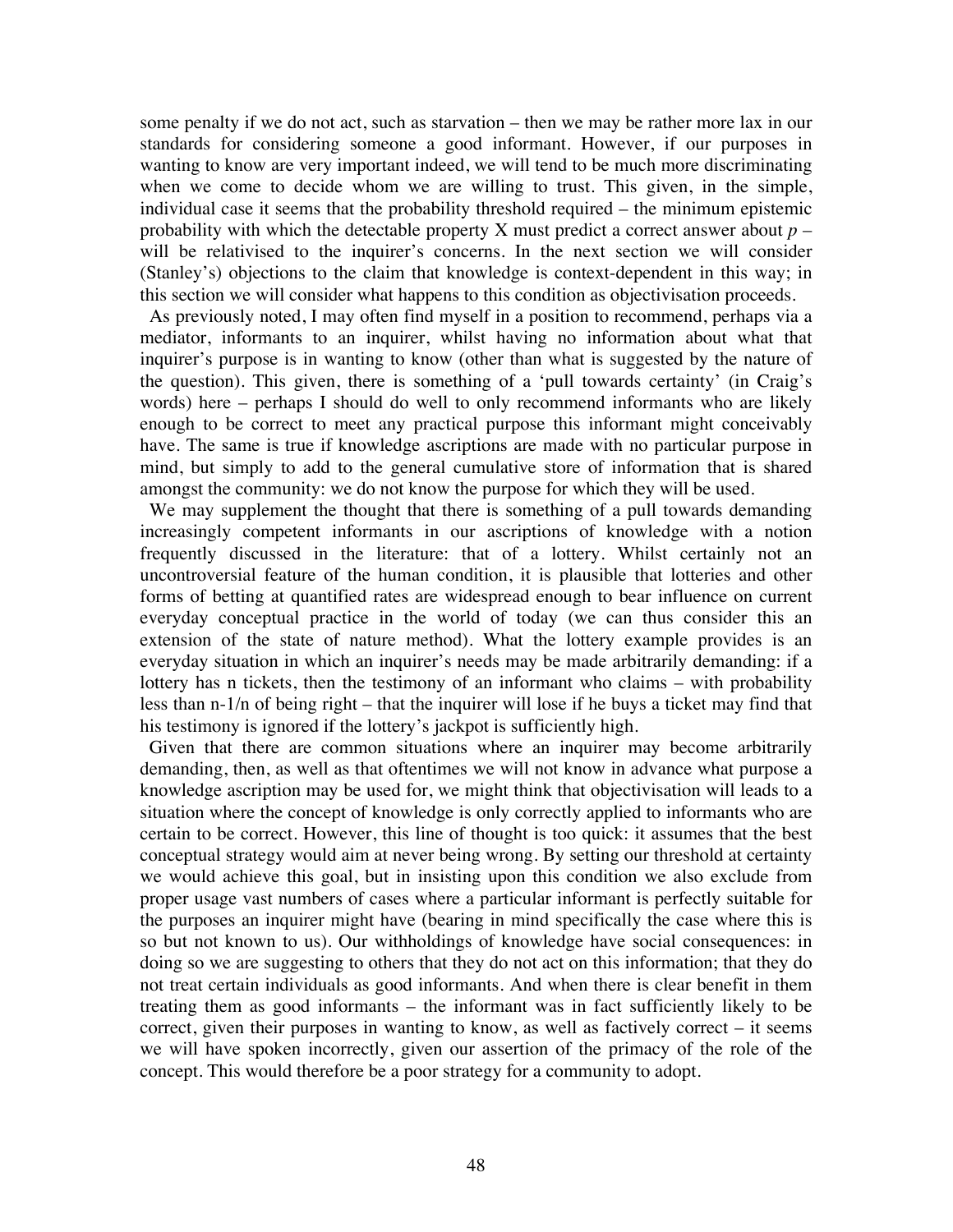some penalty if we do not act, such as starvation – then we may be rather more lax in our standards for considering someone a good informant. However, if our purposes in wanting to know are very important indeed, we will tend to be much more discriminating when we come to decide whom we are willing to trust. This given, in the simple, individual case it seems that the probability threshold required – the minimum epistemic probability with which the detectable property X must predict a correct answer about *p* – will be relativised to the inquirer's concerns. In the next section we will consider (Stanley's) objections to the claim that knowledge is context-dependent in this way; in this section we will consider what happens to this condition as objectivisation proceeds.

As previously noted, I may often find myself in a position to recommend, perhaps via a mediator, informants to an inquirer, whilst having no information about what that inquirer's purpose is in wanting to know (other than what is suggested by the nature of the question). This given, there is something of a 'pull towards certainty' (in Craig's words) here – perhaps I should do well to only recommend informants who are likely enough to be correct to meet any practical purpose this informant might conceivably have. The same is true if knowledge ascriptions are made with no particular purpose in mind, but simply to add to the general cumulative store of information that is shared amongst the community: we do not know the purpose for which they will be used.

We may supplement the thought that there is something of a pull towards demanding increasingly competent informants in our ascriptions of knowledge with a notion frequently discussed in the literature: that of a lottery. Whilst certainly not an uncontroversial feature of the human condition, it is plausible that lotteries and other forms of betting at quantified rates are widespread enough to bear influence on current everyday conceptual practice in the world of today (we can thus consider this an extension of the state of nature method). What the lottery example provides is an everyday situation in which an inquirer's needs may be made arbitrarily demanding: if a lottery has n tickets, then the testimony of an informant who claims – with probability less than n-1/n of being right – that the inquirer will lose if he buys a ticket may find that his testimony is ignored if the lottery's jackpot is sufficiently high.

Given that there are common situations where an inquirer may become arbitrarily demanding, then, as well as that oftentimes we will not know in advance what purpose a knowledge ascription may be used for, we might think that objectivisation will leads to a situation where the concept of knowledge is only correctly applied to informants who are certain to be correct. However, this line of thought is too quick: it assumes that the best conceptual strategy would aim at never being wrong. By setting our threshold at certainty we would achieve this goal, but in insisting upon this condition we also exclude from proper usage vast numbers of cases where a particular informant is perfectly suitable for the purposes an inquirer might have (bearing in mind specifically the case where this is so but not known to us). Our withholdings of knowledge have social consequences: in doing so we are suggesting to others that they do not act on this information; that they do not treat certain individuals as good informants. And when there is clear benefit in them treating them as good informants – the informant was in fact sufficiently likely to be correct, given their purposes in wanting to know, as well as factively correct – it seems we will have spoken incorrectly, given our assertion of the primacy of the role of the concept. This would therefore be a poor strategy for a community to adopt.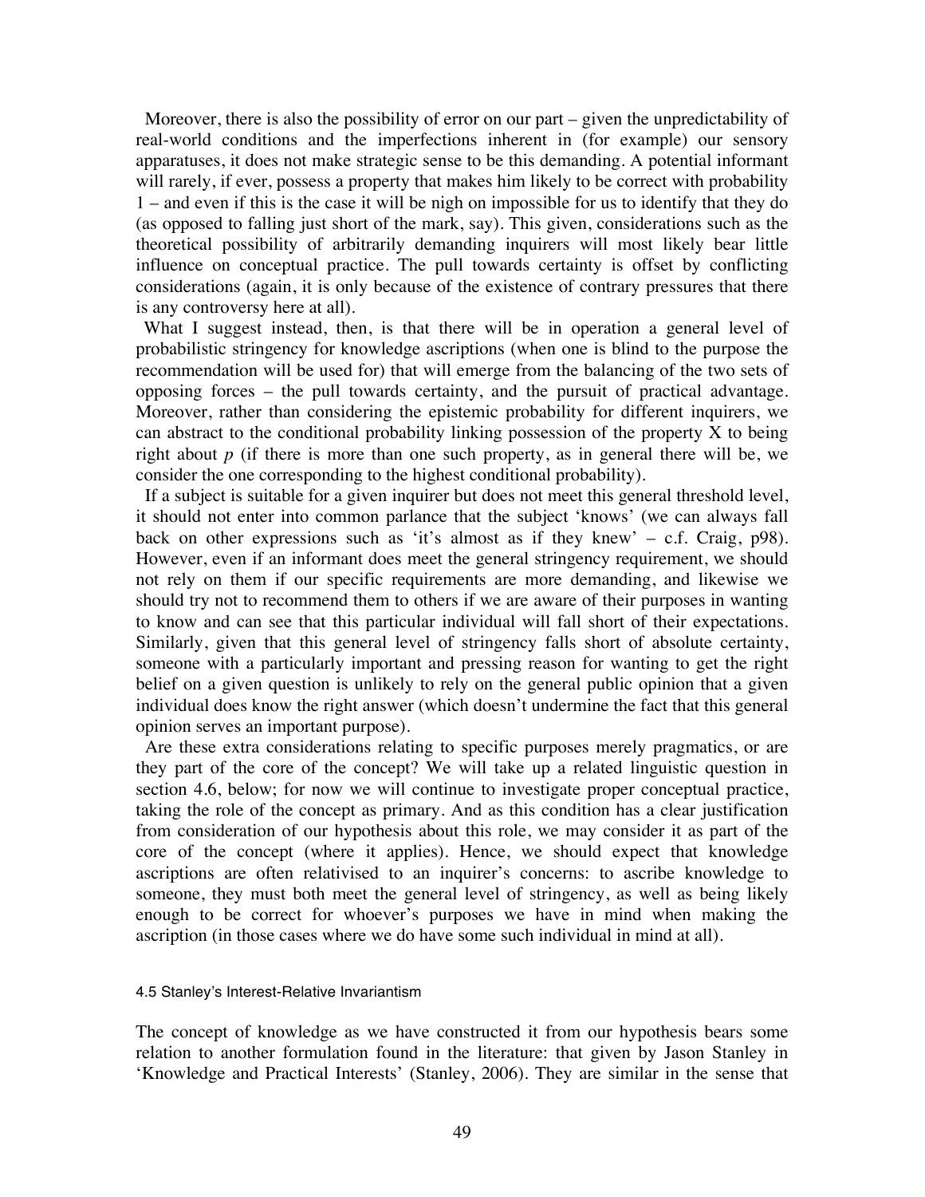Moreover, there is also the possibility of error on our part – given the unpredictability of real-world conditions and the imperfections inherent in (for example) our sensory apparatuses, it does not make strategic sense to be this demanding. A potential informant will rarely, if ever, possess a property that makes him likely to be correct with probability 1 – and even if this is the case it will be nigh on impossible for us to identify that they do (as opposed to falling just short of the mark, say). This given, considerations such as the theoretical possibility of arbitrarily demanding inquirers will most likely bear little influence on conceptual practice. The pull towards certainty is offset by conflicting considerations (again, it is only because of the existence of contrary pressures that there is any controversy here at all).

What I suggest instead, then, is that there will be in operation a general level of probabilistic stringency for knowledge ascriptions (when one is blind to the purpose the recommendation will be used for) that will emerge from the balancing of the two sets of opposing forces – the pull towards certainty, and the pursuit of practical advantage. Moreover, rather than considering the epistemic probability for different inquirers, we can abstract to the conditional probability linking possession of the property X to being right about *p* (if there is more than one such property, as in general there will be, we consider the one corresponding to the highest conditional probability).

If a subject is suitable for a given inquirer but does not meet this general threshold level, it should not enter into common parlance that the subject 'knows' (we can always fall back on other expressions such as 'it's almost as if they knew' – c.f. Craig, p98). However, even if an informant does meet the general stringency requirement, we should not rely on them if our specific requirements are more demanding, and likewise we should try not to recommend them to others if we are aware of their purposes in wanting to know and can see that this particular individual will fall short of their expectations. Similarly, given that this general level of stringency falls short of absolute certainty, someone with a particularly important and pressing reason for wanting to get the right belief on a given question is unlikely to rely on the general public opinion that a given individual does know the right answer (which doesn't undermine the fact that this general opinion serves an important purpose).

Are these extra considerations relating to specific purposes merely pragmatics, or are they part of the core of the concept? We will take up a related linguistic question in section 4.6, below; for now we will continue to investigate proper conceptual practice, taking the role of the concept as primary. And as this condition has a clear justification from consideration of our hypothesis about this role, we may consider it as part of the core of the concept (where it applies). Hence, we should expect that knowledge ascriptions are often relativised to an inquirer's concerns: to ascribe knowledge to someone, they must both meet the general level of stringency, as well as being likely enough to be correct for whoever's purposes we have in mind when making the ascription (in those cases where we do have some such individual in mind at all).

### 4.5 Stanley's Interest-Relative Invariantism

The concept of knowledge as we have constructed it from our hypothesis bears some relation to another formulation found in the literature: that given by Jason Stanley in 'Knowledge and Practical Interests' (Stanley, 2006). They are similar in the sense that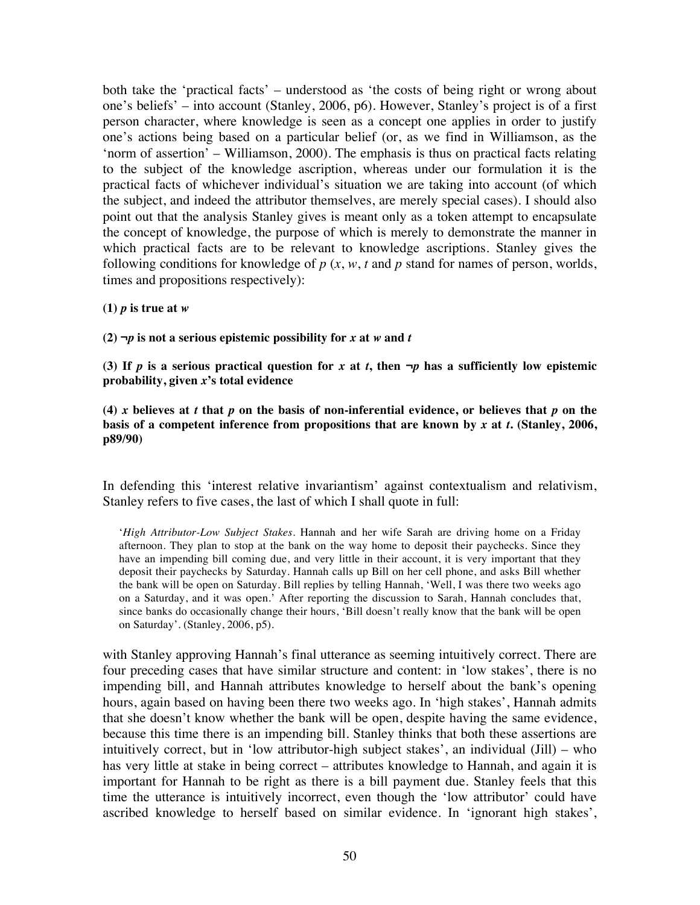both take the 'practical facts' – understood as 'the costs of being right or wrong about one's beliefs' – into account (Stanley, 2006, p6). However, Stanley's project is of a first person character, where knowledge is seen as a concept one applies in order to justify one's actions being based on a particular belief (or, as we find in Williamson, as the 'norm of assertion' – Williamson, 2000). The emphasis is thus on practical facts relating to the subject of the knowledge ascription, whereas under our formulation it is the practical facts of whichever individual's situation we are taking into account (of which the subject, and indeed the attributor themselves, are merely special cases). I should also point out that the analysis Stanley gives is meant only as a token attempt to encapsulate the concept of knowledge, the purpose of which is merely to demonstrate the manner in which practical facts are to be relevant to knowledge ascriptions. Stanley gives the following conditions for knowledge of $p$ ($x$, $w$, $t$ and $p$ stand for names of person, worlds, times and propositions respectively):

**(1) $p$ is true at $w$**

**(2) $\neg p$ is not a serious epistemic possibility for $x$ at $w$ and $t$**

**(3) If $p$ is a serious practical question for $x$ at $t$, then $\neg p$ has a sufficiently low epistemic probability, given $x$'s total evidence**

**(4) $x$ believes at $t$ that $p$ on the basis of non-inferential evidence, or believes that $p$ on the basis of a competent inference from propositions that are known by $x$ at $t$. (Stanley, 2006, p89/90)**

In defending this 'interest relative invariantism' against contextualism and relativism, Stanley refers to five cases, the last of which I shall quote in full:

> '*High Attributor-Low Subject Stakes*. Hannah and her wife Sarah are driving home on a Friday afternoon. They plan to stop at the bank on the way home to deposit their paychecks. Since they have an impending bill coming due, and very little in their account, it is very important that they deposit their paychecks by Saturday. Hannah calls up Bill on her cell phone, and asks Bill whether the bank will be open on Saturday. Bill replies by telling Hannah, 'Well, I was there two weeks ago on a Saturday, and it was open.' After reporting the discussion to Sarah, Hannah concludes that, since banks do occasionally change their hours, 'Bill doesn't really know that the bank will be open on Saturday'. (Stanley, 2006, p5).

with Stanley approving Hannah's final utterance as seeming intuitively correct. There are four preceding cases that have similar structure and content: in 'low stakes', there is no impending bill, and Hannah attributes knowledge to herself about the bank's opening hours, again based on having been there two weeks ago. In 'high stakes', Hannah admits that she doesn't know whether the bank will be open, despite having the same evidence, because this time there is an impending bill. Stanley thinks that both these assertions are intuitively correct, but in 'low attributor-high subject stakes', an individual (Jill) – who has very little at stake in being correct – attributes knowledge to Hannah, and again it is important for Hannah to be right as there is a bill payment due. Stanley feels that this time the utterance is intuitively incorrect, even though the 'low attributor' could have ascribed knowledge to herself based on similar evidence. In 'ignorant high stakes',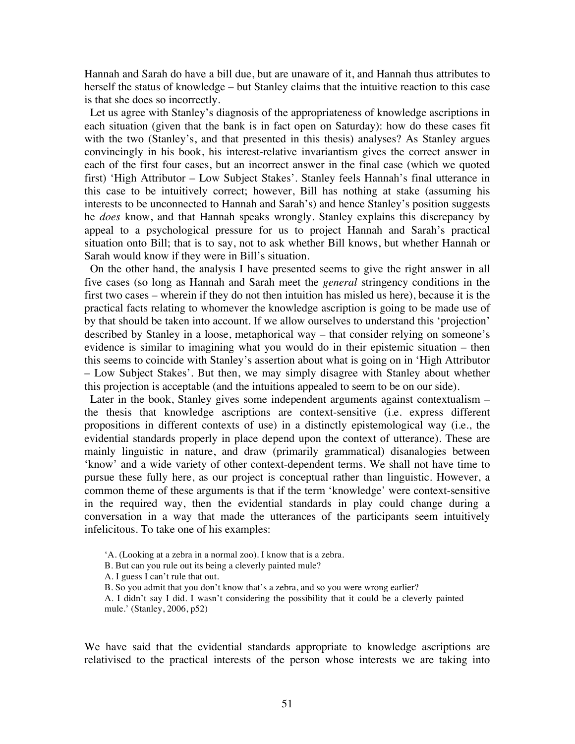Hannah and Sarah do have a bill due, but are unaware of it, and Hannah thus attributes to herself the status of knowledge – but Stanley claims that the intuitive reaction to this case is that she does so incorrectly.

Let us agree with Stanley's diagnosis of the appropriateness of knowledge ascriptions in each situation (given that the bank is in fact open on Saturday): how do these cases fit with the two (Stanley's, and that presented in this thesis) analyses? As Stanley argues convincingly in his book, his interest-relative invariantism gives the correct answer in each of the first four cases, but an incorrect answer in the final case (which we quoted first) 'High Attributor – Low Subject Stakes'. Stanley feels Hannah's final utterance in this case to be intuitively correct; however, Bill has nothing at stake (assuming his interests to be unconnected to Hannah and Sarah's) and hence Stanley's position suggests he *does* know, and that Hannah speaks wrongly. Stanley explains this discrepancy by appeal to a psychological pressure for us to project Hannah and Sarah's practical situation onto Bill; that is to say, not to ask whether Bill knows, but whether Hannah or Sarah would know if they were in Bill's situation.

On the other hand, the analysis I have presented seems to give the right answer in all five cases (so long as Hannah and Sarah meet the *general* stringency conditions in the first two cases – wherein if they do not then intuition has misled us here), because it is the practical facts relating to whomever the knowledge ascription is going to be made use of by that should be taken into account. If we allow ourselves to understand this 'projection' described by Stanley in a loose, metaphorical way – that consider relying on someone's evidence is similar to imagining what you would do in their epistemic situation – then this seems to coincide with Stanley's assertion about what is going on in 'High Attributor – Low Subject Stakes'. But then, we may simply disagree with Stanley about whether this projection is acceptable (and the intuitions appealed to seem to be on our side).

Later in the book, Stanley gives some independent arguments against contextualism – the thesis that knowledge ascriptions are context-sensitive (i.e. express different propositions in different contexts of use) in a distinctly epistemological way (i.e., the evidential standards properly in place depend upon the context of utterance). These are mainly linguistic in nature, and draw (primarily grammatical) disanalogies between 'know' and a wide variety of other context-dependent terms. We shall not have time to pursue these fully here, as our project is conceptual rather than linguistic. However, a common theme of these arguments is that if the term 'knowledge' were context-sensitive in the required way, then the evidential standards in play could change during a conversation in a way that made the utterances of the participants seem intuitively infelicitous. To take one of his examples:

> 'A. (Looking at a zebra in a normal zoo). I know that is a zebra.
>
> B. But can you rule out its being a cleverly painted mule?
>
> A. I guess I can't rule that out.
>
> B. So you admit that you don't know that's a zebra, and so you were wrong earlier?
>
> A. I didn't say I did. I wasn't considering the possibility that it could be a cleverly painted mule.' (Stanley, 2006, p52)

We have said that the evidential standards appropriate to knowledge ascriptions are relativised to the practical interests of the person whose interests we are taking into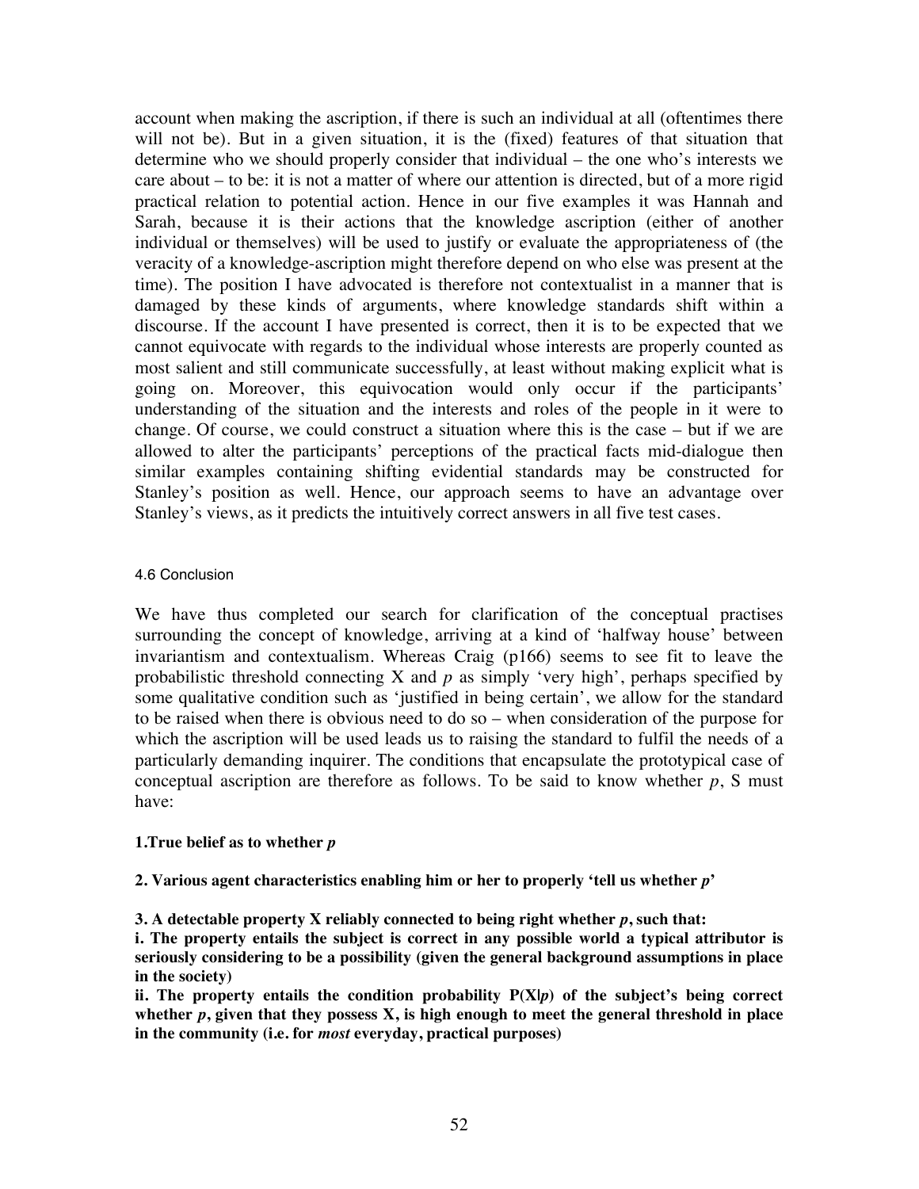account when making the ascription, if there is such an individual at all (oftentimes there will not be). But in a given situation, it is the (fixed) features of that situation that determine who we should properly consider that individual – the one who's interests we care about – to be: it is not a matter of where our attention is directed, but of a more rigid practical relation to potential action. Hence in our five examples it was Hannah and Sarah, because it is their actions that the knowledge ascription (either of another individual or themselves) will be used to justify or evaluate the appropriateness of (the veracity of a knowledge-ascription might therefore depend on who else was present at the time). The position I have advocated is therefore not contextualist in a manner that is damaged by these kinds of arguments, where knowledge standards shift within a discourse. If the account I have presented is correct, then it is to be expected that we cannot equivocate with regards to the individual whose interests are properly counted as most salient and still communicate successfully, at least without making explicit what is going on. Moreover, this equivocation would only occur if the participants' understanding of the situation and the interests and roles of the people in it were to change. Of course, we could construct a situation where this is the case – but if we are allowed to alter the participants' perceptions of the practical facts mid-dialogue then similar examples containing shifting evidential standards may be constructed for Stanley's position as well. Hence, our approach seems to have an advantage over Stanley's views, as it predicts the intuitively correct answers in all five test cases.

### 4.6 Conclusion

We have thus completed our search for clarification of the conceptual practises surrounding the concept of knowledge, arriving at a kind of 'halfway house' between invariantism and contextualism. Whereas Craig (p166) seems to see fit to leave the probabilistic threshold connecting X and *p* as simply 'very high', perhaps specified by some qualitative condition such as 'justified in being certain', we allow for the standard to be raised when there is obvious need to do so – when consideration of the purpose for which the ascription will be used leads us to raising the standard to fulfil the needs of a particularly demanding inquirer. The conditions that encapsulate the prototypical case of conceptual ascription are therefore as follows. To be said to know whether *p*, S must have:

**1.True belief as to whether *p***

**2. Various agent characteristics enabling him or her to properly 'tell us whether *p*'**

**3. A detectable property X reliably connected to being right whether *p*, such that:**
**i. The property entails the subject is correct in any possible world a typical attributor is seriously considering to be a possibility (given the general background assumptions in place in the society)**
**ii. The property entails the condition probability P(X|*p*) of the subject's being correct whether *p*, given that they possess X, is high enough to meet the general threshold in place in the community (i.e. for *most* everyday, practical purposes)**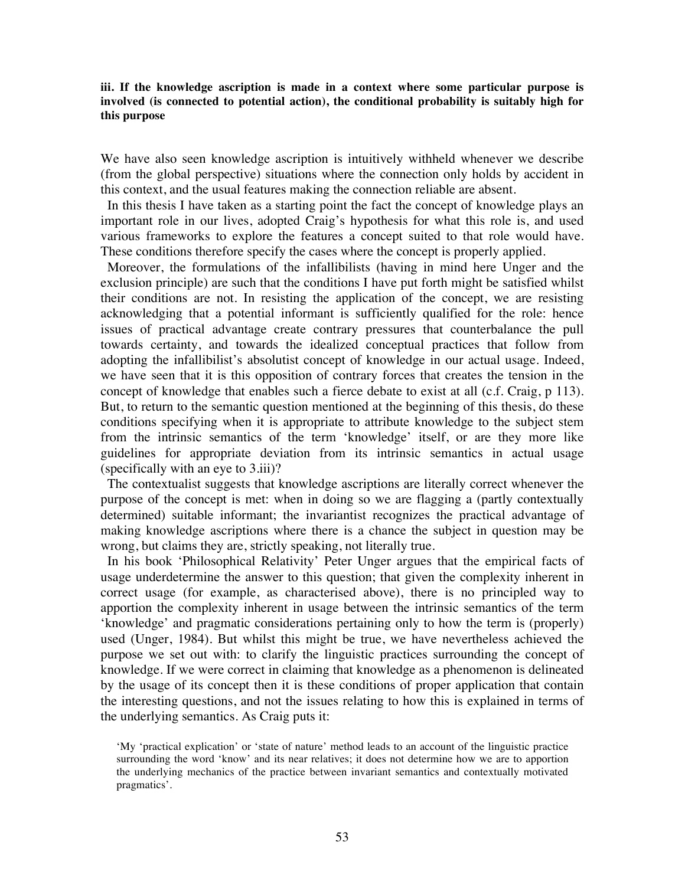**iii. If the knowledge ascription is made in a context where some particular purpose is involved (is connected to potential action), the conditional probability is suitably high for this purpose**

We have also seen knowledge ascription is intuitively withheld whenever we describe (from the global perspective) situations where the connection only holds by accident in this context, and the usual features making the connection reliable are absent.

In this thesis I have taken as a starting point the fact the concept of knowledge plays an important role in our lives, adopted Craig's hypothesis for what this role is, and used various frameworks to explore the features a concept suited to that role would have. These conditions therefore specify the cases where the concept is properly applied.

Moreover, the formulations of the infallibilists (having in mind here Unger and the exclusion principle) are such that the conditions I have put forth might be satisfied whilst their conditions are not. In resisting the application of the concept, we are resisting acknowledging that a potential informant is sufficiently qualified for the role: hence issues of practical advantage create contrary pressures that counterbalance the pull towards certainty, and towards the idealized conceptual practices that follow from adopting the infallibilist's absolutist concept of knowledge in our actual usage. Indeed, we have seen that it is this opposition of contrary forces that creates the tension in the concept of knowledge that enables such a fierce debate to exist at all (c.f. Craig, p 113). But, to return to the semantic question mentioned at the beginning of this thesis, do these conditions specifying when it is appropriate to attribute knowledge to the subject stem from the intrinsic semantics of the term 'knowledge' itself, or are they more like guidelines for appropriate deviation from its intrinsic semantics in actual usage (specifically with an eye to 3.iii)?

The contextualist suggests that knowledge ascriptions are literally correct whenever the purpose of the concept is met: when in doing so we are flagging a (partly contextually determined) suitable informant; the invariantist recognizes the practical advantage of making knowledge ascriptions where there is a chance the subject in question may be wrong, but claims they are, strictly speaking, not literally true.

In his book 'Philosophical Relativity' Peter Unger argues that the empirical facts of usage underdetermine the answer to this question; that given the complexity inherent in correct usage (for example, as characterised above), there is no principled way to apportion the complexity inherent in usage between the intrinsic semantics of the term 'knowledge' and pragmatic considerations pertaining only to how the term is (properly) used (Unger, 1984). But whilst this might be true, we have nevertheless achieved the purpose we set out with: to clarify the linguistic practices surrounding the concept of knowledge. If we were correct in claiming that knowledge as a phenomenon is delineated by the usage of its concept then it is these conditions of proper application that contain the interesting questions, and not the issues relating to how this is explained in terms of the underlying semantics. As Craig puts it:

> 'My 'practical explication' or 'state of nature' method leads to an account of the linguistic practice surrounding the word 'know' and its near relatives; it does not determine how we are to apportion the underlying mechanics of the practice between invariant semantics and contextually motivated pragmatics'.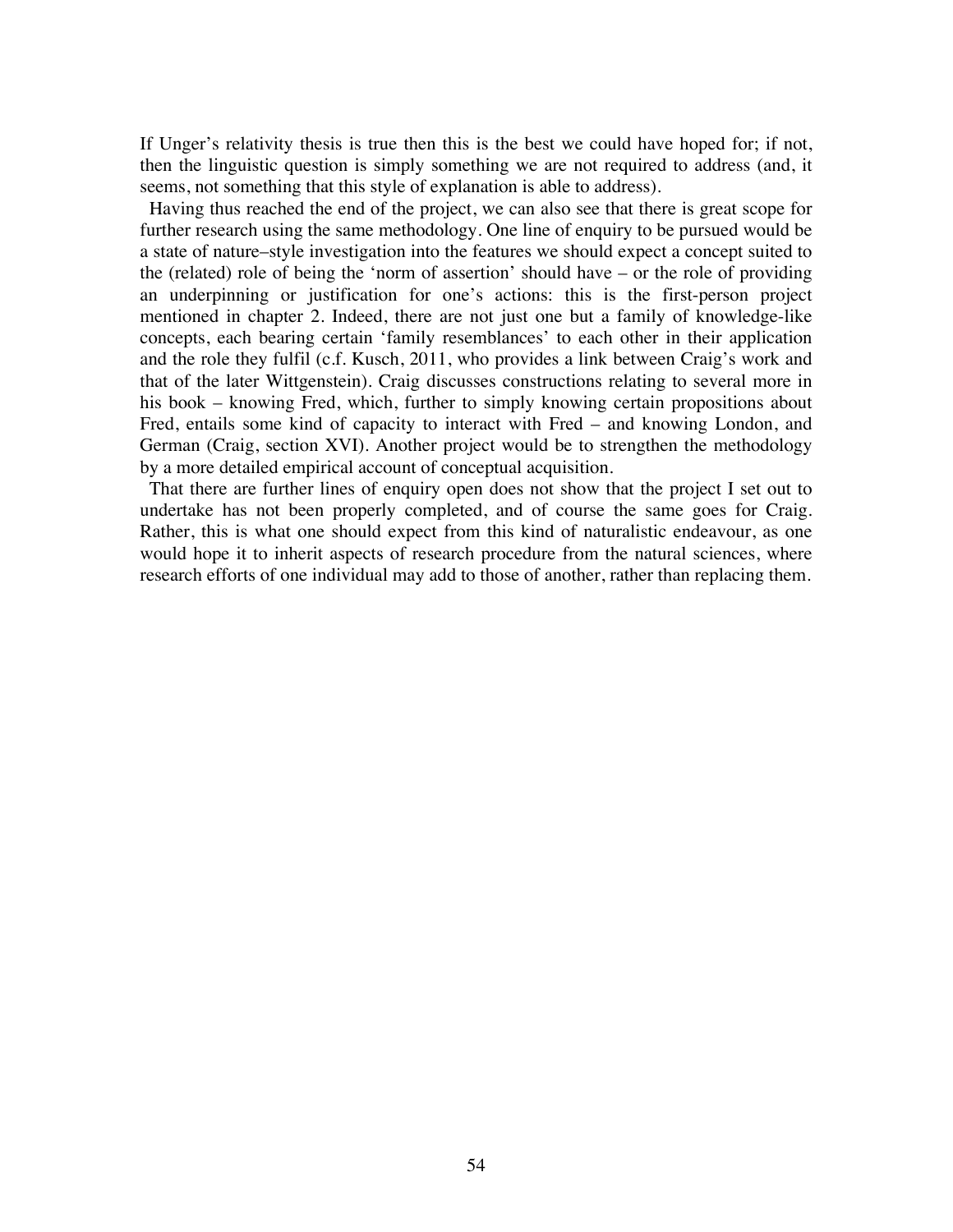If Unger's relativity thesis is true then this is the best we could have hoped for; if not, then the linguistic question is simply something we are not required to address (and, it seems, not something that this style of explanation is able to address).

Having thus reached the end of the project, we can also see that there is great scope for further research using the same methodology. One line of enquiry to be pursued would be a state of nature–style investigation into the features we should expect a concept suited to the (related) role of being the 'norm of assertion' should have – or the role of providing an underpinning or justification for one's actions: this is the first-person project mentioned in chapter 2. Indeed, there are not just one but a family of knowledge-like concepts, each bearing certain 'family resemblances' to each other in their application and the role they fulfil (c.f. Kusch, 2011, who provides a link between Craig's work and that of the later Wittgenstein). Craig discusses constructions relating to several more in his book – knowing Fred, which, further to simply knowing certain propositions about Fred, entails some kind of capacity to interact with Fred – and knowing London, and German (Craig, section XVI). Another project would be to strengthen the methodology by a more detailed empirical account of conceptual acquisition.

That there are further lines of enquiry open does not show that the project I set out to undertake has not been properly completed, and of course the same goes for Craig. Rather, this is what one should expect from this kind of naturalistic endeavour, as one would hope it to inherit aspects of research procedure from the natural sciences, where research efforts of one individual may add to those of another, rather than replacing them.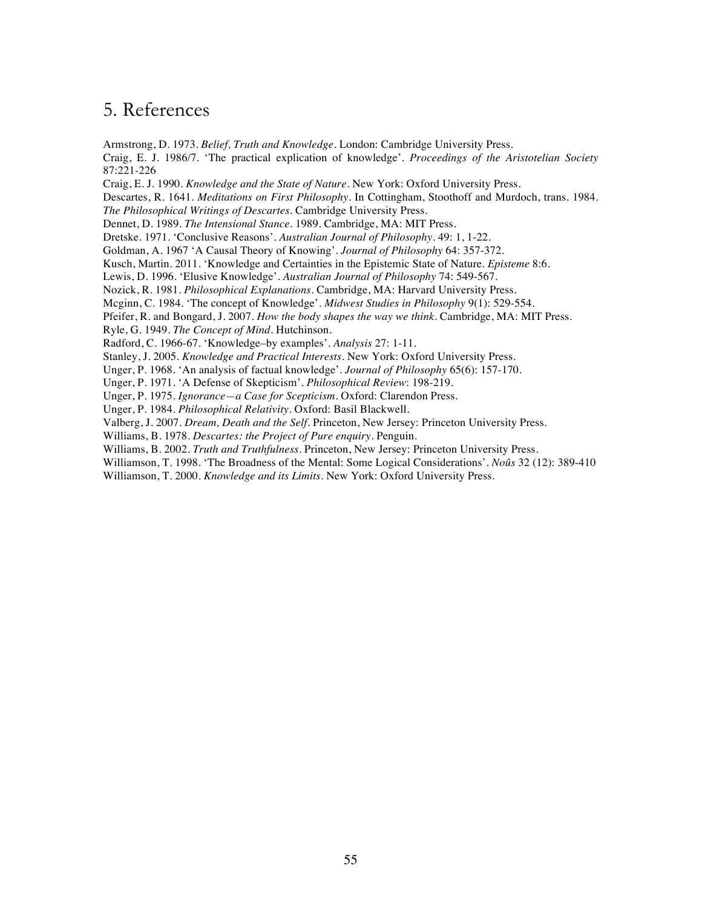## 5. References

Armstrong, D. 1973. *Belief, Truth and Knowledge*. London: Cambridge University Press.

Craig, E. J. 1986/7. 'The practical explication of knowledge'. *Proceedings of the Aristotelian Society* 87:221-226

Craig, E. J. 1990. *Knowledge and the State of Nature*. New York: Oxford University Press.

Descartes, R. 1641. *Meditations on First Philosophy*. In Cottingham, Stoothoff and Murdoch, trans. 1984. *The Philosophical Writings of Descartes*. Cambridge University Press.

Dennet, D. 1989. *The Intensional Stance*. 1989. Cambridge, MA: MIT Press.

Dretske. 1971. 'Conclusive Reasons'. *Australian Journal of Philosophy*. 49: 1, 1-22.

Goldman, A. 1967 'A Causal Theory of Knowing'. *Journal of Philosophy* 64: 357-372.

Kusch, Martin. 2011. 'Knowledge and Certainties in the Epistemic State of Nature. *Episteme* 8:6.

Lewis, D. 1996. 'Elusive Knowledge'. *Australian Journal of Philosophy* 74: 549-567.

Nozick, R. 1981. *Philosophical Explanations*. Cambridge, MA: Harvard University Press.

Mcginn, C. 1984. 'The concept of Knowledge'. *Midwest Studies in Philosophy* 9(1): 529-554.

Pfeifer, R. and Bongard, J. 2007. *How the body shapes the way we think*. Cambridge, MA: MIT Press.

Ryle, G. 1949. *The Concept of Mind*. Hutchinson.

Radford, C. 1966-67. 'Knowledge–by examples'. *Analysis* 27: 1-11.

Stanley, J. 2005. *Knowledge and Practical Interests*. New York: Oxford University Press.

Unger, P. 1968. 'An analysis of factual knowledge'. *Journal of Philosophy* 65(6): 157-170.

Unger, P. 1971. 'A Defense of Skepticism'. *Philosophical Review*: 198-219.

Unger, P. 1975. *Ignorance—a Case for Scepticism*. Oxford: Clarendon Press.

Unger, P. 1984. *Philosophical Relativity*. Oxford: Basil Blackwell.

Valberg, J. 2007. *Dream, Death and the Self*. Princeton, New Jersey: Princeton University Press.

Williams, B. 1978. *Descartes: the Project of Pure enquiry*. Penguin.

Williams, B. 2002. *Truth and Truthfulness*. Princeton, New Jersey: Princeton University Press.

Williamson, T. 1998. 'The Broadness of the Mental: Some Logical Considerations'. *Noûs* 32 (12): 389-410

Williamson, T. 2000. *Knowledge and its Limits*. New York: Oxford University Press.